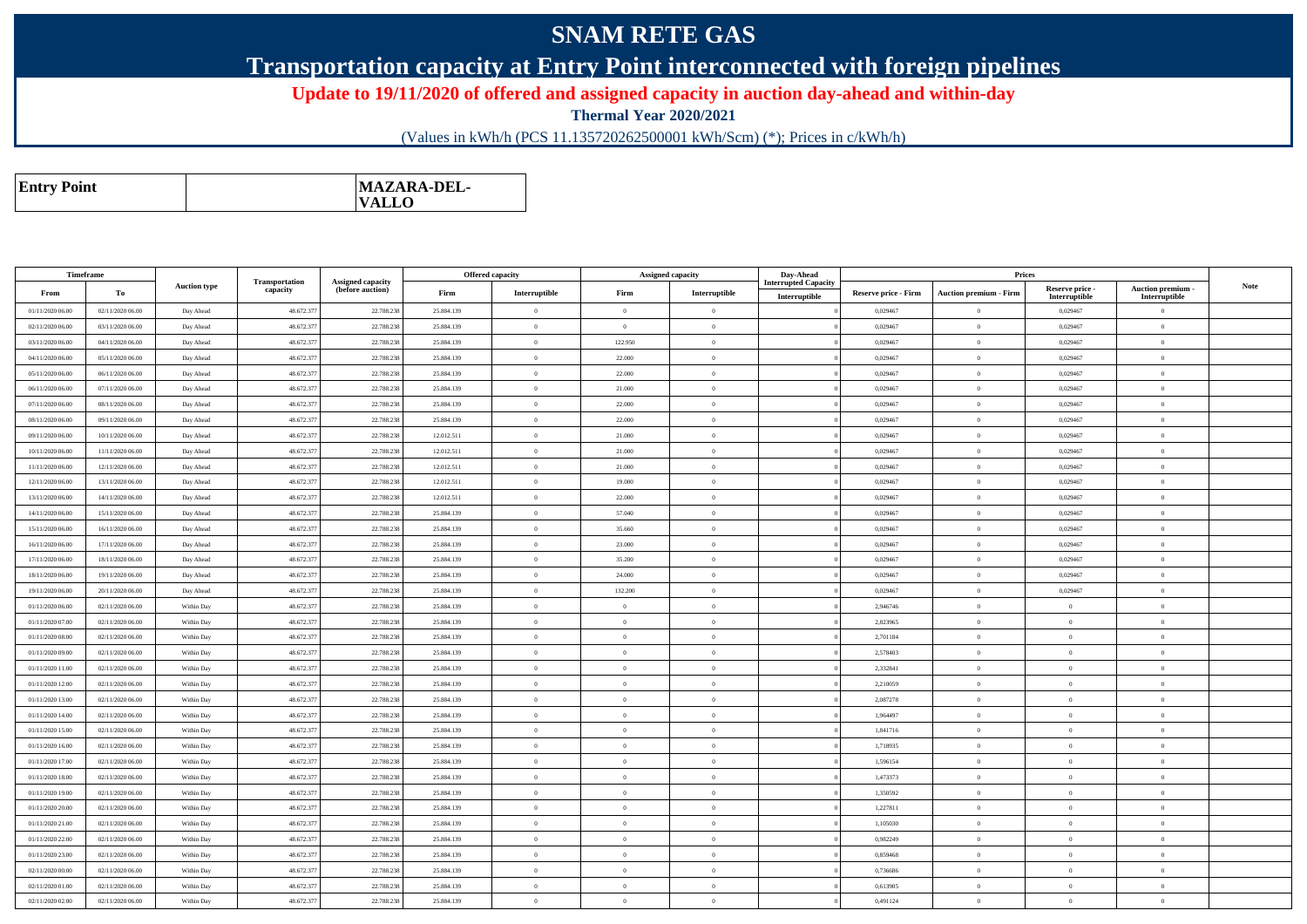# SNAM RETE GAS

## Transportation capacity at Entry Point interconnected with foreign pipelines

**Update to 19/11/2020 of offered and assigned capacity in auction day-ahead and within-day**

**Thermal Year 2020/2021**

(Values in kWh/h (PCS 11.135720262500001 kWh/Scm) (*); Prices in c/kWh/h)

| Entry Point | | MAZARA-DEL-VALLO |
|---|---|---|

| Timeframe | | Auction type | Transportation capacity | Assigned capacity (before auction) | Offered capacity | | Assigned capacity | | Day-Ahead Interrupted Capacity | Prices | | | | Note |
|---|---|---|---|---|---|---|---|---|---|---|---|---|---|---|
| From | To | | | | Firm | Interruptible | Firm | Interruptible | Interruptible | Reserve price - Firm | Auction premium - Firm | Reserve price - Interruptible | Auction premium - Interruptible | |
| 01/11/2020 06.00 | 02/11/2020 06.00 | Day Ahead | 48.672.377 | 22.788.238 | 25.884.139 | 0 | 0 | 0 | 0 | 0,029467 | 0 | 0,029467 | 0 | |
| 02/11/2020 06.00 | 03/11/2020 06.00 | Day Ahead | 48.672.377 | 22.788.238 | 25.884.139 | 0 | 0 | 0 | 0 | 0,029467 | 0 | 0,029467 | 0 | |
| 03/11/2020 06.00 | 04/11/2020 06.00 | Day Ahead | 48.672.377 | 22.788.238 | 25.884.139 | 0 | 122.950 | 0 | 0 | 0,029467 | 0 | 0,029467 | 0 | |
| 04/11/2020 06.00 | 05/11/2020 06.00 | Day Ahead | 48.672.377 | 22.788.238 | 25.884.139 | 0 | 22.000 | 0 | 0 | 0,029467 | 0 | 0,029467 | 0 | |
| 05/11/2020 06.00 | 06/11/2020 06.00 | Day Ahead | 48.672.377 | 22.788.238 | 25.884.139 | 0 | 22.000 | 0 | 0 | 0,029467 | 0 | 0,029467 | 0 | |
| 06/11/2020 06.00 | 07/11/2020 06.00 | Day Ahead | 48.672.377 | 22.788.238 | 25.884.139 | 0 | 21.000 | 0 | 0 | 0,029467 | 0 | 0,029467 | 0 | |
| 07/11/2020 06.00 | 08/11/2020 06.00 | Day Ahead | 48.672.377 | 22.788.238 | 25.884.139 | 0 | 22.000 | 0 | 0 | 0,029467 | 0 | 0,029467 | 0 | |
| 08/11/2020 06.00 | 09/11/2020 06.00 | Day Ahead | 48.672.377 | 22.788.238 | 25.884.139 | 0 | 22.000 | 0 | 0 | 0,029467 | 0 | 0,029467 | 0 | |
| 09/11/2020 06.00 | 10/11/2020 06.00 | Day Ahead | 48.672.377 | 22.788.238 | 12.012.511 | 0 | 21.000 | 0 | 0 | 0,029467 | 0 | 0,029467 | 0 | |
| 10/11/2020 06.00 | 11/11/2020 06.00 | Day Ahead | 48.672.377 | 22.788.238 | 12.012.511 | 0 | 21.000 | 0 | 0 | 0,029467 | 0 | 0,029467 | 0 | |
| 11/11/2020 06.00 | 12/11/2020 06.00 | Day Ahead | 48.672.377 | 22.788.238 | 12.012.511 | 0 | 21.000 | 0 | 0 | 0,029467 | 0 | 0,029467 | 0 | |
| 12/11/2020 06.00 | 13/11/2020 06.00 | Day Ahead | 48.672.377 | 22.788.238 | 12.012.511 | 0 | 19.000 | 0 | 0 | 0,029467 | 0 | 0,029467 | 0 | |
| 13/11/2020 06.00 | 14/11/2020 06.00 | Day Ahead | 48.672.377 | 22.788.238 | 12.012.511 | 0 | 22.000 | 0 | 0 | 0,029467 | 0 | 0,029467 | 0 | |
| 14/11/2020 06.00 | 15/11/2020 06.00 | Day Ahead | 48.672.377 | 22.788.238 | 25.884.139 | 0 | 57.040 | 0 | 0 | 0,029467 | 0 | 0,029467 | 0 | |
| 15/11/2020 06.00 | 16/11/2020 06.00 | Day Ahead | 48.672.377 | 22.788.238 | 25.884.139 | 0 | 35.660 | 0 | 0 | 0,029467 | 0 | 0,029467 | 0 | |
| 16/11/2020 06.00 | 17/11/2020 06.00 | Day Ahead | 48.672.377 | 22.788.238 | 25.884.139 | 0 | 23.000 | 0 | 0 | 0,029467 | 0 | 0,029467 | 0 | |
| 17/11/2020 06.00 | 18/11/2020 06.00 | Day Ahead | 48.672.377 | 22.788.238 | 25.884.139 | 0 | 35.200 | 0 | 0 | 0,029467 | 0 | 0,029467 | 0 | |
| 18/11/2020 06.00 | 19/11/2020 06.00 | Day Ahead | 48.672.377 | 22.788.238 | 25.884.139 | 0 | 24.000 | 0 | 0 | 0,029467 | 0 | 0,029467 | 0 | |
| 19/11/2020 06.00 | 20/11/2020 06.00 | Day Ahead | 48.672.377 | 22.788.238 | 25.884.139 | 0 | 132.200 | 0 | 0 | 0,029467 | 0 | 0,029467 | 0 | |
| 01/11/2020 06.00 | 02/11/2020 06.00 | Within Day | 48.672.377 | 22.788.238 | 25.884.139 | 0 | 0 | 0 | 0 | 2,946746 | 0 | 0 | 0 | |
| 01/11/2020 07.00 | 02/11/2020 06.00 | Within Day | 48.672.377 | 22.788.238 | 25.884.139 | 0 | 0 | 0 | 0 | 2,823965 | 0 | 0 | 0 | |
| 01/11/2020 08.00 | 02/11/2020 06.00 | Within Day | 48.672.377 | 22.788.238 | 25.884.139 | 0 | 0 | 0 | 0 | 2,701184 | 0 | 0 | 0 | |
| 01/11/2020 09.00 | 02/11/2020 06.00 | Within Day | 48.672.377 | 22.788.238 | 25.884.139 | 0 | 0 | 0 | 0 | 2,578403 | 0 | 0 | 0 | |
| 01/11/2020 11.00 | 02/11/2020 06.00 | Within Day | 48.672.377 | 22.788.238 | 25.884.139 | 0 | 0 | 0 | 0 | 2,332841 | 0 | 0 | 0 | |
| 01/11/2020 12.00 | 02/11/2020 06.00 | Within Day | 48.672.377 | 22.788.238 | 25.884.139 | 0 | 0 | 0 | 0 | 2,210059 | 0 | 0 | 0 | |
| 01/11/2020 13.00 | 02/11/2020 06.00 | Within Day | 48.672.377 | 22.788.238 | 25.884.139 | 0 | 0 | 0 | 0 | 2,087278 | 0 | 0 | 0 | |
| 01/11/2020 14.00 | 02/11/2020 06.00 | Within Day | 48.672.377 | 22.788.238 | 25.884.139 | 0 | 0 | 0 | 0 | 1,964497 | 0 | 0 | 0 | |
| 01/11/2020 15.00 | 02/11/2020 06.00 | Within Day | 48.672.377 | 22.788.238 | 25.884.139 | 0 | 0 | 0 | 0 | 1,841716 | 0 | 0 | 0 | |
| 01/11/2020 16.00 | 02/11/2020 06.00 | Within Day | 48.672.377 | 22.788.238 | 25.884.139 | 0 | 0 | 0 | 0 | 1,718935 | 0 | 0 | 0 | |
| 01/11/2020 17.00 | 02/11/2020 06.00 | Within Day | 48.672.377 | 22.788.238 | 25.884.139 | 0 | 0 | 0 | 0 | 1,596154 | 0 | 0 | 0 | |
| 01/11/2020 18.00 | 02/11/2020 06.00 | Within Day | 48.672.377 | 22.788.238 | 25.884.139 | 0 | 0 | 0 | 0 | 1,473373 | 0 | 0 | 0 | |
| 01/11/2020 19.00 | 02/11/2020 06.00 | Within Day | 48.672.377 | 22.788.238 | 25.884.139 | 0 | 0 | 0 | 0 | 1,350592 | 0 | 0 | 0 | |
| 01/11/2020 20.00 | 02/11/2020 06.00 | Within Day | 48.672.377 | 22.788.238 | 25.884.139 | 0 | 0 | 0 | 0 | 1,227811 | 0 | 0 | 0 | |
| 01/11/2020 21.00 | 02/11/2020 06.00 | Within Day | 48.672.377 | 22.788.238 | 25.884.139 | 0 | 0 | 0 | 0 | 1,105030 | 0 | 0 | 0 | |
| 01/11/2020 22.00 | 02/11/2020 06.00 | Within Day | 48.672.377 | 22.788.238 | 25.884.139 | 0 | 0 | 0 | 0 | 0,982249 | 0 | 0 | 0 | |
| 01/11/2020 23.00 | 02/11/2020 06.00 | Within Day | 48.672.377 | 22.788.238 | 25.884.139 | 0 | 0 | 0 | 0 | 0,859468 | 0 | 0 | 0 | |
| 02/11/2020 00.00 | 02/11/2020 06.00 | Within Day | 48.672.377 | 22.788.238 | 25.884.139 | 0 | 0 | 0 | 0 | 0,736686 | 0 | 0 | 0 | |
| 02/11/2020 01.00 | 02/11/2020 06.00 | Within Day | 48.672.377 | 22.788.238 | 25.884.139 | 0 | 0 | 0 | 0 | 0,613905 | 0 | 0 | 0 | |
| 02/11/2020 02.00 | 02/11/2020 06.00 | Within Day | 48.672.377 | 22.788.238 | 25.884.139 | 0 | 0 | 0 | 0 | 0,491124 | 0 | 0 | 0 | |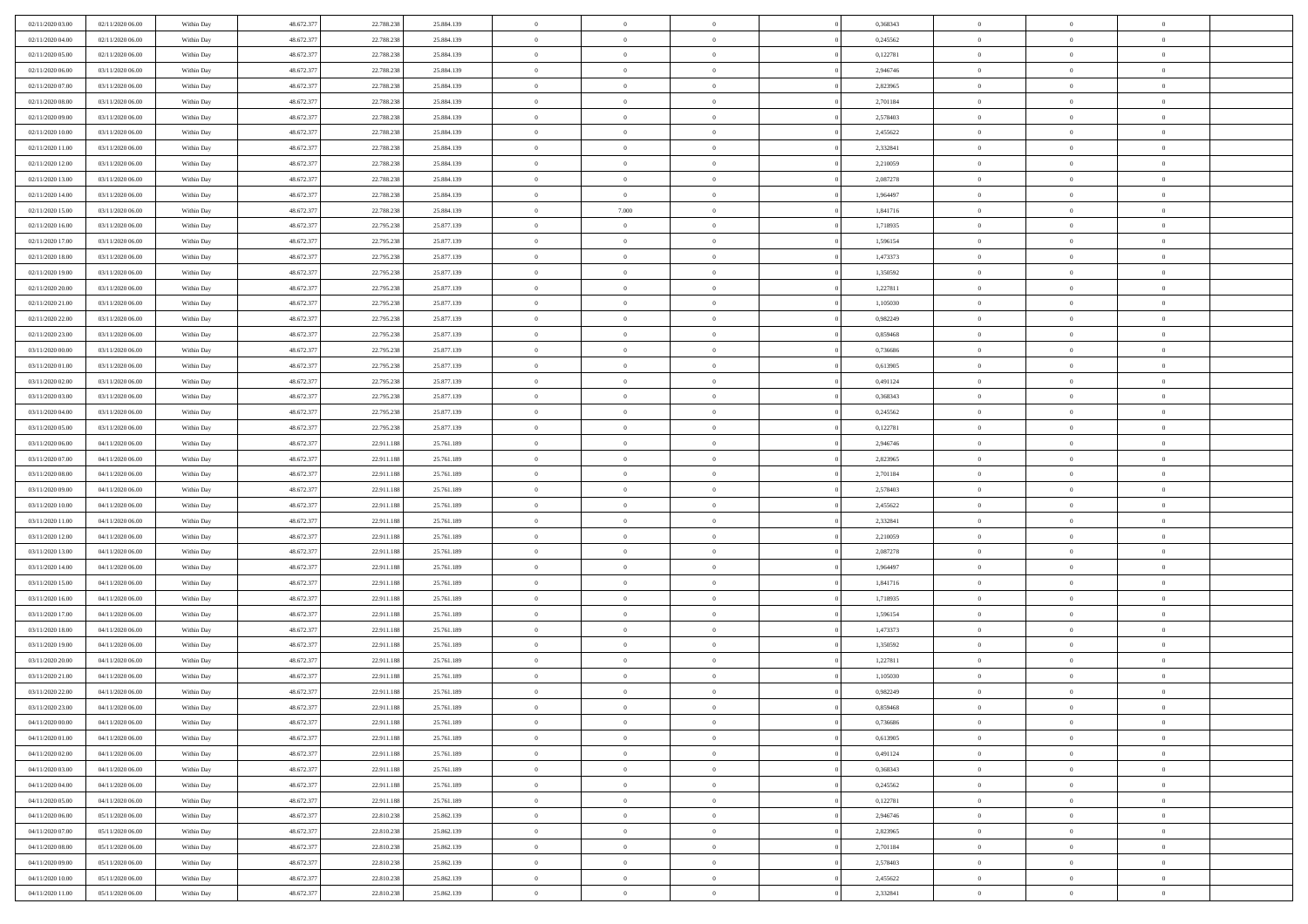| | | | | | | | | | | | | | | |
|---|---|---|---|---|---|---|---|---|---|---|---|---|---|---|
| 02/11/2020 03:00 | 02/11/2020 06:00 | Within Day | 48.672.377 | 22.788.238 | 25.884.139 | 0 | 0 | 0 | | 0,368343 | 0 | 0 | 0 | |
| 02/11/2020 04:00 | 02/11/2020 06:00 | Within Day | 48.672.377 | 22.788.238 | 25.884.139 | 0 | 0 | 0 | | 0,245562 | 0 | 0 | 0 | |
| 02/11/2020 05:00 | 02/11/2020 06:00 | Within Day | 48.672.377 | 22.788.238 | 25.884.139 | 0 | 0 | 0 | | 0,122781 | 0 | 0 | 0 | |
| 02/11/2020 06:00 | 03/11/2020 06:00 | Within Day | 48.672.377 | 22.788.238 | 25.884.139 | 0 | 0 | 0 | | 2,946746 | 0 | 0 | 0 | |
| 02/11/2020 07:00 | 03/11/2020 06:00 | Within Day | 48.672.377 | 22.788.238 | 25.884.139 | 0 | 0 | 0 | | 2,823965 | 0 | 0 | 0 | |
| 02/11/2020 08:00 | 03/11/2020 06:00 | Within Day | 48.672.377 | 22.788.238 | 25.884.139 | 0 | 0 | 0 | | 2,701184 | 0 | 0 | 0 | |
| 02/11/2020 09:00 | 03/11/2020 06:00 | Within Day | 48.672.377 | 22.788.238 | 25.884.139 | 0 | 0 | 0 | | 2,578403 | 0 | 0 | 0 | |
| 02/11/2020 10:00 | 03/11/2020 06:00 | Within Day | 48.672.377 | 22.788.238 | 25.884.139 | 0 | 0 | 0 | | 2,455622 | 0 | 0 | 0 | |
| 02/11/2020 11:00 | 03/11/2020 06:00 | Within Day | 48.672.377 | 22.788.238 | 25.884.139 | 0 | 0 | 0 | | 2,332841 | 0 | 0 | 0 | |
| 02/11/2020 12:00 | 03/11/2020 06:00 | Within Day | 48.672.377 | 22.788.238 | 25.884.139 | 0 | 0 | 0 | | 2,210059 | 0 | 0 | 0 | |
| 02/11/2020 13:00 | 03/11/2020 06:00 | Within Day | 48.672.377 | 22.788.238 | 25.884.139 | 0 | 0 | 0 | | 2,087278 | 0 | 0 | 0 | |
| 02/11/2020 14:00 | 03/11/2020 06:00 | Within Day | 48.672.377 | 22.788.238 | 25.884.139 | 0 | 0 | 0 | | 1,964497 | 0 | 0 | 0 | |
| 02/11/2020 15:00 | 03/11/2020 06:00 | Within Day | 48.672.377 | 22.788.238 | 25.884.139 | 0 | 7.000 | 0 | | 1,841716 | 0 | 0 | 0 | |
| 02/11/2020 16:00 | 03/11/2020 06:00 | Within Day | 48.672.377 | 22.795.238 | 25.877.139 | 0 | 0 | 0 | | 1,718935 | 0 | 0 | 0 | |
| 02/11/2020 17:00 | 03/11/2020 06:00 | Within Day | 48.672.377 | 22.795.238 | 25.877.139 | 0 | 0 | 0 | | 1,596154 | 0 | 0 | 0 | |
| 02/11/2020 18:00 | 03/11/2020 06:00 | Within Day | 48.672.377 | 22.795.238 | 25.877.139 | 0 | 0 | 0 | | 1,473373 | 0 | 0 | 0 | |
| 02/11/2020 19:00 | 03/11/2020 06:00 | Within Day | 48.672.377 | 22.795.238 | 25.877.139 | 0 | 0 | 0 | | 1,350592 | 0 | 0 | 0 | |
| 02/11/2020 20:00 | 03/11/2020 06:00 | Within Day | 48.672.377 | 22.795.238 | 25.877.139 | 0 | 0 | 0 | | 1,227811 | 0 | 0 | 0 | |
| 02/11/2020 21:00 | 03/11/2020 06:00 | Within Day | 48.672.377 | 22.795.238 | 25.877.139 | 0 | 0 | 0 | | 1,105030 | 0 | 0 | 0 | |
| 02/11/2020 22:00 | 03/11/2020 06:00 | Within Day | 48.672.377 | 22.795.238 | 25.877.139 | 0 | 0 | 0 | | 0,982249 | 0 | 0 | 0 | |
| 02/11/2020 23:00 | 03/11/2020 06:00 | Within Day | 48.672.377 | 22.795.238 | 25.877.139 | 0 | 0 | 0 | | 0,859468 | 0 | 0 | 0 | |
| 03/11/2020 00:00 | 03/11/2020 06:00 | Within Day | 48.672.377 | 22.795.238 | 25.877.139 | 0 | 0 | 0 | | 0,736686 | 0 | 0 | 0 | |
| 03/11/2020 01:00 | 03/11/2020 06:00 | Within Day | 48.672.377 | 22.795.238 | 25.877.139 | 0 | 0 | 0 | | 0,613905 | 0 | 0 | 0 | |
| 03/11/2020 02:00 | 03/11/2020 06:00 | Within Day | 48.672.377 | 22.795.238 | 25.877.139 | 0 | 0 | 0 | | 0,491124 | 0 | 0 | 0 | |
| 03/11/2020 03:00 | 03/11/2020 06:00 | Within Day | 48.672.377 | 22.795.238 | 25.877.139 | 0 | 0 | 0 | | 0,368343 | 0 | 0 | 0 | |
| 03/11/2020 04:00 | 03/11/2020 06:00 | Within Day | 48.672.377 | 22.795.238 | 25.877.139 | 0 | 0 | 0 | | 0,245562 | 0 | 0 | 0 | |
| 03/11/2020 05:00 | 03/11/2020 06:00 | Within Day | 48.672.377 | 22.795.238 | 25.877.139 | 0 | 0 | 0 | | 0,122781 | 0 | 0 | 0 | |
| 03/11/2020 06:00 | 04/11/2020 06:00 | Within Day | 48.672.377 | 22.911.188 | 25.761.189 | 0 | 0 | 0 | | 2,946746 | 0 | 0 | 0 | |
| 03/11/2020 07:00 | 04/11/2020 06:00 | Within Day | 48.672.377 | 22.911.188 | 25.761.189 | 0 | 0 | 0 | | 2,823965 | 0 | 0 | 0 | |
| 03/11/2020 08:00 | 04/11/2020 06:00 | Within Day | 48.672.377 | 22.911.188 | 25.761.189 | 0 | 0 | 0 | | 2,701184 | 0 | 0 | 0 | |
| 03/11/2020 09:00 | 04/11/2020 06:00 | Within Day | 48.672.377 | 22.911.188 | 25.761.189 | 0 | 0 | 0 | | 2,578403 | 0 | 0 | 0 | |
| 03/11/2020 10:00 | 04/11/2020 06:00 | Within Day | 48.672.377 | 22.911.188 | 25.761.189 | 0 | 0 | 0 | | 2,455622 | 0 | 0 | 0 | |
| 03/11/2020 11:00 | 04/11/2020 06:00 | Within Day | 48.672.377 | 22.911.188 | 25.761.189 | 0 | 0 | 0 | | 2,332841 | 0 | 0 | 0 | |
| 03/11/2020 12:00 | 04/11/2020 06:00 | Within Day | 48.672.377 | 22.911.188 | 25.761.189 | 0 | 0 | 0 | | 2,210059 | 0 | 0 | 0 | |
| 03/11/2020 13:00 | 04/11/2020 06:00 | Within Day | 48.672.377 | 22.911.188 | 25.761.189 | 0 | 0 | 0 | | 2,087278 | 0 | 0 | 0 | |
| 03/11/2020 14:00 | 04/11/2020 06:00 | Within Day | 48.672.377 | 22.911.188 | 25.761.189 | 0 | 0 | 0 | | 1,964497 | 0 | 0 | 0 | |
| 03/11/2020 15:00 | 04/11/2020 06:00 | Within Day | 48.672.377 | 22.911.188 | 25.761.189 | 0 | 0 | 0 | | 1,841716 | 0 | 0 | 0 | |
| 03/11/2020 16:00 | 04/11/2020 06:00 | Within Day | 48.672.377 | 22.911.188 | 25.761.189 | 0 | 0 | 0 | | 1,718935 | 0 | 0 | 0 | |
| 03/11/2020 17:00 | 04/11/2020 06:00 | Within Day | 48.672.377 | 22.911.188 | 25.761.189 | 0 | 0 | 0 | | 1,596154 | 0 | 0 | 0 | |
| 03/11/2020 18:00 | 04/11/2020 06:00 | Within Day | 48.672.377 | 22.911.188 | 25.761.189 | 0 | 0 | 0 | | 1,473373 | 0 | 0 | 0 | |
| 03/11/2020 19:00 | 04/11/2020 06:00 | Within Day | 48.672.377 | 22.911.188 | 25.761.189 | 0 | 0 | 0 | | 1,350592 | 0 | 0 | 0 | |
| 03/11/2020 20:00 | 04/11/2020 06:00 | Within Day | 48.672.377 | 22.911.188 | 25.761.189 | 0 | 0 | 0 | | 1,227811 | 0 | 0 | 0 | |
| 03/11/2020 21:00 | 04/11/2020 06:00 | Within Day | 48.672.377 | 22.911.188 | 25.761.189 | 0 | 0 | 0 | | 1,105030 | 0 | 0 | 0 | |
| 03/11/2020 22:00 | 04/11/2020 06:00 | Within Day | 48.672.377 | 22.911.188 | 25.761.189 | 0 | 0 | 0 | | 0,982249 | 0 | 0 | 0 | |
| 03/11/2020 23:00 | 04/11/2020 06:00 | Within Day | 48.672.377 | 22.911.188 | 25.761.189 | 0 | 0 | 0 | | 0,859468 | 0 | 0 | 0 | |
| 04/11/2020 00:00 | 04/11/2020 06:00 | Within Day | 48.672.377 | 22.911.188 | 25.761.189 | 0 | 0 | 0 | | 0,736686 | 0 | 0 | 0 | |
| 04/11/2020 01:00 | 04/11/2020 06:00 | Within Day | 48.672.377 | 22.911.188 | 25.761.189 | 0 | 0 | 0 | | 0,613905 | 0 | 0 | 0 | |
| 04/11/2020 02:00 | 04/11/2020 06:00 | Within Day | 48.672.377 | 22.911.188 | 25.761.189 | 0 | 0 | 0 | | 0,491124 | 0 | 0 | 0 | |
| 04/11/2020 03:00 | 04/11/2020 06:00 | Within Day | 48.672.377 | 22.911.188 | 25.761.189 | 0 | 0 | 0 | | 0,368343 | 0 | 0 | 0 | |
| 04/11/2020 04:00 | 04/11/2020 06:00 | Within Day | 48.672.377 | 22.911.188 | 25.761.189 | 0 | 0 | 0 | | 0,245562 | 0 | 0 | 0 | |
| 04/11/2020 05:00 | 04/11/2020 06:00 | Within Day | 48.672.377 | 22.911.188 | 25.761.189 | 0 | 0 | 0 | | 0,122781 | 0 | 0 | 0 | |
| 04/11/2020 06:00 | 05/11/2020 06:00 | Within Day | 48.672.377 | 22.810.238 | 25.862.139 | 0 | 0 | 0 | | 2,946746 | 0 | 0 | 0 | |
| 04/11/2020 07:00 | 05/11/2020 06:00 | Within Day | 48.672.377 | 22.810.238 | 25.862.139 | 0 | 0 | 0 | | 2,823965 | 0 | 0 | 0 | |
| 04/11/2020 08:00 | 05/11/2020 06:00 | Within Day | 48.672.377 | 22.810.238 | 25.862.139 | 0 | 0 | 0 | | 2,701184 | 0 | 0 | 0 | |
| 04/11/2020 09:00 | 05/11/2020 06:00 | Within Day | 48.672.377 | 22.810.238 | 25.862.139 | 0 | 0 | 0 | | 2,578403 | 0 | 0 | 0 | |
| 04/11/2020 10:00 | 05/11/2020 06:00 | Within Day | 48.672.377 | 22.810.238 | 25.862.139 | 0 | 0 | 0 | | 2,455622 | 0 | 0 | 0 | |
| 04/11/2020 11:00 | 05/11/2020 06:00 | Within Day | 48.672.377 | 22.810.238 | 25.862.139 | 0 | 0 | 0 | | 2,332841 | 0 | 0 | 0 | |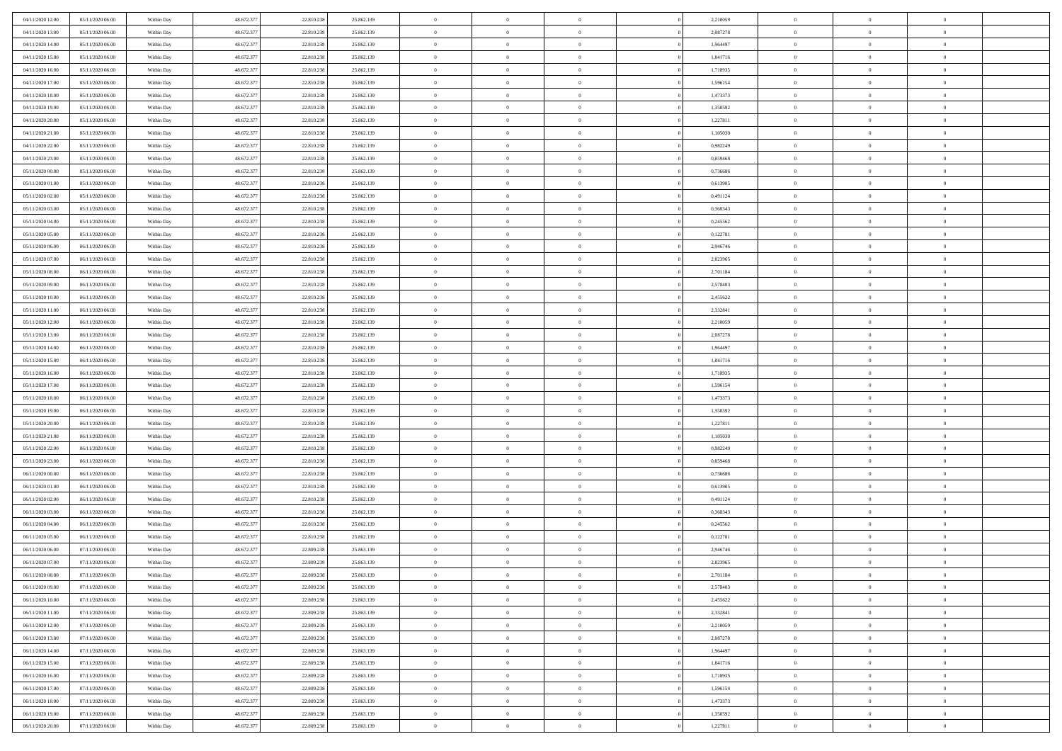| | | | | | | | | | | | | | | |
|---|---|---|---|---|---|---|---|---|---|---|---|---|---|---|
| 04/11/2020 12.00 | 05/11/2020 06.00 | Within Day | 48.672.377 | 22.810.238 | 25.862.139 | 0 | 0 | 0 | | 2,210059 | 0 | 0 | 0 | |
| 04/11/2020 13.00 | 05/11/2020 06.00 | Within Day | 48.672.377 | 22.810.238 | 25.862.139 | 0 | 0 | 0 | | 2,087278 | 0 | 0 | 0 | |
| 04/11/2020 14.00 | 05/11/2020 06.00 | Within Day | 48.672.377 | 22.810.238 | 25.862.139 | 0 | 0 | 0 | | 1,964497 | 0 | 0 | 0 | |
| 04/11/2020 15.00 | 05/11/2020 06.00 | Within Day | 48.672.377 | 22.810.238 | 25.862.139 | 0 | 0 | 0 | | 1,841716 | 0 | 0 | 0 | |
| 04/11/2020 16.00 | 05/11/2020 06.00 | Within Day | 48.672.377 | 22.810.238 | 25.862.139 | 0 | 0 | 0 | | 1,718935 | 0 | 0 | 0 | |
| 04/11/2020 17.00 | 05/11/2020 06.00 | Within Day | 48.672.377 | 22.810.238 | 25.862.139 | 0 | 0 | 0 | | 1,596154 | 0 | 0 | 0 | |
| 04/11/2020 18.00 | 05/11/2020 06.00 | Within Day | 48.672.377 | 22.810.238 | 25.862.139 | 0 | 0 | 0 | | 1,473373 | 0 | 0 | 0 | |
| 04/11/2020 19.00 | 05/11/2020 06.00 | Within Day | 48.672.377 | 22.810.238 | 25.862.139 | 0 | 0 | 0 | | 1,350592 | 0 | 0 | 0 | |
| 04/11/2020 20.00 | 05/11/2020 06.00 | Within Day | 48.672.377 | 22.810.238 | 25.862.139 | 0 | 0 | 0 | | 1,227811 | 0 | 0 | 0 | |
| 04/11/2020 21.00 | 05/11/2020 06.00 | Within Day | 48.672.377 | 22.810.238 | 25.862.139 | 0 | 0 | 0 | | 1,105030 | 0 | 0 | 0 | |
| 04/11/2020 22.00 | 05/11/2020 06.00 | Within Day | 48.672.377 | 22.810.238 | 25.862.139 | 0 | 0 | 0 | | 0,982249 | 0 | 0 | 0 | |
| 04/11/2020 23.00 | 05/11/2020 06.00 | Within Day | 48.672.377 | 22.810.238 | 25.862.139 | 0 | 0 | 0 | | 0,859468 | 0 | 0 | 0 | |
| 05/11/2020 00.00 | 05/11/2020 06.00 | Within Day | 48.672.377 | 22.810.238 | 25.862.139 | 0 | 0 | 0 | | 0,736686 | 0 | 0 | 0 | |
| 05/11/2020 01.00 | 05/11/2020 06.00 | Within Day | 48.672.377 | 22.810.238 | 25.862.139 | 0 | 0 | 0 | | 0,613905 | 0 | 0 | 0 | |
| 05/11/2020 02.00 | 05/11/2020 06.00 | Within Day | 48.672.377 | 22.810.238 | 25.862.139 | 0 | 0 | 0 | | 0,491124 | 0 | 0 | 0 | |
| 05/11/2020 03.00 | 05/11/2020 06.00 | Within Day | 48.672.377 | 22.810.238 | 25.862.139 | 0 | 0 | 0 | | 0,368343 | 0 | 0 | 0 | |
| 05/11/2020 04.00 | 05/11/2020 06.00 | Within Day | 48.672.377 | 22.810.238 | 25.862.139 | 0 | 0 | 0 | | 0,245562 | 0 | 0 | 0 | |
| 05/11/2020 05.00 | 05/11/2020 06.00 | Within Day | 48.672.377 | 22.810.238 | 25.862.139 | 0 | 0 | 0 | | 0,122781 | 0 | 0 | 0 | |
| 05/11/2020 06.00 | 06/11/2020 06.00 | Within Day | 48.672.377 | 22.810.238 | 25.862.139 | 0 | 0 | 0 | | 2,946746 | 0 | 0 | 0 | |
| 05/11/2020 07.00 | 06/11/2020 06.00 | Within Day | 48.672.377 | 22.810.238 | 25.862.139 | 0 | 0 | 0 | | 2,823965 | 0 | 0 | 0 | |
| 05/11/2020 08.00 | 06/11/2020 06.00 | Within Day | 48.672.377 | 22.810.238 | 25.862.139 | 0 | 0 | 0 | | 2,701184 | 0 | 0 | 0 | |
| 05/11/2020 09.00 | 06/11/2020 06.00 | Within Day | 48.672.377 | 22.810.238 | 25.862.139 | 0 | 0 | 0 | | 2,578403 | 0 | 0 | 0 | |
| 05/11/2020 10.00 | 06/11/2020 06.00 | Within Day | 48.672.377 | 22.810.238 | 25.862.139 | 0 | 0 | 0 | | 2,455622 | 0 | 0 | 0 | |
| 05/11/2020 11.00 | 06/11/2020 06.00 | Within Day | 48.672.377 | 22.810.238 | 25.862.139 | 0 | 0 | 0 | | 2,332841 | 0 | 0 | 0 | |
| 05/11/2020 12.00 | 06/11/2020 06.00 | Within Day | 48.672.377 | 22.810.238 | 25.862.139 | 0 | 0 | 0 | | 2,210059 | 0 | 0 | 0 | |
| 05/11/2020 13.00 | 06/11/2020 06.00 | Within Day | 48.672.377 | 22.810.238 | 25.862.139 | 0 | 0 | 0 | | 2,087278 | 0 | 0 | 0 | |
| 05/11/2020 14.00 | 06/11/2020 06.00 | Within Day | 48.672.377 | 22.810.238 | 25.862.139 | 0 | 0 | 0 | | 1,964497 | 0 | 0 | 0 | |
| 05/11/2020 15.00 | 06/11/2020 06.00 | Within Day | 48.672.377 | 22.810.238 | 25.862.139 | 0 | 0 | 0 | | 1,841716 | 0 | 0 | 0 | |
| 05/11/2020 16.00 | 06/11/2020 06.00 | Within Day | 48.672.377 | 22.810.238 | 25.862.139 | 0 | 0 | 0 | | 1,718935 | 0 | 0 | 0 | |
| 05/11/2020 17.00 | 06/11/2020 06.00 | Within Day | 48.672.377 | 22.810.238 | 25.862.139 | 0 | 0 | 0 | | 1,596154 | 0 | 0 | 0 | |
| 05/11/2020 18.00 | 06/11/2020 06.00 | Within Day | 48.672.377 | 22.810.238 | 25.862.139 | 0 | 0 | 0 | | 1,473373 | 0 | 0 | 0 | |
| 05/11/2020 19.00 | 06/11/2020 06.00 | Within Day | 48.672.377 | 22.810.238 | 25.862.139 | 0 | 0 | 0 | | 1,350592 | 0 | 0 | 0 | |
| 05/11/2020 20.00 | 06/11/2020 06.00 | Within Day | 48.672.377 | 22.810.238 | 25.862.139 | 0 | 0 | 0 | | 1,227811 | 0 | 0 | 0 | |
| 05/11/2020 21.00 | 06/11/2020 06.00 | Within Day | 48.672.377 | 22.810.238 | 25.862.139 | 0 | 0 | 0 | | 1,105030 | 0 | 0 | 0 | |
| 05/11/2020 22.00 | 06/11/2020 06.00 | Within Day | 48.672.377 | 22.810.238 | 25.862.139 | 0 | 0 | 0 | | 0,982249 | 0 | 0 | 0 | |
| 05/11/2020 23.00 | 06/11/2020 06.00 | Within Day | 48.672.377 | 22.810.238 | 25.862.139 | 0 | 0 | 0 | | 0,859468 | 0 | 0 | 0 | |
| 06/11/2020 00.00 | 06/11/2020 06.00 | Within Day | 48.672.377 | 22.810.238 | 25.862.139 | 0 | 0 | 0 | | 0,736686 | 0 | 0 | 0 | |
| 06/11/2020 01.00 | 06/11/2020 06.00 | Within Day | 48.672.377 | 22.810.238 | 25.862.139 | 0 | 0 | 0 | | 0,613905 | 0 | 0 | 0 | |
| 06/11/2020 02.00 | 06/11/2020 06.00 | Within Day | 48.672.377 | 22.810.238 | 25.862.139 | 0 | 0 | 0 | | 0,491124 | 0 | 0 | 0 | |
| 06/11/2020 03.00 | 06/11/2020 06.00 | Within Day | 48.672.377 | 22.810.238 | 25.862.139 | 0 | 0 | 0 | | 0,368343 | 0 | 0 | 0 | |
| 06/11/2020 04.00 | 06/11/2020 06.00 | Within Day | 48.672.377 | 22.810.238 | 25.862.139 | 0 | 0 | 0 | | 0,245562 | 0 | 0 | 0 | |
| 06/11/2020 05.00 | 06/11/2020 06.00 | Within Day | 48.672.377 | 22.810.238 | 25.862.139 | 0 | 0 | 0 | | 0,122781 | 0 | 0 | 0 | |
| 06/11/2020 06.00 | 07/11/2020 06.00 | Within Day | 48.672.377 | 22.809.238 | 25.863.139 | 0 | 0 | 0 | | 2,946746 | 0 | 0 | 0 | |
| 06/11/2020 07.00 | 07/11/2020 06.00 | Within Day | 48.672.377 | 22.809.238 | 25.863.139 | 0 | 0 | 0 | | 2,823965 | 0 | 0 | 0 | |
| 06/11/2020 08.00 | 07/11/2020 06.00 | Within Day | 48.672.377 | 22.809.238 | 25.863.139 | 0 | 0 | 0 | | 2,701184 | 0 | 0 | 0 | |
| 06/11/2020 09.00 | 07/11/2020 06.00 | Within Day | 48.672.377 | 22.809.238 | 25.863.139 | 0 | 0 | 0 | | 2,578403 | 0 | 0 | 0 | |
| 06/11/2020 10.00 | 07/11/2020 06.00 | Within Day | 48.672.377 | 22.809.238 | 25.863.139 | 0 | 0 | 0 | | 2,455622 | 0 | 0 | 0 | |
| 06/11/2020 11.00 | 07/11/2020 06.00 | Within Day | 48.672.377 | 22.809.238 | 25.863.139 | 0 | 0 | 0 | | 2,332841 | 0 | 0 | 0 | |
| 06/11/2020 12.00 | 07/11/2020 06.00 | Within Day | 48.672.377 | 22.809.238 | 25.863.139 | 0 | 0 | 0 | | 2,210059 | 0 | 0 | 0 | |
| 06/11/2020 13.00 | 07/11/2020 06.00 | Within Day | 48.672.377 | 22.809.238 | 25.863.139 | 0 | 0 | 0 | | 2,087278 | 0 | 0 | 0 | |
| 06/11/2020 14.00 | 07/11/2020 06.00 | Within Day | 48.672.377 | 22.809.238 | 25.863.139 | 0 | 0 | 0 | | 1,964497 | 0 | 0 | 0 | |
| 06/11/2020 15.00 | 07/11/2020 06.00 | Within Day | 48.672.377 | 22.809.238 | 25.863.139 | 0 | 0 | 0 | | 1,841716 | 0 | 0 | 0 | |
| 06/11/2020 16.00 | 07/11/2020 06.00 | Within Day | 48.672.377 | 22.809.238 | 25.863.139 | 0 | 0 | 0 | | 1,718935 | 0 | 0 | 0 | |
| 06/11/2020 17.00 | 07/11/2020 06.00 | Within Day | 48.672.377 | 22.809.238 | 25.863.139 | 0 | 0 | 0 | | 1,596154 | 0 | 0 | 0 | |
| 06/11/2020 18.00 | 07/11/2020 06.00 | Within Day | 48.672.377 | 22.809.238 | 25.863.139 | 0 | 0 | 0 | | 1,473373 | 0 | 0 | 0 | |
| 06/11/2020 19.00 | 07/11/2020 06.00 | Within Day | 48.672.377 | 22.809.238 | 25.863.139 | 0 | 0 | 0 | | 1,350592 | 0 | 0 | 0 | |
| 06/11/2020 20.00 | 07/11/2020 06.00 | Within Day | 48.672.377 | 22.809.238 | 25.863.139 | 0 | 0 | 0 | | 1,227811 | 0 | 0 | 0 | |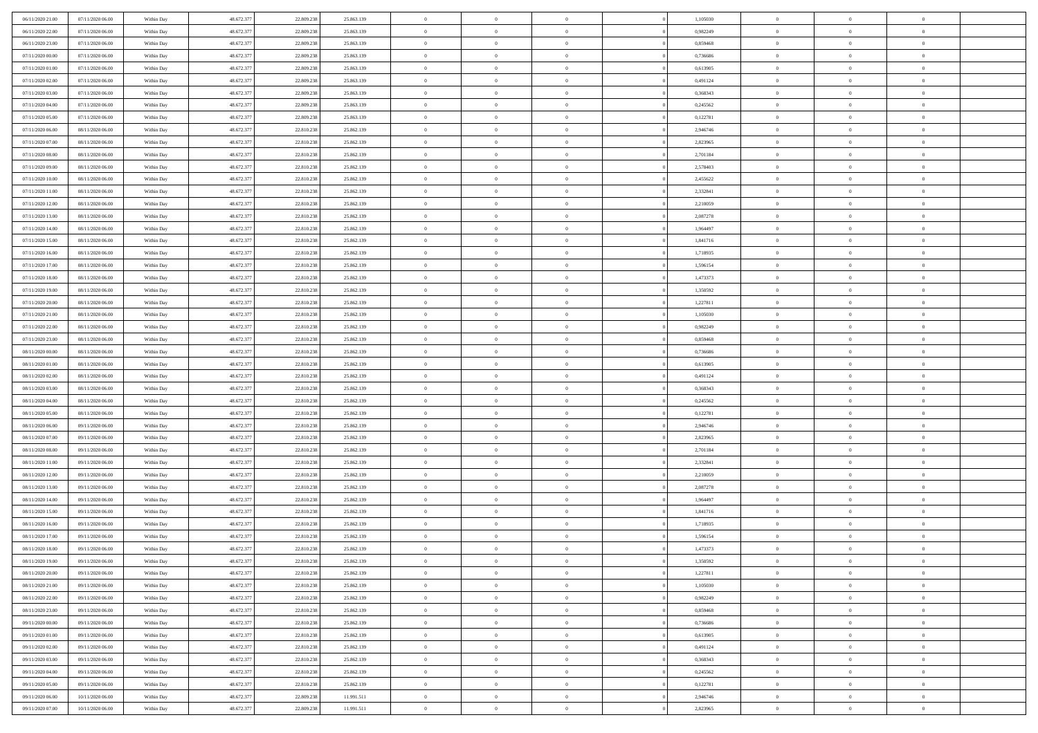| | | | | | | | | | | | | | | |
|---|---|---|---|---|---|---|---|---|---|---|---|---|---|---|
| 06/11/2020 21.00 | 07/11/2020 06.00 | Within Day | 48.672.377 | 22.809.238 | 25.863.139 | 0 | 0 | 0 | | 1,105030 | 0 | 0 | 0 | |
| 06/11/2020 22.00 | 07/11/2020 06.00 | Within Day | 48.672.377 | 22.809.238 | 25.863.139 | 0 | 0 | 0 | | 0,982249 | 0 | 0 | 0 | |
| 06/11/2020 23.00 | 07/11/2020 06.00 | Within Day | 48.672.377 | 22.809.238 | 25.863.139 | 0 | 0 | 0 | | 0,859468 | 0 | 0 | 0 | |
| 07/11/2020 00.00 | 07/11/2020 06.00 | Within Day | 48.672.377 | 22.809.238 | 25.863.139 | 0 | 0 | 0 | | 0,736686 | 0 | 0 | 0 | |
| 07/11/2020 01.00 | 07/11/2020 06.00 | Within Day | 48.672.377 | 22.809.238 | 25.863.139 | 0 | 0 | 0 | | 0,613905 | 0 | 0 | 0 | |
| 07/11/2020 02.00 | 07/11/2020 06.00 | Within Day | 48.672.377 | 22.809.238 | 25.863.139 | 0 | 0 | 0 | | 0,491124 | 0 | 0 | 0 | |
| 07/11/2020 03.00 | 07/11/2020 06.00 | Within Day | 48.672.377 | 22.809.238 | 25.863.139 | 0 | 0 | 0 | | 0,368343 | 0 | 0 | 0 | |
| 07/11/2020 04.00 | 07/11/2020 06.00 | Within Day | 48.672.377 | 22.809.238 | 25.863.139 | 0 | 0 | 0 | | 0,245562 | 0 | 0 | 0 | |
| 07/11/2020 05.00 | 07/11/2020 06.00 | Within Day | 48.672.377 | 22.809.238 | 25.863.139 | 0 | 0 | 0 | | 0,122781 | 0 | 0 | 0 | |
| 07/11/2020 06.00 | 08/11/2020 06.00 | Within Day | 48.672.377 | 22.810.238 | 25.862.139 | 0 | 0 | 0 | | 2,946746 | 0 | 0 | 0 | |
| 07/11/2020 07.00 | 08/11/2020 06.00 | Within Day | 48.672.377 | 22.810.238 | 25.862.139 | 0 | 0 | 0 | | 2,823965 | 0 | 0 | 0 | |
| 07/11/2020 08.00 | 08/11/2020 06.00 | Within Day | 48.672.377 | 22.810.238 | 25.862.139 | 0 | 0 | 0 | | 2,701184 | 0 | 0 | 0 | |
| 07/11/2020 09.00 | 08/11/2020 06.00 | Within Day | 48.672.377 | 22.810.238 | 25.862.139 | 0 | 0 | 0 | | 2,578403 | 0 | 0 | 0 | |
| 07/11/2020 10.00 | 08/11/2020 06.00 | Within Day | 48.672.377 | 22.810.238 | 25.862.139 | 0 | 0 | 0 | | 2,455622 | 0 | 0 | 0 | |
| 07/11/2020 11.00 | 08/11/2020 06.00 | Within Day | 48.672.377 | 22.810.238 | 25.862.139 | 0 | 0 | 0 | | 2,332841 | 0 | 0 | 0 | |
| 07/11/2020 12.00 | 08/11/2020 06.00 | Within Day | 48.672.377 | 22.810.238 | 25.862.139 | 0 | 0 | 0 | | 2,210059 | 0 | 0 | 0 | |
| 07/11/2020 13.00 | 08/11/2020 06.00 | Within Day | 48.672.377 | 22.810.238 | 25.862.139 | 0 | 0 | 0 | | 2,087278 | 0 | 0 | 0 | |
| 07/11/2020 14.00 | 08/11/2020 06.00 | Within Day | 48.672.377 | 22.810.238 | 25.862.139 | 0 | 0 | 0 | | 1,964497 | 0 | 0 | 0 | |
| 07/11/2020 15.00 | 08/11/2020 06.00 | Within Day | 48.672.377 | 22.810.238 | 25.862.139 | 0 | 0 | 0 | | 1,841716 | 0 | 0 | 0 | |
| 07/11/2020 16.00 | 08/11/2020 06.00 | Within Day | 48.672.377 | 22.810.238 | 25.862.139 | 0 | 0 | 0 | | 1,718935 | 0 | 0 | 0 | |
| 07/11/2020 17.00 | 08/11/2020 06.00 | Within Day | 48.672.377 | 22.810.238 | 25.862.139 | 0 | 0 | 0 | | 1,596154 | 0 | 0 | 0 | |
| 07/11/2020 18.00 | 08/11/2020 06.00 | Within Day | 48.672.377 | 22.810.238 | 25.862.139 | 0 | 0 | 0 | | 1,473373 | 0 | 0 | 0 | |
| 07/11/2020 19.00 | 08/11/2020 06.00 | Within Day | 48.672.377 | 22.810.238 | 25.862.139 | 0 | 0 | 0 | | 1,350592 | 0 | 0 | 0 | |
| 07/11/2020 20.00 | 08/11/2020 06.00 | Within Day | 48.672.377 | 22.810.238 | 25.862.139 | 0 | 0 | 0 | | 1,227811 | 0 | 0 | 0 | |
| 07/11/2020 21.00 | 08/11/2020 06.00 | Within Day | 48.672.377 | 22.810.238 | 25.862.139 | 0 | 0 | 0 | | 1,105030 | 0 | 0 | 0 | |
| 07/11/2020 22.00 | 08/11/2020 06.00 | Within Day | 48.672.377 | 22.810.238 | 25.862.139 | 0 | 0 | 0 | | 0,982249 | 0 | 0 | 0 | |
| 07/11/2020 23.00 | 08/11/2020 06.00 | Within Day | 48.672.377 | 22.810.238 | 25.862.139 | 0 | 0 | 0 | | 0,859468 | 0 | 0 | 0 | |
| 08/11/2020 00.00 | 08/11/2020 06.00 | Within Day | 48.672.377 | 22.810.238 | 25.862.139 | 0 | 0 | 0 | | 0,736686 | 0 | 0 | 0 | |
| 08/11/2020 01.00 | 08/11/2020 06.00 | Within Day | 48.672.377 | 22.810.238 | 25.862.139 | 0 | 0 | 0 | | 0,613905 | 0 | 0 | 0 | |
| 08/11/2020 02.00 | 08/11/2020 06.00 | Within Day | 48.672.377 | 22.810.238 | 25.862.139 | 0 | 0 | 0 | | 0,491124 | 0 | 0 | 0 | |
| 08/11/2020 03.00 | 08/11/2020 06.00 | Within Day | 48.672.377 | 22.810.238 | 25.862.139 | 0 | 0 | 0 | | 0,368343 | 0 | 0 | 0 | |
| 08/11/2020 04.00 | 08/11/2020 06.00 | Within Day | 48.672.377 | 22.810.238 | 25.862.139 | 0 | 0 | 0 | | 0,245562 | 0 | 0 | 0 | |
| 08/11/2020 05.00 | 08/11/2020 06.00 | Within Day | 48.672.377 | 22.810.238 | 25.862.139 | 0 | 0 | 0 | | 0,122781 | 0 | 0 | 0 | |
| 08/11/2020 06.00 | 09/11/2020 06.00 | Within Day | 48.672.377 | 22.810.238 | 25.862.139 | 0 | 0 | 0 | | 2,946746 | 0 | 0 | 0 | |
| 08/11/2020 07.00 | 09/11/2020 06.00 | Within Day | 48.672.377 | 22.810.238 | 25.862.139 | 0 | 0 | 0 | | 2,823965 | 0 | 0 | 0 | |
| 08/11/2020 08.00 | 09/11/2020 06.00 | Within Day | 48.672.377 | 22.810.238 | 25.862.139 | 0 | 0 | 0 | | 2,701184 | 0 | 0 | 0 | |
| 08/11/2020 11.00 | 09/11/2020 06.00 | Within Day | 48.672.377 | 22.810.238 | 25.862.139 | 0 | 0 | 0 | | 2,332841 | 0 | 0 | 0 | |
| 08/11/2020 12.00 | 09/11/2020 06.00 | Within Day | 48.672.377 | 22.810.238 | 25.862.139 | 0 | 0 | 0 | | 2,210059 | 0 | 0 | 0 | |
| 08/11/2020 13.00 | 09/11/2020 06.00 | Within Day | 48.672.377 | 22.810.238 | 25.862.139 | 0 | 0 | 0 | | 2,087278 | 0 | 0 | 0 | |
| 08/11/2020 14.00 | 09/11/2020 06.00 | Within Day | 48.672.377 | 22.810.238 | 25.862.139 | 0 | 0 | 0 | | 1,964497 | 0 | 0 | 0 | |
| 08/11/2020 15.00 | 09/11/2020 06.00 | Within Day | 48.672.377 | 22.810.238 | 25.862.139 | 0 | 0 | 0 | | 1,841716 | 0 | 0 | 0 | |
| 08/11/2020 16.00 | 09/11/2020 06.00 | Within Day | 48.672.377 | 22.810.238 | 25.862.139 | 0 | 0 | 0 | | 1,718935 | 0 | 0 | 0 | |
| 08/11/2020 17.00 | 09/11/2020 06.00 | Within Day | 48.672.377 | 22.810.238 | 25.862.139 | 0 | 0 | 0 | | 1,596154 | 0 | 0 | 0 | |
| 08/11/2020 18.00 | 09/11/2020 06.00 | Within Day | 48.672.377 | 22.810.238 | 25.862.139 | 0 | 0 | 0 | | 1,473373 | 0 | 0 | 0 | |
| 08/11/2020 19.00 | 09/11/2020 06.00 | Within Day | 48.672.377 | 22.810.238 | 25.862.139 | 0 | 0 | 0 | | 1,350592 | 0 | 0 | 0 | |
| 08/11/2020 20.00 | 09/11/2020 06.00 | Within Day | 48.672.377 | 22.810.238 | 25.862.139 | 0 | 0 | 0 | | 1,227811 | 0 | 0 | 0 | |
| 08/11/2020 21.00 | 09/11/2020 06.00 | Within Day | 48.672.377 | 22.810.238 | 25.862.139 | 0 | 0 | 0 | | 1,105030 | 0 | 0 | 0 | |
| 08/11/2020 22.00 | 09/11/2020 06.00 | Within Day | 48.672.377 | 22.810.238 | 25.862.139 | 0 | 0 | 0 | | 0,982249 | 0 | 0 | 0 | |
| 08/11/2020 23.00 | 09/11/2020 06.00 | Within Day | 48.672.377 | 22.810.238 | 25.862.139 | 0 | 0 | 0 | | 0,859468 | 0 | 0 | 0 | |
| 09/11/2020 00.00 | 09/11/2020 06.00 | Within Day | 48.672.377 | 22.810.238 | 25.862.139 | 0 | 0 | 0 | | 0,736686 | 0 | 0 | 0 | |
| 09/11/2020 01.00 | 09/11/2020 06.00 | Within Day | 48.672.377 | 22.810.238 | 25.862.139 | 0 | 0 | 0 | | 0,613905 | 0 | 0 | 0 | |
| 09/11/2020 02.00 | 09/11/2020 06.00 | Within Day | 48.672.377 | 22.810.238 | 25.862.139 | 0 | 0 | 0 | | 0,491124 | 0 | 0 | 0 | |
| 09/11/2020 03.00 | 09/11/2020 06.00 | Within Day | 48.672.377 | 22.810.238 | 25.862.139 | 0 | 0 | 0 | | 0,368343 | 0 | 0 | 0 | |
| 09/11/2020 04.00 | 09/11/2020 06.00 | Within Day | 48.672.377 | 22.810.238 | 25.862.139 | 0 | 0 | 0 | | 0,245562 | 0 | 0 | 0 | |
| 09/11/2020 05.00 | 09/11/2020 06.00 | Within Day | 48.672.377 | 22.810.238 | 25.862.139 | 0 | 0 | 0 | | 0,122781 | 0 | 0 | 0 | |
| 09/11/2020 06.00 | 10/11/2020 06.00 | Within Day | 48.672.377 | 22.809.238 | 11.991.511 | 0 | 0 | 0 | | 2,946746 | 0 | 0 | 0 | |
| 09/11/2020 07.00 | 10/11/2020 06.00 | Within Day | 48.672.377 | 22.809.238 | 11.991.511 | 0 | 0 | 0 | | 2,823965 | 0 | 0 | 0 | |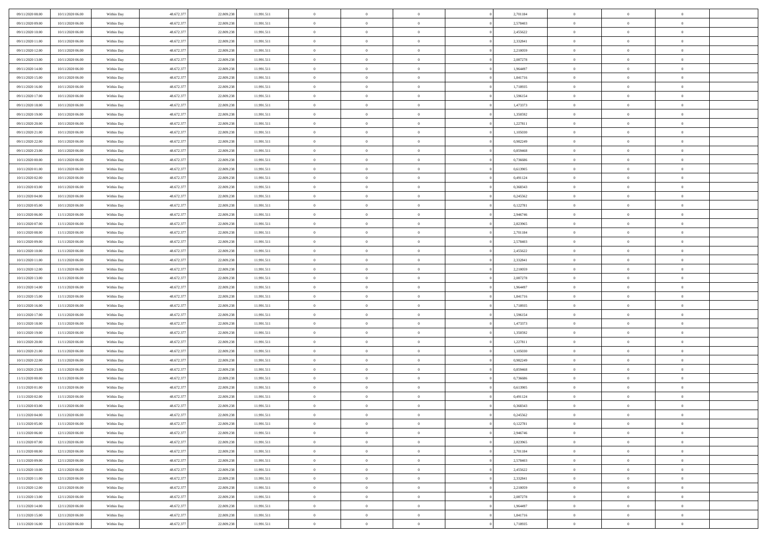| | | | | | | | | | | | | | | |
|---|---|---|---|---|---|---|---|---|---|---|---|---|---|---|
| 09/11/2020 08:00 | 10/11/2020 06:00 | Within Day | 48.672.377 | 22.809.238 | 11.991.511 | 0 | 0 | 0 | | 2,701184 | 0 | 0 | 0 | |
| 09/11/2020 09:00 | 10/11/2020 06:00 | Within Day | 48.672.377 | 22.809.238 | 11.991.511 | 0 | 0 | 0 | | 2,578403 | 0 | 0 | 0 | |
| 09/11/2020 10:00 | 10/11/2020 06:00 | Within Day | 48.672.377 | 22.809.238 | 11.991.511 | 0 | 0 | 0 | | 2,455622 | 0 | 0 | 0 | |
| 09/11/2020 11:00 | 10/11/2020 06:00 | Within Day | 48.672.377 | 22.809.238 | 11.991.511 | 0 | 0 | 0 | | 2,332841 | 0 | 0 | 0 | |
| 09/11/2020 12:00 | 10/11/2020 06:00 | Within Day | 48.672.377 | 22.809.238 | 11.991.511 | 0 | 0 | 0 | | 2,210059 | 0 | 0 | 0 | |
| 09/11/2020 13:00 | 10/11/2020 06:00 | Within Day | 48.672.377 | 22.809.238 | 11.991.511 | 0 | 0 | 0 | | 2,087278 | 0 | 0 | 0 | |
| 09/11/2020 14:00 | 10/11/2020 06:00 | Within Day | 48.672.377 | 22.809.238 | 11.991.511 | 0 | 0 | 0 | | 1,964497 | 0 | 0 | 0 | |
| 09/11/2020 15:00 | 10/11/2020 06:00 | Within Day | 48.672.377 | 22.809.238 | 11.991.511 | 0 | 0 | 0 | | 1,841716 | 0 | 0 | 0 | |
| 09/11/2020 16:00 | 10/11/2020 06:00 | Within Day | 48.672.377 | 22.809.238 | 11.991.511 | 0 | 0 | 0 | | 1,718935 | 0 | 0 | 0 | |
| 09/11/2020 17:00 | 10/11/2020 06:00 | Within Day | 48.672.377 | 22.809.238 | 11.991.511 | 0 | 0 | 0 | | 1,596154 | 0 | 0 | 0 | |
| 09/11/2020 18:00 | 10/11/2020 06:00 | Within Day | 48.672.377 | 22.809.238 | 11.991.511 | 0 | 0 | 0 | | 1,473373 | 0 | 0 | 0 | |
| 09/11/2020 19:00 | 10/11/2020 06:00 | Within Day | 48.672.377 | 22.809.238 | 11.991.511 | 0 | 0 | 0 | | 1,350592 | 0 | 0 | 0 | |
| 09/11/2020 20:00 | 10/11/2020 06:00 | Within Day | 48.672.377 | 22.809.238 | 11.991.511 | 0 | 0 | 0 | | 1,227811 | 0 | 0 | 0 | |
| 09/11/2020 21:00 | 10/11/2020 06:00 | Within Day | 48.672.377 | 22.809.238 | 11.991.511 | 0 | 0 | 0 | | 1,105030 | 0 | 0 | 0 | |
| 09/11/2020 22:00 | 10/11/2020 06:00 | Within Day | 48.672.377 | 22.809.238 | 11.991.511 | 0 | 0 | 0 | | 0,982249 | 0 | 0 | 0 | |
| 09/11/2020 23:00 | 10/11/2020 06:00 | Within Day | 48.672.377 | 22.809.238 | 11.991.511 | 0 | 0 | 0 | | 0,859468 | 0 | 0 | 0 | |
| 10/11/2020 00:00 | 10/11/2020 06:00 | Within Day | 48.672.377 | 22.809.238 | 11.991.511 | 0 | 0 | 0 | | 0,736686 | 0 | 0 | 0 | |
| 10/11/2020 01:00 | 10/11/2020 06:00 | Within Day | 48.672.377 | 22.809.238 | 11.991.511 | 0 | 0 | 0 | | 0,613905 | 0 | 0 | 0 | |
| 10/11/2020 02:00 | 10/11/2020 06:00 | Within Day | 48.672.377 | 22.809.238 | 11.991.511 | 0 | 0 | 0 | | 0,491124 | 0 | 0 | 0 | |
| 10/11/2020 03:00 | 10/11/2020 06:00 | Within Day | 48.672.377 | 22.809.238 | 11.991.511 | 0 | 0 | 0 | | 0,368343 | 0 | 0 | 0 | |
| 10/11/2020 04:00 | 10/11/2020 06:00 | Within Day | 48.672.377 | 22.809.238 | 11.991.511 | 0 | 0 | 0 | | 0,245562 | 0 | 0 | 0 | |
| 10/11/2020 05:00 | 10/11/2020 06:00 | Within Day | 48.672.377 | 22.809.238 | 11.991.511 | 0 | 0 | 0 | | 0,122781 | 0 | 0 | 0 | |
| 10/11/2020 06:00 | 11/11/2020 06:00 | Within Day | 48.672.377 | 22.809.238 | 11.991.511 | 0 | 0 | 0 | | 2,946746 | 0 | 0 | 0 | |
| 10/11/2020 07:00 | 11/11/2020 06:00 | Within Day | 48.672.377 | 22.809.238 | 11.991.511 | 0 | 0 | 0 | | 2,823965 | 0 | 0 | 0 | |
| 10/11/2020 08:00 | 11/11/2020 06:00 | Within Day | 48.672.377 | 22.809.238 | 11.991.511 | 0 | 0 | 0 | | 2,701184 | 0 | 0 | 0 | |
| 10/11/2020 09:00 | 11/11/2020 06:00 | Within Day | 48.672.377 | 22.809.238 | 11.991.511 | 0 | 0 | 0 | | 2,578403 | 0 | 0 | 0 | |
| 10/11/2020 10:00 | 11/11/2020 06:00 | Within Day | 48.672.377 | 22.809.238 | 11.991.511 | 0 | 0 | 0 | | 2,455622 | 0 | 0 | 0 | |
| 10/11/2020 11:00 | 11/11/2020 06:00 | Within Day | 48.672.377 | 22.809.238 | 11.991.511 | 0 | 0 | 0 | | 2,332841 | 0 | 0 | 0 | |
| 10/11/2020 12:00 | 11/11/2020 06:00 | Within Day | 48.672.377 | 22.809.238 | 11.991.511 | 0 | 0 | 0 | | 2,210059 | 0 | 0 | 0 | |
| 10/11/2020 13:00 | 11/11/2020 06:00 | Within Day | 48.672.377 | 22.809.238 | 11.991.511 | 0 | 0 | 0 | | 2,087278 | 0 | 0 | 0 | |
| 10/11/2020 14:00 | 11/11/2020 06:00 | Within Day | 48.672.377 | 22.809.238 | 11.991.511 | 0 | 0 | 0 | | 1,964497 | 0 | 0 | 0 | |
| 10/11/2020 15:00 | 11/11/2020 06:00 | Within Day | 48.672.377 | 22.809.238 | 11.991.511 | 0 | 0 | 0 | | 1,841716 | 0 | 0 | 0 | |
| 10/11/2020 16:00 | 11/11/2020 06:00 | Within Day | 48.672.377 | 22.809.238 | 11.991.511 | 0 | 0 | 0 | | 1,718935 | 0 | 0 | 0 | |
| 10/11/2020 17:00 | 11/11/2020 06:00 | Within Day | 48.672.377 | 22.809.238 | 11.991.511 | 0 | 0 | 0 | | 1,596154 | 0 | 0 | 0 | |
| 10/11/2020 18:00 | 11/11/2020 06:00 | Within Day | 48.672.377 | 22.809.238 | 11.991.511 | 0 | 0 | 0 | | 1,473373 | 0 | 0 | 0 | |
| 10/11/2020 19:00 | 11/11/2020 06:00 | Within Day | 48.672.377 | 22.809.238 | 11.991.511 | 0 | 0 | 0 | | 1,350592 | 0 | 0 | 0 | |
| 10/11/2020 20:00 | 11/11/2020 06:00 | Within Day | 48.672.377 | 22.809.238 | 11.991.511 | 0 | 0 | 0 | | 1,227811 | 0 | 0 | 0 | |
| 10/11/2020 21:00 | 11/11/2020 06:00 | Within Day | 48.672.377 | 22.809.238 | 11.991.511 | 0 | 0 | 0 | | 1,105030 | 0 | 0 | 0 | |
| 10/11/2020 22:00 | 11/11/2020 06:00 | Within Day | 48.672.377 | 22.809.238 | 11.991.511 | 0 | 0 | 0 | | 0,982249 | 0 | 0 | 0 | |
| 10/11/2020 23:00 | 11/11/2020 06:00 | Within Day | 48.672.377 | 22.809.238 | 11.991.511 | 0 | 0 | 0 | | 0,859468 | 0 | 0 | 0 | |
| 11/11/2020 00:00 | 11/11/2020 06:00 | Within Day | 48.672.377 | 22.809.238 | 11.991.511 | 0 | 0 | 0 | | 0,736686 | 0 | 0 | 0 | |
| 11/11/2020 01:00 | 11/11/2020 06:00 | Within Day | 48.672.377 | 22.809.238 | 11.991.511 | 0 | 0 | 0 | | 0,613905 | 0 | 0 | 0 | |
| 11/11/2020 02:00 | 11/11/2020 06:00 | Within Day | 48.672.377 | 22.809.238 | 11.991.511 | 0 | 0 | 0 | | 0,491124 | 0 | 0 | 0 | |
| 11/11/2020 03:00 | 11/11/2020 06:00 | Within Day | 48.672.377 | 22.809.238 | 11.991.511 | 0 | 0 | 0 | | 0,368343 | 0 | 0 | 0 | |
| 11/11/2020 04:00 | 11/11/2020 06:00 | Within Day | 48.672.377 | 22.809.238 | 11.991.511 | 0 | 0 | 0 | | 0,245562 | 0 | 0 | 0 | |
| 11/11/2020 05:00 | 11/11/2020 06:00 | Within Day | 48.672.377 | 22.809.238 | 11.991.511 | 0 | 0 | 0 | | 0,122781 | 0 | 0 | 0 | |
| 11/11/2020 06:00 | 12/11/2020 06:00 | Within Day | 48.672.377 | 22.809.238 | 11.991.511 | 0 | 0 | 0 | | 2,946746 | 0 | 0 | 0 | |
| 11/11/2020 07:00 | 12/11/2020 06:00 | Within Day | 48.672.377 | 22.809.238 | 11.991.511 | 0 | 0 | 0 | | 2,823965 | 0 | 0 | 0 | |
| 11/11/2020 08:00 | 12/11/2020 06:00 | Within Day | 48.672.377 | 22.809.238 | 11.991.511 | 0 | 0 | 0 | | 2,701184 | 0 | 0 | 0 | |
| 11/11/2020 09:00 | 12/11/2020 06:00 | Within Day | 48.672.377 | 22.809.238 | 11.991.511 | 0 | 0 | 0 | | 2,578403 | 0 | 0 | 0 | |
| 11/11/2020 10:00 | 12/11/2020 06:00 | Within Day | 48.672.377 | 22.809.238 | 11.991.511 | 0 | 0 | 0 | | 2,455622 | 0 | 0 | 0 | |
| 11/11/2020 11:00 | 12/11/2020 06:00 | Within Day | 48.672.377 | 22.809.238 | 11.991.511 | 0 | 0 | 0 | | 2,332841 | 0 | 0 | 0 | |
| 11/11/2020 12:00 | 12/11/2020 06:00 | Within Day | 48.672.377 | 22.809.238 | 11.991.511 | 0 | 0 | 0 | | 2,210059 | 0 | 0 | 0 | |
| 11/11/2020 13:00 | 12/11/2020 06:00 | Within Day | 48.672.377 | 22.809.238 | 11.991.511 | 0 | 0 | 0 | | 2,087278 | 0 | 0 | 0 | |
| 11/11/2020 14:00 | 12/11/2020 06:00 | Within Day | 48.672.377 | 22.809.238 | 11.991.511 | 0 | 0 | 0 | | 1,964497 | 0 | 0 | 0 | |
| 11/11/2020 15:00 | 12/11/2020 06:00 | Within Day | 48.672.377 | 22.809.238 | 11.991.511 | 0 | 0 | 0 | | 1,841716 | 0 | 0 | 0 | |
| 11/11/2020 16:00 | 12/11/2020 06:00 | Within Day | 48.672.377 | 22.809.238 | 11.991.511 | 0 | 0 | 0 | | 1,718935 | 0 | 0 | 0 | |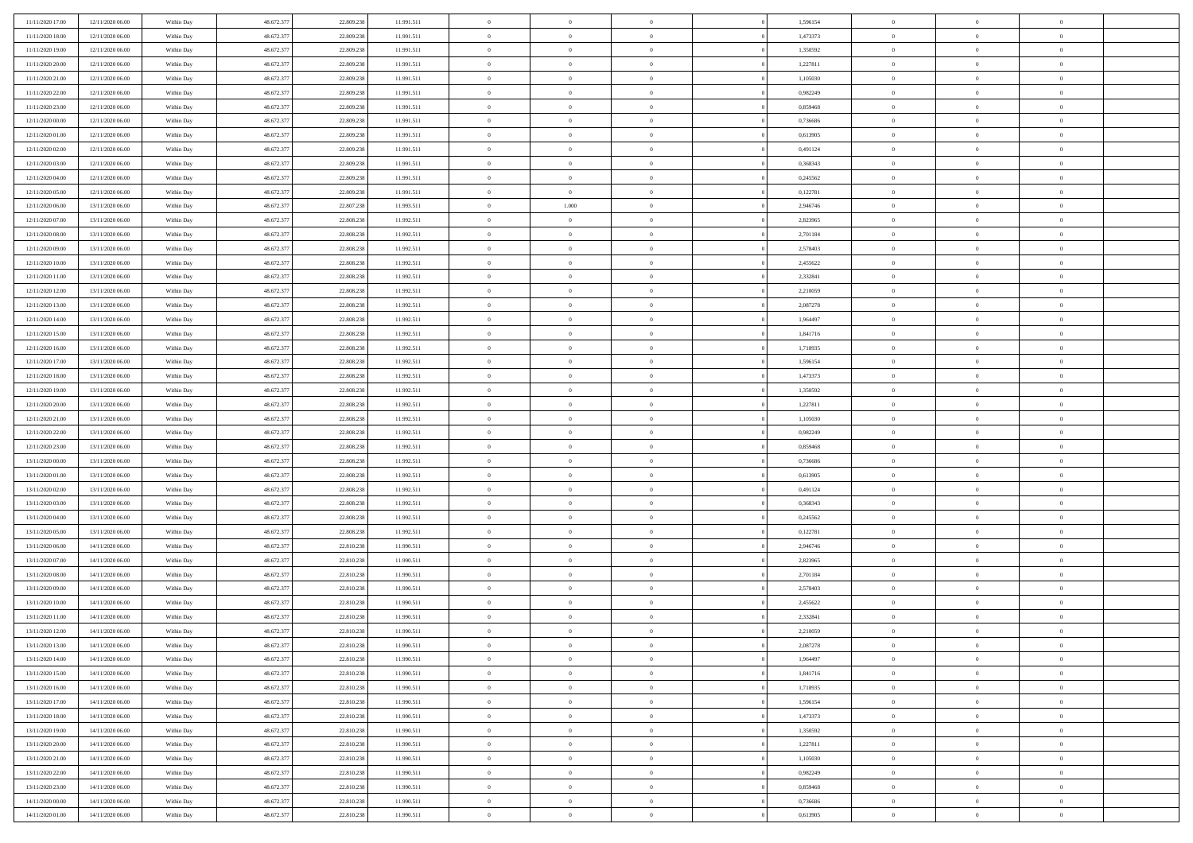| | | | | | | | | | | | | | | |
|---|---|---|---|---|---|---|---|---|---|---|---|---|---|---|
| 11/11/2020 17.00 | 12/11/2020 06.00 | Within Day | 48.672.377 | 22.809.238 | 11.991.511 | 0 | 0 | 0 | | 1,596154 | 0 | 0 | 0 | |
| 11/11/2020 18.00 | 12/11/2020 06.00 | Within Day | 48.672.377 | 22.809.238 | 11.991.511 | 0 | 0 | 0 | | 1,473373 | 0 | 0 | 0 | |
| 11/11/2020 19.00 | 12/11/2020 06.00 | Within Day | 48.672.377 | 22.809.238 | 11.991.511 | 0 | 0 | 0 | | 1,350592 | 0 | 0 | 0 | |
| 11/11/2020 20.00 | 12/11/2020 06.00 | Within Day | 48.672.377 | 22.809.238 | 11.991.511 | 0 | 0 | 0 | | 1,227811 | 0 | 0 | 0 | |
| 11/11/2020 21.00 | 12/11/2020 06.00 | Within Day | 48.672.377 | 22.809.238 | 11.991.511 | 0 | 0 | 0 | | 1,105030 | 0 | 0 | 0 | |
| 11/11/2020 22.00 | 12/11/2020 06.00 | Within Day | 48.672.377 | 22.809.238 | 11.991.511 | 0 | 0 | 0 | | 0,982249 | 0 | 0 | 0 | |
| 11/11/2020 23.00 | 12/11/2020 06.00 | Within Day | 48.672.377 | 22.809.238 | 11.991.511 | 0 | 0 | 0 | | 0,859468 | 0 | 0 | 0 | |
| 12/11/2020 00.00 | 12/11/2020 06.00 | Within Day | 48.672.377 | 22.809.238 | 11.991.511 | 0 | 0 | 0 | | 0,736686 | 0 | 0 | 0 | |
| 12/11/2020 01.00 | 12/11/2020 06.00 | Within Day | 48.672.377 | 22.809.238 | 11.991.511 | 0 | 0 | 0 | | 0,613905 | 0 | 0 | 0 | |
| 12/11/2020 02.00 | 12/11/2020 06.00 | Within Day | 48.672.377 | 22.809.238 | 11.991.511 | 0 | 0 | 0 | | 0,491124 | 0 | 0 | 0 | |
| 12/11/2020 03.00 | 12/11/2020 06.00 | Within Day | 48.672.377 | 22.809.238 | 11.991.511 | 0 | 0 | 0 | | 0,368343 | 0 | 0 | 0 | |
| 12/11/2020 04.00 | 12/11/2020 06.00 | Within Day | 48.672.377 | 22.809.238 | 11.991.511 | 0 | 0 | 0 | | 0,245562 | 0 | 0 | 0 | |
| 12/11/2020 05.00 | 12/11/2020 06.00 | Within Day | 48.672.377 | 22.809.238 | 11.991.511 | 0 | 0 | 0 | | 0,122781 | 0 | 0 | 0 | |
| 12/11/2020 06.00 | 13/11/2020 06.00 | Within Day | 48.672.377 | 22.807.238 | 11.993.511 | 0 | 1.000 | 0 | | 2,946746 | 0 | 0 | 0 | |
| 12/11/2020 07.00 | 13/11/2020 06.00 | Within Day | 48.672.377 | 22.808.238 | 11.992.511 | 0 | 0 | 0 | | 2,823965 | 0 | 0 | 0 | |
| 12/11/2020 08.00 | 13/11/2020 06.00 | Within Day | 48.672.377 | 22.808.238 | 11.992.511 | 0 | 0 | 0 | | 2,701184 | 0 | 0 | 0 | |
| 12/11/2020 09.00 | 13/11/2020 06.00 | Within Day | 48.672.377 | 22.808.238 | 11.992.511 | 0 | 0 | 0 | | 2,578403 | 0 | 0 | 0 | |
| 12/11/2020 10.00 | 13/11/2020 06.00 | Within Day | 48.672.377 | 22.808.238 | 11.992.511 | 0 | 0 | 0 | | 2,455622 | 0 | 0 | 0 | |
| 12/11/2020 11.00 | 13/11/2020 06.00 | Within Day | 48.672.377 | 22.808.238 | 11.992.511 | 0 | 0 | 0 | | 2,332841 | 0 | 0 | 0 | |
| 12/11/2020 12.00 | 13/11/2020 06.00 | Within Day | 48.672.377 | 22.808.238 | 11.992.511 | 0 | 0 | 0 | | 2,210059 | 0 | 0 | 0 | |
| 12/11/2020 13.00 | 13/11/2020 06.00 | Within Day | 48.672.377 | 22.808.238 | 11.992.511 | 0 | 0 | 0 | | 2,087278 | 0 | 0 | 0 | |
| 12/11/2020 14.00 | 13/11/2020 06.00 | Within Day | 48.672.377 | 22.808.238 | 11.992.511 | 0 | 0 | 0 | | 1,964497 | 0 | 0 | 0 | |
| 12/11/2020 15.00 | 13/11/2020 06.00 | Within Day | 48.672.377 | 22.808.238 | 11.992.511 | 0 | 0 | 0 | | 1,841716 | 0 | 0 | 0 | |
| 12/11/2020 16.00 | 13/11/2020 06.00 | Within Day | 48.672.377 | 22.808.238 | 11.992.511 | 0 | 0 | 0 | | 1,718935 | 0 | 0 | 0 | |
| 12/11/2020 17.00 | 13/11/2020 06.00 | Within Day | 48.672.377 | 22.808.238 | 11.992.511 | 0 | 0 | 0 | | 1,596154 | 0 | 0 | 0 | |
| 12/11/2020 18.00 | 13/11/2020 06.00 | Within Day | 48.672.377 | 22.808.238 | 11.992.511 | 0 | 0 | 0 | | 1,473373 | 0 | 0 | 0 | |
| 12/11/2020 19.00 | 13/11/2020 06.00 | Within Day | 48.672.377 | 22.808.238 | 11.992.511 | 0 | 0 | 0 | | 1,350592 | 0 | 0 | 0 | |
| 12/11/2020 20.00 | 13/11/2020 06.00 | Within Day | 48.672.377 | 22.808.238 | 11.992.511 | 0 | 0 | 0 | | 1,227811 | 0 | 0 | 0 | |
| 12/11/2020 21.00 | 13/11/2020 06.00 | Within Day | 48.672.377 | 22.808.238 | 11.992.511 | 0 | 0 | 0 | | 1,105030 | 0 | 0 | 0 | |
| 12/11/2020 22.00 | 13/11/2020 06.00 | Within Day | 48.672.377 | 22.808.238 | 11.992.511 | 0 | 0 | 0 | | 0,982249 | 0 | 0 | 0 | |
| 12/11/2020 23.00 | 13/11/2020 06.00 | Within Day | 48.672.377 | 22.808.238 | 11.992.511 | 0 | 0 | 0 | | 0,859468 | 0 | 0 | 0 | |
| 13/11/2020 00.00 | 13/11/2020 06.00 | Within Day | 48.672.377 | 22.808.238 | 11.992.511 | 0 | 0 | 0 | | 0,736686 | 0 | 0 | 0 | |
| 13/11/2020 01.00 | 13/11/2020 06.00 | Within Day | 48.672.377 | 22.808.238 | 11.992.511 | 0 | 0 | 0 | | 0,613905 | 0 | 0 | 0 | |
| 13/11/2020 02.00 | 13/11/2020 06.00 | Within Day | 48.672.377 | 22.808.238 | 11.992.511 | 0 | 0 | 0 | | 0,491124 | 0 | 0 | 0 | |
| 13/11/2020 03.00 | 13/11/2020 06.00 | Within Day | 48.672.377 | 22.808.238 | 11.992.511 | 0 | 0 | 0 | | 0,368343 | 0 | 0 | 0 | |
| 13/11/2020 04.00 | 13/11/2020 06.00 | Within Day | 48.672.377 | 22.808.238 | 11.992.511 | 0 | 0 | 0 | | 0,245562 | 0 | 0 | 0 | |
| 13/11/2020 05.00 | 13/11/2020 06.00 | Within Day | 48.672.377 | 22.808.238 | 11.992.511 | 0 | 0 | 0 | | 0,122781 | 0 | 0 | 0 | |
| 13/11/2020 06.00 | 14/11/2020 06.00 | Within Day | 48.672.377 | 22.810.238 | 11.990.511 | 0 | 0 | 0 | | 2,946746 | 0 | 0 | 0 | |
| 13/11/2020 07.00 | 14/11/2020 06.00 | Within Day | 48.672.377 | 22.810.238 | 11.990.511 | 0 | 0 | 0 | | 2,823965 | 0 | 0 | 0 | |
| 13/11/2020 08.00 | 14/11/2020 06.00 | Within Day | 48.672.377 | 22.810.238 | 11.990.511 | 0 | 0 | 0 | | 2,701184 | 0 | 0 | 0 | |
| 13/11/2020 09.00 | 14/11/2020 06.00 | Within Day | 48.672.377 | 22.810.238 | 11.990.511 | 0 | 0 | 0 | | 2,578403 | 0 | 0 | 0 | |
| 13/11/2020 10.00 | 14/11/2020 06.00 | Within Day | 48.672.377 | 22.810.238 | 11.990.511 | 0 | 0 | 0 | | 2,455622 | 0 | 0 | 0 | |
| 13/11/2020 11.00 | 14/11/2020 06.00 | Within Day | 48.672.377 | 22.810.238 | 11.990.511 | 0 | 0 | 0 | | 2,332841 | 0 | 0 | 0 | |
| 13/11/2020 12.00 | 14/11/2020 06.00 | Within Day | 48.672.377 | 22.810.238 | 11.990.511 | 0 | 0 | 0 | | 2,210059 | 0 | 0 | 0 | |
| 13/11/2020 13.00 | 14/11/2020 06.00 | Within Day | 48.672.377 | 22.810.238 | 11.990.511 | 0 | 0 | 0 | | 2,087278 | 0 | 0 | 0 | |
| 13/11/2020 14.00 | 14/11/2020 06.00 | Within Day | 48.672.377 | 22.810.238 | 11.990.511 | 0 | 0 | 0 | | 1,964497 | 0 | 0 | 0 | |
| 13/11/2020 15.00 | 14/11/2020 06.00 | Within Day | 48.672.377 | 22.810.238 | 11.990.511 | 0 | 0 | 0 | | 1,841716 | 0 | 0 | 0 | |
| 13/11/2020 16.00 | 14/11/2020 06.00 | Within Day | 48.672.377 | 22.810.238 | 11.990.511 | 0 | 0 | 0 | | 1,718935 | 0 | 0 | 0 | |
| 13/11/2020 17.00 | 14/11/2020 06.00 | Within Day | 48.672.377 | 22.810.238 | 11.990.511 | 0 | 0 | 0 | | 1,596154 | 0 | 0 | 0 | |
| 13/11/2020 18.00 | 14/11/2020 06.00 | Within Day | 48.672.377 | 22.810.238 | 11.990.511 | 0 | 0 | 0 | | 1,473373 | 0 | 0 | 0 | |
| 13/11/2020 19.00 | 14/11/2020 06.00 | Within Day | 48.672.377 | 22.810.238 | 11.990.511 | 0 | 0 | 0 | | 1,350592 | 0 | 0 | 0 | |
| 13/11/2020 20.00 | 14/11/2020 06.00 | Within Day | 48.672.377 | 22.810.238 | 11.990.511 | 0 | 0 | 0 | | 1,227811 | 0 | 0 | 0 | |
| 13/11/2020 21.00 | 14/11/2020 06.00 | Within Day | 48.672.377 | 22.810.238 | 11.990.511 | 0 | 0 | 0 | | 1,105030 | 0 | 0 | 0 | |
| 13/11/2020 22.00 | 14/11/2020 06.00 | Within Day | 48.672.377 | 22.810.238 | 11.990.511 | 0 | 0 | 0 | | 0,982249 | 0 | 0 | 0 | |
| 13/11/2020 23.00 | 14/11/2020 06.00 | Within Day | 48.672.377 | 22.810.238 | 11.990.511 | 0 | 0 | 0 | | 0,859468 | 0 | 0 | 0 | |
| 14/11/2020 00.00 | 14/11/2020 06.00 | Within Day | 48.672.377 | 22.810.238 | 11.990.511 | 0 | 0 | 0 | | 0,736686 | 0 | 0 | 0 | |
| 14/11/2020 01.00 | 14/11/2020 06.00 | Within Day | 48.672.377 | 22.810.238 | 11.990.511 | 0 | 0 | 0 | | 0,613905 | 0 | 0 | 0 | |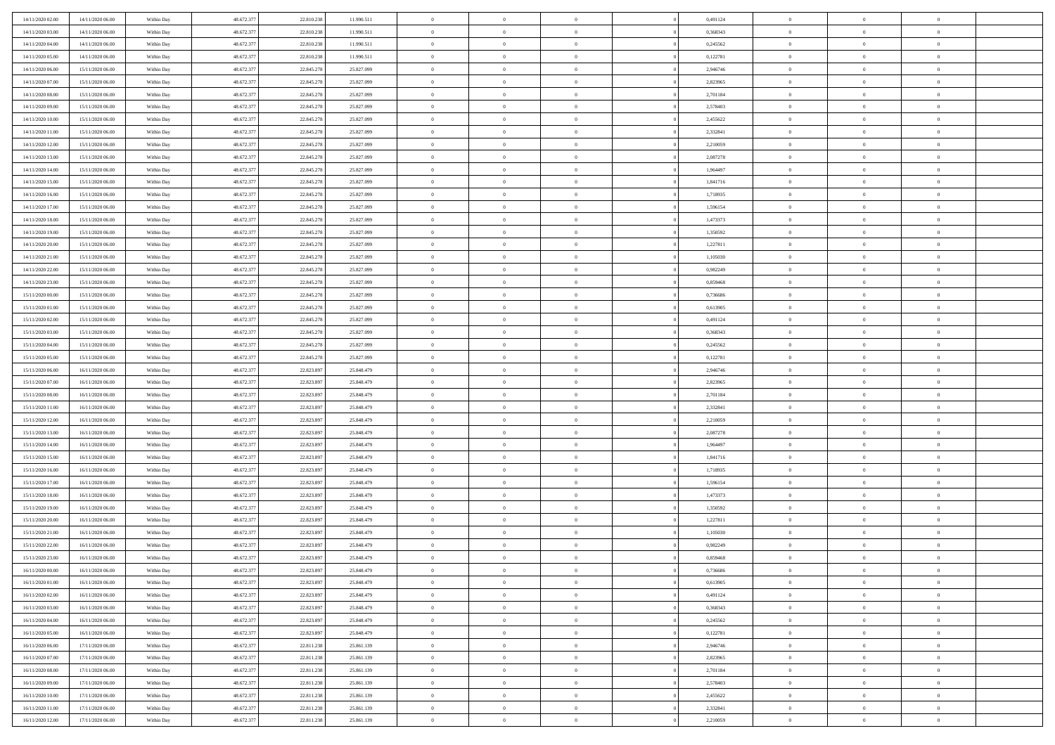| | | | | | | | | | | | | | | |
|---|---|---|---|---|---|---|---|---|---|---|---|---|---|---|
| 14/11/2020 02:00 | 14/11/2020 06:00 | Within Day | 48.672.377 | 22.810.238 | 11.990.511 | 0 | 0 | 0 | | 0,491124 | 0 | 0 | 0 | |
| 14/11/2020 03:00 | 14/11/2020 06:00 | Within Day | 48.672.377 | 22.810.238 | 11.990.511 | 0 | 0 | 0 | | 0,368343 | 0 | 0 | 0 | |
| 14/11/2020 04:00 | 14/11/2020 06:00 | Within Day | 48.672.377 | 22.810.238 | 11.990.511 | 0 | 0 | 0 | | 0,245562 | 0 | 0 | 0 | |
| 14/11/2020 05:00 | 14/11/2020 06:00 | Within Day | 48.672.377 | 22.810.238 | 11.990.511 | 0 | 0 | 0 | | 0,122781 | 0 | 0 | 0 | |
| 14/11/2020 06:00 | 15/11/2020 06:00 | Within Day | 48.672.377 | 22.845.278 | 25.827.099 | 0 | 0 | 0 | | 2,946746 | 0 | 0 | 0 | |
| 14/11/2020 07:00 | 15/11/2020 06:00 | Within Day | 48.672.377 | 22.845.278 | 25.827.099 | 0 | 0 | 0 | | 2,823965 | 0 | 0 | 0 | |
| 14/11/2020 08:00 | 15/11/2020 06:00 | Within Day | 48.672.377 | 22.845.278 | 25.827.099 | 0 | 0 | 0 | | 2,701184 | 0 | 0 | 0 | |
| 14/11/2020 09:00 | 15/11/2020 06:00 | Within Day | 48.672.377 | 22.845.278 | 25.827.099 | 0 | 0 | 0 | | 2,578403 | 0 | 0 | 0 | |
| 14/11/2020 10:00 | 15/11/2020 06:00 | Within Day | 48.672.377 | 22.845.278 | 25.827.099 | 0 | 0 | 0 | | 2,455622 | 0 | 0 | 0 | |
| 14/11/2020 11:00 | 15/11/2020 06:00 | Within Day | 48.672.377 | 22.845.278 | 25.827.099 | 0 | 0 | 0 | | 2,332841 | 0 | 0 | 0 | |
| 14/11/2020 12:00 | 15/11/2020 06:00 | Within Day | 48.672.377 | 22.845.278 | 25.827.099 | 0 | 0 | 0 | | 2,210059 | 0 | 0 | 0 | |
| 14/11/2020 13:00 | 15/11/2020 06:00 | Within Day | 48.672.377 | 22.845.278 | 25.827.099 | 0 | 0 | 0 | | 2,087278 | 0 | 0 | 0 | |
| 14/11/2020 14:00 | 15/11/2020 06:00 | Within Day | 48.672.377 | 22.845.278 | 25.827.099 | 0 | 0 | 0 | | 1,964497 | 0 | 0 | 0 | |
| 14/11/2020 15:00 | 15/11/2020 06:00 | Within Day | 48.672.377 | 22.845.278 | 25.827.099 | 0 | 0 | 0 | | 1,841716 | 0 | 0 | 0 | |
| 14/11/2020 16:00 | 15/11/2020 06:00 | Within Day | 48.672.377 | 22.845.278 | 25.827.099 | 0 | 0 | 0 | | 1,718935 | 0 | 0 | 0 | |
| 14/11/2020 17:00 | 15/11/2020 06:00 | Within Day | 48.672.377 | 22.845.278 | 25.827.099 | 0 | 0 | 0 | | 1,596154 | 0 | 0 | 0 | |
| 14/11/2020 18:00 | 15/11/2020 06:00 | Within Day | 48.672.377 | 22.845.278 | 25.827.099 | 0 | 0 | 0 | | 1,473373 | 0 | 0 | 0 | |
| 14/11/2020 19:00 | 15/11/2020 06:00 | Within Day | 48.672.377 | 22.845.278 | 25.827.099 | 0 | 0 | 0 | | 1,350592 | 0 | 0 | 0 | |
| 14/11/2020 20:00 | 15/11/2020 06:00 | Within Day | 48.672.377 | 22.845.278 | 25.827.099 | 0 | 0 | 0 | | 1,227811 | 0 | 0 | 0 | |
| 14/11/2020 21:00 | 15/11/2020 06:00 | Within Day | 48.672.377 | 22.845.278 | 25.827.099 | 0 | 0 | 0 | | 1,105030 | 0 | 0 | 0 | |
| 14/11/2020 22:00 | 15/11/2020 06:00 | Within Day | 48.672.377 | 22.845.278 | 25.827.099 | 0 | 0 | 0 | | 0,982249 | 0 | 0 | 0 | |
| 14/11/2020 23:00 | 15/11/2020 06:00 | Within Day | 48.672.377 | 22.845.278 | 25.827.099 | 0 | 0 | 0 | | 0,859468 | 0 | 0 | 0 | |
| 15/11/2020 00:00 | 15/11/2020 06:00 | Within Day | 48.672.377 | 22.845.278 | 25.827.099 | 0 | 0 | 0 | | 0,736686 | 0 | 0 | 0 | |
| 15/11/2020 01:00 | 15/11/2020 06:00 | Within Day | 48.672.377 | 22.845.278 | 25.827.099 | 0 | 0 | 0 | | 0,613905 | 0 | 0 | 0 | |
| 15/11/2020 02:00 | 15/11/2020 06:00 | Within Day | 48.672.377 | 22.845.278 | 25.827.099 | 0 | 0 | 0 | | 0,491124 | 0 | 0 | 0 | |
| 15/11/2020 03:00 | 15/11/2020 06:00 | Within Day | 48.672.377 | 22.845.278 | 25.827.099 | 0 | 0 | 0 | | 0,368343 | 0 | 0 | 0 | |
| 15/11/2020 04:00 | 15/11/2020 06:00 | Within Day | 48.672.377 | 22.845.278 | 25.827.099 | 0 | 0 | 0 | | 0,245562 | 0 | 0 | 0 | |
| 15/11/2020 05:00 | 15/11/2020 06:00 | Within Day | 48.672.377 | 22.845.278 | 25.827.099 | 0 | 0 | 0 | | 0,122781 | 0 | 0 | 0 | |
| 15/11/2020 06:00 | 16/11/2020 06:00 | Within Day | 48.672.377 | 22.823.897 | 25.848.479 | 0 | 0 | 0 | | 2,946746 | 0 | 0 | 0 | |
| 15/11/2020 07:00 | 16/11/2020 06:00 | Within Day | 48.672.377 | 22.823.897 | 25.848.479 | 0 | 0 | 0 | | 2,823965 | 0 | 0 | 0 | |
| 15/11/2020 08:00 | 16/11/2020 06:00 | Within Day | 48.672.377 | 22.823.897 | 25.848.479 | 0 | 0 | 0 | | 2,701184 | 0 | 0 | 0 | |
| 15/11/2020 11:00 | 16/11/2020 06:00 | Within Day | 48.672.377 | 22.823.897 | 25.848.479 | 0 | 0 | 0 | | 2,332841 | 0 | 0 | 0 | |
| 15/11/2020 12:00 | 16/11/2020 06:00 | Within Day | 48.672.377 | 22.823.897 | 25.848.479 | 0 | 0 | 0 | | 2,210059 | 0 | 0 | 0 | |
| 15/11/2020 13:00 | 16/11/2020 06:00 | Within Day | 48.672.377 | 22.823.897 | 25.848.479 | 0 | 0 | 0 | | 2,087278 | 0 | 0 | 0 | |
| 15/11/2020 14:00 | 16/11/2020 06:00 | Within Day | 48.672.377 | 22.823.897 | 25.848.479 | 0 | 0 | 0 | | 1,964497 | 0 | 0 | 0 | |
| 15/11/2020 15:00 | 16/11/2020 06:00 | Within Day | 48.672.377 | 22.823.897 | 25.848.479 | 0 | 0 | 0 | | 1,841716 | 0 | 0 | 0 | |
| 15/11/2020 16:00 | 16/11/2020 06:00 | Within Day | 48.672.377 | 22.823.897 | 25.848.479 | 0 | 0 | 0 | | 1,718935 | 0 | 0 | 0 | |
| 15/11/2020 17:00 | 16/11/2020 06:00 | Within Day | 48.672.377 | 22.823.897 | 25.848.479 | 0 | 0 | 0 | | 1,596154 | 0 | 0 | 0 | |
| 15/11/2020 18:00 | 16/11/2020 06:00 | Within Day | 48.672.377 | 22.823.897 | 25.848.479 | 0 | 0 | 0 | | 1,473373 | 0 | 0 | 0 | |
| 15/11/2020 19:00 | 16/11/2020 06:00 | Within Day | 48.672.377 | 22.823.897 | 25.848.479 | 0 | 0 | 0 | | 1,350592 | 0 | 0 | 0 | |
| 15/11/2020 20:00 | 16/11/2020 06:00 | Within Day | 48.672.377 | 22.823.897 | 25.848.479 | 0 | 0 | 0 | | 1,227811 | 0 | 0 | 0 | |
| 15/11/2020 21:00 | 16/11/2020 06:00 | Within Day | 48.672.377 | 22.823.897 | 25.848.479 | 0 | 0 | 0 | | 1,105030 | 0 | 0 | 0 | |
| 15/11/2020 22:00 | 16/11/2020 06:00 | Within Day | 48.672.377 | 22.823.897 | 25.848.479 | 0 | 0 | 0 | | 0,982249 | 0 | 0 | 0 | |
| 15/11/2020 23:00 | 16/11/2020 06:00 | Within Day | 48.672.377 | 22.823.897 | 25.848.479 | 0 | 0 | 0 | | 0,859468 | 0 | 0 | 0 | |
| 16/11/2020 00:00 | 16/11/2020 06:00 | Within Day | 48.672.377 | 22.823.897 | 25.848.479 | 0 | 0 | 0 | | 0,736686 | 0 | 0 | 0 | |
| 16/11/2020 01:00 | 16/11/2020 06:00 | Within Day | 48.672.377 | 22.823.897 | 25.848.479 | 0 | 0 | 0 | | 0,613905 | 0 | 0 | 0 | |
| 16/11/2020 02:00 | 16/11/2020 06:00 | Within Day | 48.672.377 | 22.823.897 | 25.848.479 | 0 | 0 | 0 | | 0,491124 | 0 | 0 | 0 | |
| 16/11/2020 03:00 | 16/11/2020 06:00 | Within Day | 48.672.377 | 22.823.897 | 25.848.479 | 0 | 0 | 0 | | 0,368343 | 0 | 0 | 0 | |
| 16/11/2020 04:00 | 16/11/2020 06:00 | Within Day | 48.672.377 | 22.823.897 | 25.848.479 | 0 | 0 | 0 | | 0,245562 | 0 | 0 | 0 | |
| 16/11/2020 05:00 | 16/11/2020 06:00 | Within Day | 48.672.377 | 22.823.897 | 25.848.479 | 0 | 0 | 0 | | 0,122781 | 0 | 0 | 0 | |
| 16/11/2020 06:00 | 17/11/2020 06:00 | Within Day | 48.672.377 | 22.811.238 | 25.861.139 | 0 | 0 | 0 | | 2,946746 | 0 | 0 | 0 | |
| 16/11/2020 07:00 | 17/11/2020 06:00 | Within Day | 48.672.377 | 22.811.238 | 25.861.139 | 0 | 0 | 0 | | 2,823965 | 0 | 0 | 0 | |
| 16/11/2020 08:00 | 17/11/2020 06:00 | Within Day | 48.672.377 | 22.811.238 | 25.861.139 | 0 | 0 | 0 | | 2,701184 | 0 | 0 | 0 | |
| 16/11/2020 09:00 | 17/11/2020 06:00 | Within Day | 48.672.377 | 22.811.238 | 25.861.139 | 0 | 0 | 0 | | 2,578403 | 0 | 0 | 0 | |
| 16/11/2020 10:00 | 17/11/2020 06:00 | Within Day | 48.672.377 | 22.811.238 | 25.861.139 | 0 | 0 | 0 | | 2,455622 | 0 | 0 | 0 | |
| 16/11/2020 11:00 | 17/11/2020 06:00 | Within Day | 48.672.377 | 22.811.238 | 25.861.139 | 0 | 0 | 0 | | 2,332841 | 0 | 0 | 0 | |
| 16/11/2020 12:00 | 17/11/2020 06:00 | Within Day | 48.672.377 | 22.811.238 | 25.861.139 | 0 | 0 | 0 | | 2,210059 | 0 | 0 | 0 | |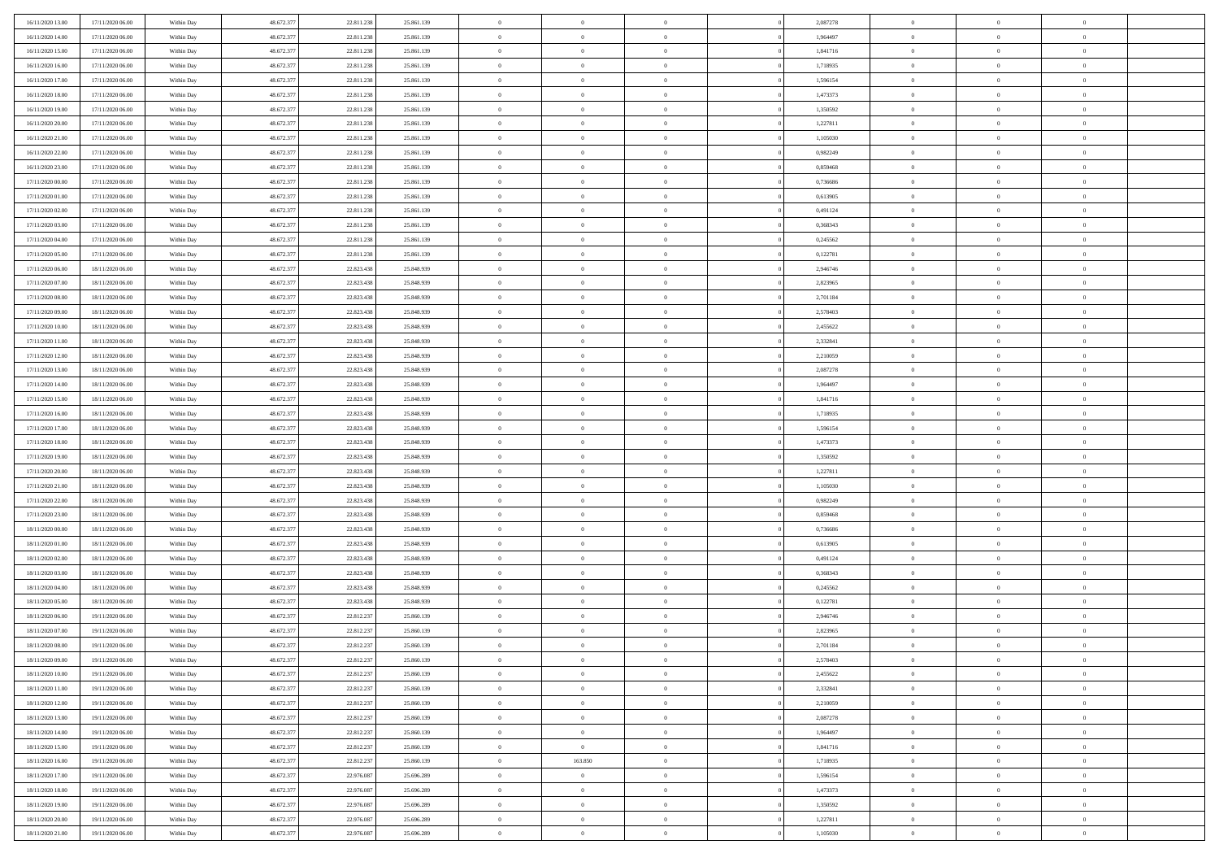| | | | | | | | | | | | | | | |
|---|---|---|---|---|---|---|---|---|---|---|---|---|---|---|
| 16/11/2020 13.00 | 17/11/2020 06.00 | Within Day | 48.672.377 | 22.811.238 | 25.861.139 | 0 | 0 | 0 | | 2,087278 | 0 | 0 | 0 | |
| 16/11/2020 14.00 | 17/11/2020 06.00 | Within Day | 48.672.377 | 22.811.238 | 25.861.139 | 0 | 0 | 0 | | 1,964497 | 0 | 0 | 0 | |
| 16/11/2020 15.00 | 17/11/2020 06.00 | Within Day | 48.672.377 | 22.811.238 | 25.861.139 | 0 | 0 | 0 | | 1,841716 | 0 | 0 | 0 | |
| 16/11/2020 16.00 | 17/11/2020 06.00 | Within Day | 48.672.377 | 22.811.238 | 25.861.139 | 0 | 0 | 0 | | 1,718935 | 0 | 0 | 0 | |
| 16/11/2020 17.00 | 17/11/2020 06.00 | Within Day | 48.672.377 | 22.811.238 | 25.861.139 | 0 | 0 | 0 | | 1,596154 | 0 | 0 | 0 | |
| 16/11/2020 18.00 | 17/11/2020 06.00 | Within Day | 48.672.377 | 22.811.238 | 25.861.139 | 0 | 0 | 0 | | 1,473373 | 0 | 0 | 0 | |
| 16/11/2020 19.00 | 17/11/2020 06.00 | Within Day | 48.672.377 | 22.811.238 | 25.861.139 | 0 | 0 | 0 | | 1,350592 | 0 | 0 | 0 | |
| 16/11/2020 20.00 | 17/11/2020 06.00 | Within Day | 48.672.377 | 22.811.238 | 25.861.139 | 0 | 0 | 0 | | 1,227811 | 0 | 0 | 0 | |
| 16/11/2020 21.00 | 17/11/2020 06.00 | Within Day | 48.672.377 | 22.811.238 | 25.861.139 | 0 | 0 | 0 | | 1,105030 | 0 | 0 | 0 | |
| 16/11/2020 22.00 | 17/11/2020 06.00 | Within Day | 48.672.377 | 22.811.238 | 25.861.139 | 0 | 0 | 0 | | 0,982249 | 0 | 0 | 0 | |
| 16/11/2020 23.00 | 17/11/2020 06.00 | Within Day | 48.672.377 | 22.811.238 | 25.861.139 | 0 | 0 | 0 | | 0,859468 | 0 | 0 | 0 | |
| 17/11/2020 00.00 | 17/11/2020 06.00 | Within Day | 48.672.377 | 22.811.238 | 25.861.139 | 0 | 0 | 0 | | 0,736686 | 0 | 0 | 0 | |
| 17/11/2020 01.00 | 17/11/2020 06.00 | Within Day | 48.672.377 | 22.811.238 | 25.861.139 | 0 | 0 | 0 | | 0,613905 | 0 | 0 | 0 | |
| 17/11/2020 02.00 | 17/11/2020 06.00 | Within Day | 48.672.377 | 22.811.238 | 25.861.139 | 0 | 0 | 0 | | 0,491124 | 0 | 0 | 0 | |
| 17/11/2020 03.00 | 17/11/2020 06.00 | Within Day | 48.672.377 | 22.811.238 | 25.861.139 | 0 | 0 | 0 | | 0,368343 | 0 | 0 | 0 | |
| 17/11/2020 04.00 | 17/11/2020 06.00 | Within Day | 48.672.377 | 22.811.238 | 25.861.139 | 0 | 0 | 0 | | 0,245562 | 0 | 0 | 0 | |
| 17/11/2020 05.00 | 17/11/2020 06.00 | Within Day | 48.672.377 | 22.811.238 | 25.861.139 | 0 | 0 | 0 | | 0,122781 | 0 | 0 | 0 | |
| 17/11/2020 06.00 | 18/11/2020 06.00 | Within Day | 48.672.377 | 22.823.438 | 25.848.939 | 0 | 0 | 0 | | 2,946746 | 0 | 0 | 0 | |
| 17/11/2020 07.00 | 18/11/2020 06.00 | Within Day | 48.672.377 | 22.823.438 | 25.848.939 | 0 | 0 | 0 | | 2,823965 | 0 | 0 | 0 | |
| 17/11/2020 08.00 | 18/11/2020 06.00 | Within Day | 48.672.377 | 22.823.438 | 25.848.939 | 0 | 0 | 0 | | 2,701184 | 0 | 0 | 0 | |
| 17/11/2020 09.00 | 18/11/2020 06.00 | Within Day | 48.672.377 | 22.823.438 | 25.848.939 | 0 | 0 | 0 | | 2,578403 | 0 | 0 | 0 | |
| 17/11/2020 10.00 | 18/11/2020 06.00 | Within Day | 48.672.377 | 22.823.438 | 25.848.939 | 0 | 0 | 0 | | 2,455622 | 0 | 0 | 0 | |
| 17/11/2020 11.00 | 18/11/2020 06.00 | Within Day | 48.672.377 | 22.823.438 | 25.848.939 | 0 | 0 | 0 | | 2,332841 | 0 | 0 | 0 | |
| 17/11/2020 12.00 | 18/11/2020 06.00 | Within Day | 48.672.377 | 22.823.438 | 25.848.939 | 0 | 0 | 0 | | 2,210059 | 0 | 0 | 0 | |
| 17/11/2020 13.00 | 18/11/2020 06.00 | Within Day | 48.672.377 | 22.823.438 | 25.848.939 | 0 | 0 | 0 | | 2,087278 | 0 | 0 | 0 | |
| 17/11/2020 14.00 | 18/11/2020 06.00 | Within Day | 48.672.377 | 22.823.438 | 25.848.939 | 0 | 0 | 0 | | 1,964497 | 0 | 0 | 0 | |
| 17/11/2020 15.00 | 18/11/2020 06.00 | Within Day | 48.672.377 | 22.823.438 | 25.848.939 | 0 | 0 | 0 | | 1,841716 | 0 | 0 | 0 | |
| 17/11/2020 16.00 | 18/11/2020 06.00 | Within Day | 48.672.377 | 22.823.438 | 25.848.939 | 0 | 0 | 0 | | 1,718935 | 0 | 0 | 0 | |
| 17/11/2020 17.00 | 18/11/2020 06.00 | Within Day | 48.672.377 | 22.823.438 | 25.848.939 | 0 | 0 | 0 | | 1,596154 | 0 | 0 | 0 | |
| 17/11/2020 18.00 | 18/11/2020 06.00 | Within Day | 48.672.377 | 22.823.438 | 25.848.939 | 0 | 0 | 0 | | 1,473373 | 0 | 0 | 0 | |
| 17/11/2020 19.00 | 18/11/2020 06.00 | Within Day | 48.672.377 | 22.823.438 | 25.848.939 | 0 | 0 | 0 | | 1,350592 | 0 | 0 | 0 | |
| 17/11/2020 20.00 | 18/11/2020 06.00 | Within Day | 48.672.377 | 22.823.438 | 25.848.939 | 0 | 0 | 0 | | 1,227811 | 0 | 0 | 0 | |
| 17/11/2020 21.00 | 18/11/2020 06.00 | Within Day | 48.672.377 | 22.823.438 | 25.848.939 | 0 | 0 | 0 | | 1,105030 | 0 | 0 | 0 | |
| 17/11/2020 22.00 | 18/11/2020 06.00 | Within Day | 48.672.377 | 22.823.438 | 25.848.939 | 0 | 0 | 0 | | 0,982249 | 0 | 0 | 0 | |
| 17/11/2020 23.00 | 18/11/2020 06.00 | Within Day | 48.672.377 | 22.823.438 | 25.848.939 | 0 | 0 | 0 | | 0,859468 | 0 | 0 | 0 | |
| 18/11/2020 00.00 | 18/11/2020 06.00 | Within Day | 48.672.377 | 22.823.438 | 25.848.939 | 0 | 0 | 0 | | 0,736686 | 0 | 0 | 0 | |
| 18/11/2020 01.00 | 18/11/2020 06.00 | Within Day | 48.672.377 | 22.823.438 | 25.848.939 | 0 | 0 | 0 | | 0,613905 | 0 | 0 | 0 | |
| 18/11/2020 02.00 | 18/11/2020 06.00 | Within Day | 48.672.377 | 22.823.438 | 25.848.939 | 0 | 0 | 0 | | 0,491124 | 0 | 0 | 0 | |
| 18/11/2020 03.00 | 18/11/2020 06.00 | Within Day | 48.672.377 | 22.823.438 | 25.848.939 | 0 | 0 | 0 | | 0,368343 | 0 | 0 | 0 | |
| 18/11/2020 04.00 | 18/11/2020 06.00 | Within Day | 48.672.377 | 22.823.438 | 25.848.939 | 0 | 0 | 0 | | 0,245562 | 0 | 0 | 0 | |
| 18/11/2020 05.00 | 18/11/2020 06.00 | Within Day | 48.672.377 | 22.823.438 | 25.848.939 | 0 | 0 | 0 | | 0,122781 | 0 | 0 | 0 | |
| 18/11/2020 06.00 | 19/11/2020 06.00 | Within Day | 48.672.377 | 22.812.237 | 25.860.139 | 0 | 0 | 0 | | 2,946746 | 0 | 0 | 0 | |
| 18/11/2020 07.00 | 19/11/2020 06.00 | Within Day | 48.672.377 | 22.812.237 | 25.860.139 | 0 | 0 | 0 | | 2,823965 | 0 | 0 | 0 | |
| 18/11/2020 08.00 | 19/11/2020 06.00 | Within Day | 48.672.377 | 22.812.237 | 25.860.139 | 0 | 0 | 0 | | 2,701184 | 0 | 0 | 0 | |
| 18/11/2020 09.00 | 19/11/2020 06.00 | Within Day | 48.672.377 | 22.812.237 | 25.860.139 | 0 | 0 | 0 | | 2,578403 | 0 | 0 | 0 | |
| 18/11/2020 10.00 | 19/11/2020 06.00 | Within Day | 48.672.377 | 22.812.237 | 25.860.139 | 0 | 0 | 0 | | 2,455622 | 0 | 0 | 0 | |
| 18/11/2020 11.00 | 19/11/2020 06.00 | Within Day | 48.672.377 | 22.812.237 | 25.860.139 | 0 | 0 | 0 | | 2,332841 | 0 | 0 | 0 | |
| 18/11/2020 12.00 | 19/11/2020 06.00 | Within Day | 48.672.377 | 22.812.237 | 25.860.139 | 0 | 0 | 0 | | 2,210059 | 0 | 0 | 0 | |
| 18/11/2020 13.00 | 19/11/2020 06.00 | Within Day | 48.672.377 | 22.812.237 | 25.860.139 | 0 | 0 | 0 | | 2,087278 | 0 | 0 | 0 | |
| 18/11/2020 14.00 | 19/11/2020 06.00 | Within Day | 48.672.377 | 22.812.237 | 25.860.139 | 0 | 0 | 0 | | 1,964497 | 0 | 0 | 0 | |
| 18/11/2020 15.00 | 19/11/2020 06.00 | Within Day | 48.672.377 | 22.812.237 | 25.860.139 | 0 | 0 | 0 | | 1,841716 | 0 | 0 | 0 | |
| 18/11/2020 16.00 | 19/11/2020 06.00 | Within Day | 48.672.377 | 22.812.237 | 25.860.139 | 0 | 163.850 | 0 | | 1,718935 | 0 | 0 | 0 | |
| 18/11/2020 17.00 | 19/11/2020 06.00 | Within Day | 48.672.377 | 22.976.087 | 25.696.289 | 0 | 0 | 0 | | 1,596154 | 0 | 0 | 0 | |
| 18/11/2020 18.00 | 19/11/2020 06.00 | Within Day | 48.672.377 | 22.976.087 | 25.696.289 | 0 | 0 | 0 | | 1,473373 | 0 | 0 | 0 | |
| 18/11/2020 19.00 | 19/11/2020 06.00 | Within Day | 48.672.377 | 22.976.087 | 25.696.289 | 0 | 0 | 0 | | 1,350592 | 0 | 0 | 0 | |
| 18/11/2020 20.00 | 19/11/2020 06.00 | Within Day | 48.672.377 | 22.976.087 | 25.696.289 | 0 | 0 | 0 | | 1,227811 | 0 | 0 | 0 | |
| 18/11/2020 21.00 | 19/11/2020 06.00 | Within Day | 48.672.377 | 22.976.087 | 25.696.289 | 0 | 0 | 0 | | 1,105030 | 0 | 0 | 0 | |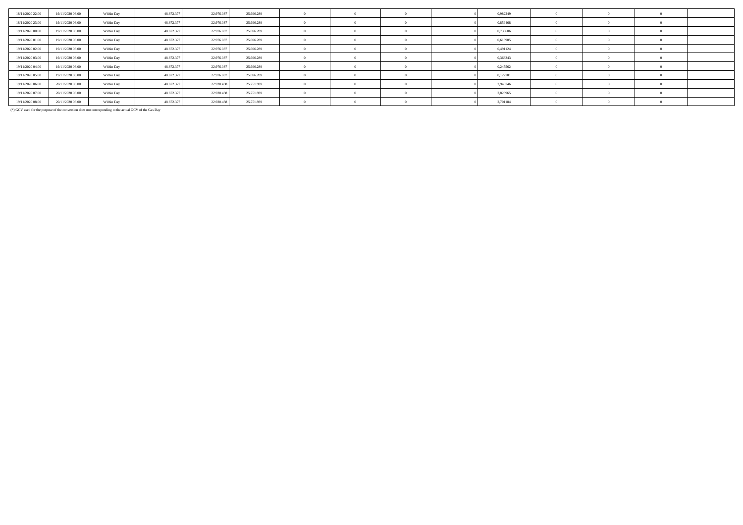| | | | | | | | | | | | | | | |
|---|---|---|---|---|---|---|---|---|---|---|---|---|---|---|
| 18/11/2020 22.00 | 19/11/2020 06.00 | Within Day | 48.672.377 | 22.976.087 | 25.696.289 | 0 | 0 | 0 | 0 | 0,982249 | 0 | 0 | 0 | |
| 18/11/2020 23.00 | 19/11/2020 06.00 | Within Day | 48.672.377 | 22.976.087 | 25.696.289 | 0 | 0 | 0 | 0 | 0,859468 | 0 | 0 | 0 | |
| 19/11/2020 00.00 | 19/11/2020 06.00 | Within Day | 48.672.377 | 22.976.087 | 25.696.289 | 0 | 0 | 0 | 0 | 0,736686 | 0 | 0 | 0 | |
| 19/11/2020 01.00 | 19/11/2020 06.00 | Within Day | 48.672.377 | 22.976.087 | 25.696.289 | 0 | 0 | 0 | 0 | 0,613905 | 0 | 0 | 0 | |
| 19/11/2020 02.00 | 19/11/2020 06.00 | Within Day | 48.672.377 | 22.976.087 | 25.696.289 | 0 | 0 | 0 | 0 | 0,491124 | 0 | 0 | 0 | |
| 19/11/2020 03.00 | 19/11/2020 06.00 | Within Day | 48.672.377 | 22.976.087 | 25.696.289 | 0 | 0 | 0 | 0 | 0,368343 | 0 | 0 | 0 | |
| 19/11/2020 04.00 | 19/11/2020 06.00 | Within Day | 48.672.377 | 22.976.087 | 25.696.289 | 0 | 0 | 0 | 0 | 0,245562 | 0 | 0 | 0 | |
| 19/11/2020 05.00 | 19/11/2020 06.00 | Within Day | 48.672.377 | 22.976.087 | 25.696.289 | 0 | 0 | 0 | 0 | 0,122781 | 0 | 0 | 0 | |
| 19/11/2020 06.00 | 20/11/2020 06.00 | Within Day | 48.672.377 | 22.920.438 | 25.751.939 | 0 | 0 | 0 | 0 | 2,946746 | 0 | 0 | 0 | |
| 19/11/2020 07.00 | 20/11/2020 06.00 | Within Day | 48.672.377 | 22.920.438 | 25.751.939 | 0 | 0 | 0 | 0 | 2,823965 | 0 | 0 | 0 | |
| 19/11/2020 08.00 | 20/11/2020 06.00 | Within Day | 48.672.377 | 22.920.438 | 25.751.939 | 0 | 0 | 0 | 0 | 2,701184 | 0 | 0 | 0 | |

(*) GCV used for the purpose of the conversion does not corresponding to the actual GCV of the Gas Day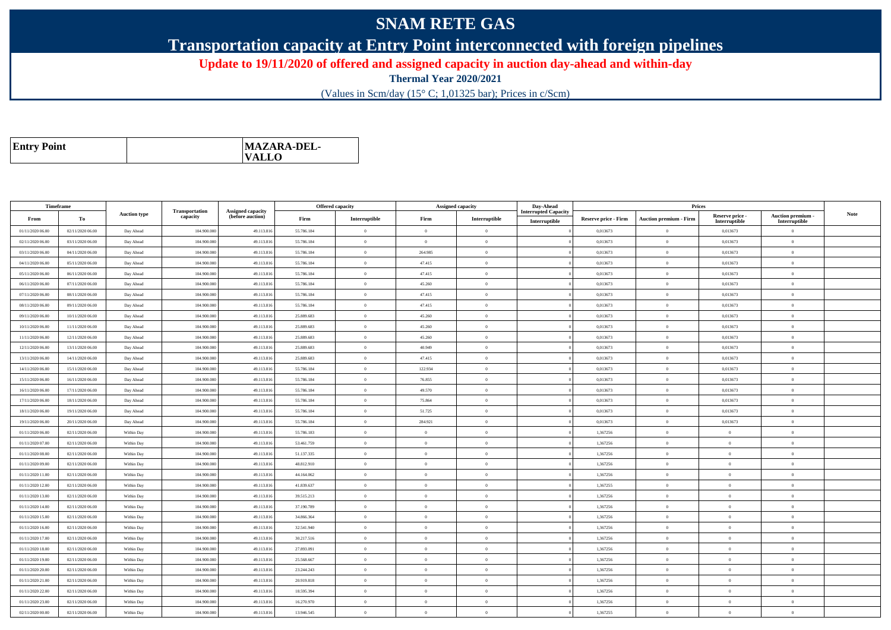# SNAM RETE GAS

## Transportation capacity at Entry Point interconnected with foreign pipelines

**Update to 19/11/2020 of offered and assigned capacity in auction day-ahead and within-day**

**Thermal Year 2020/2021**

(Values in Scm/day (15° C; 1,01325 bar); Prices in c/Scm)

| Entry Point | | MAZARA-DEL-VALLO |
|---|---|---|

| Timeframe | | Auction type | Transportation capacity | Assigned capacity (before auction) | Offered capacity | | Assigned capacity | | Day-Ahead Interrupted Capacity | Prices | | | | Note |
|---|---|---|---|---|---|---|---|---|---|---|---|---|---|---|
| From | To | | | | Firm | Interruptible | Firm | Interruptible | Interruptible | Reserve price - Firm | Auction premium - Firm | Reserve price - Interruptible | Auction premium - Interruptible | |
| 01/11/2020 06.00 | 02/11/2020 06.00 | Day Ahead | 104.900.000 | 49.113.816 | 55.786.184 | 0 | 0 | 0 | 0 | 0,013673 | 0 | 0,013673 | 0 | |
| 02/11/2020 06.00 | 03/11/2020 06.00 | Day Ahead | 104.900.000 | 49.113.816 | 55.786.184 | 0 | 0 | 0 | 0 | 0,013673 | 0 | 0,013673 | 0 | |
| 03/11/2020 06.00 | 04/11/2020 06.00 | Day Ahead | 104.900.000 | 49.113.816 | 55.786.184 | 0 | 264.985 | 0 | 0 | 0,013673 | 0 | 0,013673 | 0 | |
| 04/11/2020 06.00 | 05/11/2020 06.00 | Day Ahead | 104.900.000 | 49.113.816 | 55.786.184 | 0 | 47.415 | 0 | 0 | 0,013673 | 0 | 0,013673 | 0 | |
| 05/11/2020 06.00 | 06/11/2020 06.00 | Day Ahead | 104.900.000 | 49.113.816 | 55.786.184 | 0 | 47.415 | 0 | 0 | 0,013673 | 0 | 0,013673 | 0 | |
| 06/11/2020 06.00 | 07/11/2020 06.00 | Day Ahead | 104.900.000 | 49.113.816 | 55.786.184 | 0 | 45.260 | 0 | 0 | 0,013673 | 0 | 0,013673 | 0 | |
| 07/11/2020 06.00 | 08/11/2020 06.00 | Day Ahead | 104.900.000 | 49.113.816 | 55.786.184 | 0 | 47.415 | 0 | 0 | 0,013673 | 0 | 0,013673 | 0 | |
| 08/11/2020 06.00 | 09/11/2020 06.00 | Day Ahead | 104.900.000 | 49.113.816 | 55.786.184 | 0 | 47.415 | 0 | 0 | 0,013673 | 0 | 0,013673 | 0 | |
| 09/11/2020 06.00 | 10/11/2020 06.00 | Day Ahead | 104.900.000 | 49.113.816 | 25.889.683 | 0 | 45.260 | 0 | 0 | 0,013673 | 0 | 0,013673 | 0 | |
| 10/11/2020 06.00 | 11/11/2020 06.00 | Day Ahead | 104.900.000 | 49.113.816 | 25.889.683 | 0 | 45.260 | 0 | 0 | 0,013673 | 0 | 0,013673 | 0 | |
| 11/11/2020 06.00 | 12/11/2020 06.00 | Day Ahead | 104.900.000 | 49.113.816 | 25.889.683 | 0 | 45.260 | 0 | 0 | 0,013673 | 0 | 0,013673 | 0 | |
| 12/11/2020 06.00 | 13/11/2020 06.00 | Day Ahead | 104.900.000 | 49.113.816 | 25.889.683 | 0 | 40.949 | 0 | 0 | 0,013673 | 0 | 0,013673 | 0 | |
| 13/11/2020 06.00 | 14/11/2020 06.00 | Day Ahead | 104.900.000 | 49.113.816 | 25.889.683 | 0 | 47.415 | 0 | 0 | 0,013673 | 0 | 0,013673 | 0 | |
| 14/11/2020 06.00 | 15/11/2020 06.00 | Day Ahead | 104.900.000 | 49.113.816 | 55.786.184 | 0 | 122.934 | 0 | 0 | 0,013673 | 0 | 0,013673 | 0 | |
| 15/11/2020 06.00 | 16/11/2020 06.00 | Day Ahead | 104.900.000 | 49.113.816 | 55.786.184 | 0 | 76.855 | 0 | 0 | 0,013673 | 0 | 0,013673 | 0 | |
| 16/11/2020 06.00 | 17/11/2020 06.00 | Day Ahead | 104.900.000 | 49.113.816 | 55.786.184 | 0 | 49.570 | 0 | 0 | 0,013673 | 0 | 0,013673 | 0 | |
| 17/11/2020 06.00 | 18/11/2020 06.00 | Day Ahead | 104.900.000 | 49.113.816 | 55.786.184 | 0 | 75.864 | 0 | 0 | 0,013673 | 0 | 0,013673 | 0 | |
| 18/11/2020 06.00 | 19/11/2020 06.00 | Day Ahead | 104.900.000 | 49.113.816 | 55.786.184 | 0 | 51.725 | 0 | 0 | 0,013673 | 0 | 0,013673 | 0 | |
| 19/11/2020 06.00 | 20/11/2020 06.00 | Day Ahead | 104.900.000 | 49.113.816 | 55.786.184 | 0 | 284.921 | 0 | 0 | 0,013673 | 0 | 0,013673 | 0 | |
| 01/11/2020 06.00 | 02/11/2020 06.00 | Within Day | 104.900.000 | 49.113.816 | 55.786.183 | 0 | 0 | 0 | 0 | 1,367256 | 0 | 0 | 0 | |
| 01/11/2020 07.00 | 02/11/2020 06.00 | Within Day | 104.900.000 | 49.113.816 | 53.461.759 | 0 | 0 | 0 | 0 | 1,367256 | 0 | 0 | 0 | |
| 01/11/2020 08.00 | 02/11/2020 06.00 | Within Day | 104.900.000 | 49.113.816 | 51.137.335 | 0 | 0 | 0 | 0 | 1,367256 | 0 | 0 | 0 | |
| 01/11/2020 09.00 | 02/11/2020 06.00 | Within Day | 104.900.000 | 49.113.816 | 48.812.910 | 0 | 0 | 0 | 0 | 1,367256 | 0 | 0 | 0 | |
| 01/11/2020 11.00 | 02/11/2020 06.00 | Within Day | 104.900.000 | 49.113.816 | 44.164.062 | 0 | 0 | 0 | 0 | 1,367256 | 0 | 0 | 0 | |
| 01/11/2020 12.00 | 02/11/2020 06.00 | Within Day | 104.900.000 | 49.113.816 | 41.839.637 | 0 | 0 | 0 | 0 | 1,367255 | 0 | 0 | 0 | |
| 01/11/2020 13.00 | 02/11/2020 06.00 | Within Day | 104.900.000 | 49.113.816 | 39.515.213 | 0 | 0 | 0 | 0 | 1,367256 | 0 | 0 | 0 | |
| 01/11/2020 14.00 | 02/11/2020 06.00 | Within Day | 104.900.000 | 49.113.816 | 37.190.789 | 0 | 0 | 0 | 0 | 1,367256 | 0 | 0 | 0 | |
| 01/11/2020 15.00 | 02/11/2020 06.00 | Within Day | 104.900.000 | 49.113.816 | 34.866.364 | 0 | 0 | 0 | 0 | 1,367256 | 0 | 0 | 0 | |
| 01/11/2020 16.00 | 02/11/2020 06.00 | Within Day | 104.900.000 | 49.113.816 | 32.541.940 | 0 | 0 | 0 | 0 | 1,367256 | 0 | 0 | 0 | |
| 01/11/2020 17.00 | 02/11/2020 06.00 | Within Day | 104.900.000 | 49.113.816 | 30.217.516 | 0 | 0 | 0 | 0 | 1,367256 | 0 | 0 | 0 | |
| 01/11/2020 18.00 | 02/11/2020 06.00 | Within Day | 104.900.000 | 49.113.816 | 27.893.091 | 0 | 0 | 0 | 0 | 1,367256 | 0 | 0 | 0 | |
| 01/11/2020 19.00 | 02/11/2020 06.00 | Within Day | 104.900.000 | 49.113.816 | 25.568.667 | 0 | 0 | 0 | 0 | 1,367256 | 0 | 0 | 0 | |
| 01/11/2020 20.00 | 02/11/2020 06.00 | Within Day | 104.900.000 | 49.113.816 | 23.244.243 | 0 | 0 | 0 | 0 | 1,367256 | 0 | 0 | 0 | |
| 01/11/2020 21.00 | 02/11/2020 06.00 | Within Day | 104.900.000 | 49.113.816 | 20.919.818 | 0 | 0 | 0 | 0 | 1,367256 | 0 | 0 | 0 | |
| 01/11/2020 22.00 | 02/11/2020 06.00 | Within Day | 104.900.000 | 49.113.816 | 18.595.394 | 0 | 0 | 0 | 0 | 1,367256 | 0 | 0 | 0 | |
| 01/11/2020 23.00 | 02/11/2020 06.00 | Within Day | 104.900.000 | 49.113.816 | 16.270.970 | 0 | 0 | 0 | 0 | 1,367256 | 0 | 0 | 0 | |
| 02/11/2020 00.00 | 02/11/2020 06.00 | Within Day | 104.900.000 | 49.113.816 | 13.946.545 | 0 | 0 | 0 | 0 | 1,367255 | 0 | 0 | 0 | |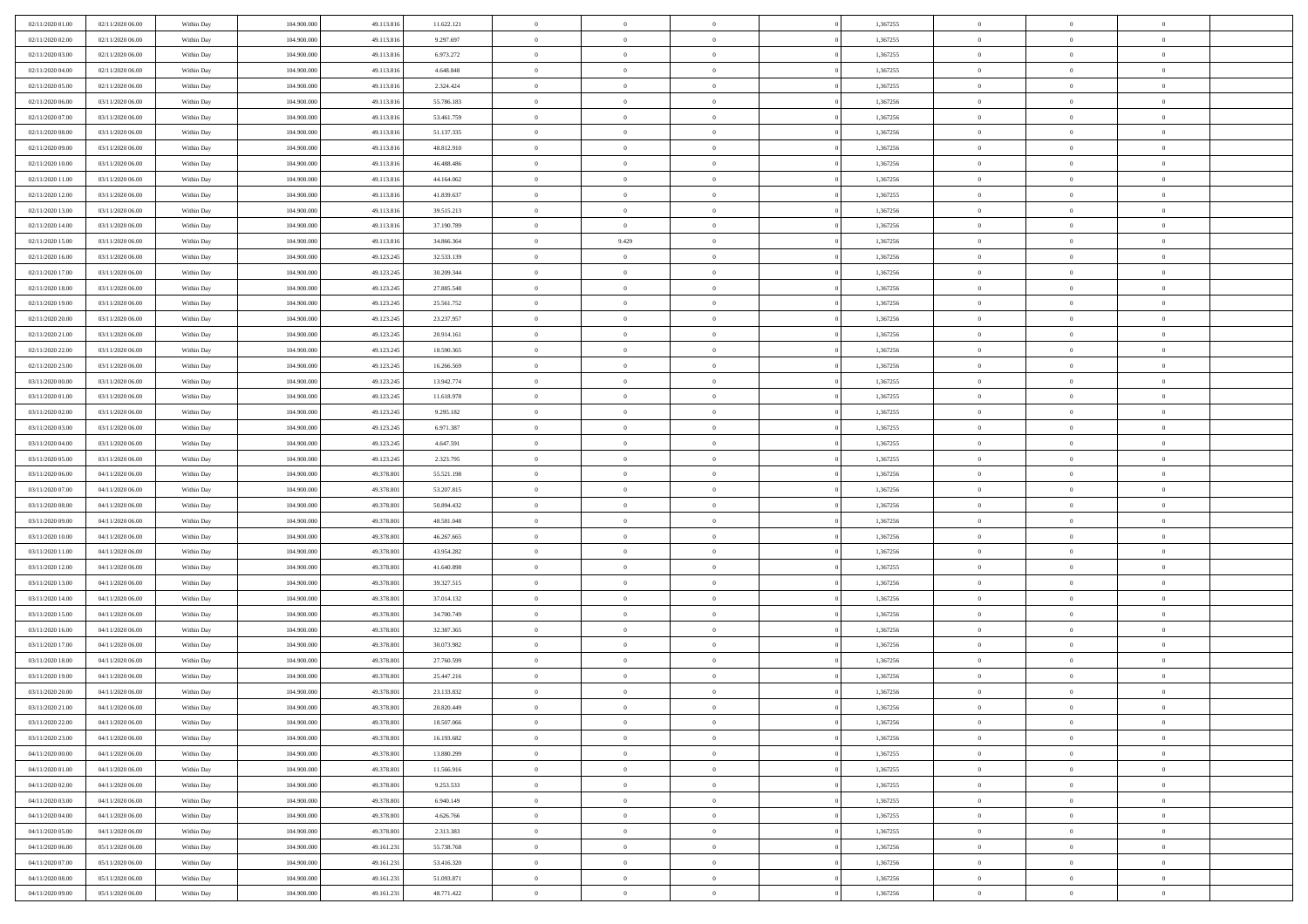| 02/11/2020 01:00 | 02/11/2020 06:00 | Within Day | 104.900.000 | 49.113.816 | 11.622.121 | 0 | 0 | 0 | | 1,367255 | 0 | 0 | 0 | |
|---|---|---|---|---|---|---|---|---|---|---|---|---|---|---|
| 02/11/2020 02:00 | 02/11/2020 06:00 | Within Day | 104.900.000 | 49.113.816 | 9.297.697 | 0 | 0 | 0 | | 1,367255 | 0 | 0 | 0 | |
| 02/11/2020 03:00 | 02/11/2020 06:00 | Within Day | 104.900.000 | 49.113.816 | 6.973.272 | 0 | 0 | 0 | | 1,367255 | 0 | 0 | 0 | |
| 02/11/2020 04:00 | 02/11/2020 06:00 | Within Day | 104.900.000 | 49.113.816 | 4.648.848 | 0 | 0 | 0 | | 1,367255 | 0 | 0 | 0 | |
| 02/11/2020 05:00 | 02/11/2020 06:00 | Within Day | 104.900.000 | 49.113.816 | 2.324.424 | 0 | 0 | 0 | | 1,367255 | 0 | 0 | 0 | |
| 02/11/2020 06:00 | 03/11/2020 06:00 | Within Day | 104.900.000 | 49.113.816 | 55.786.183 | 0 | 0 | 0 | | 1,367256 | 0 | 0 | 0 | |
| 02/11/2020 07:00 | 03/11/2020 06:00 | Within Day | 104.900.000 | 49.113.816 | 53.461.759 | 0 | 0 | 0 | | 1,367256 | 0 | 0 | 0 | |
| 02/11/2020 08:00 | 03/11/2020 06:00 | Within Day | 104.900.000 | 49.113.816 | 51.137.335 | 0 | 0 | 0 | | 1,367256 | 0 | 0 | 0 | |
| 02/11/2020 09:00 | 03/11/2020 06:00 | Within Day | 104.900.000 | 49.113.816 | 48.812.910 | 0 | 0 | 0 | | 1,367256 | 0 | 0 | 0 | |
| 02/11/2020 10:00 | 03/11/2020 06:00 | Within Day | 104.900.000 | 49.113.816 | 46.488.486 | 0 | 0 | 0 | | 1,367256 | 0 | 0 | 0 | |
| 02/11/2020 11:00 | 03/11/2020 06:00 | Within Day | 104.900.000 | 49.113.816 | 44.164.062 | 0 | 0 | 0 | | 1,367256 | 0 | 0 | 0 | |
| 02/11/2020 12:00 | 03/11/2020 06:00 | Within Day | 104.900.000 | 49.113.816 | 41.839.637 | 0 | 0 | 0 | | 1,367255 | 0 | 0 | 0 | |
| 02/11/2020 13:00 | 03/11/2020 06:00 | Within Day | 104.900.000 | 49.113.816 | 39.515.213 | 0 | 0 | 0 | | 1,367256 | 0 | 0 | 0 | |
| 02/11/2020 14:00 | 03/11/2020 06:00 | Within Day | 104.900.000 | 49.113.816 | 37.190.789 | 0 | 0 | 0 | | 1,367256 | 0 | 0 | 0 | |
| 02/11/2020 15:00 | 03/11/2020 06:00 | Within Day | 104.900.000 | 49.113.816 | 34.866.364 | 0 | 9.429 | 0 | | 1,367256 | 0 | 0 | 0 | |
| 02/11/2020 16:00 | 03/11/2020 06:00 | Within Day | 104.900.000 | 49.123.245 | 32.533.139 | 0 | 0 | 0 | | 1,367256 | 0 | 0 | 0 | |
| 02/11/2020 17:00 | 03/11/2020 06:00 | Within Day | 104.900.000 | 49.123.245 | 30.209.344 | 0 | 0 | 0 | | 1,367256 | 0 | 0 | 0 | |
| 02/11/2020 18:00 | 03/11/2020 06:00 | Within Day | 104.900.000 | 49.123.245 | 27.885.548 | 0 | 0 | 0 | | 1,367256 | 0 | 0 | 0 | |
| 02/11/2020 19:00 | 03/11/2020 06:00 | Within Day | 104.900.000 | 49.123.245 | 25.561.752 | 0 | 0 | 0 | | 1,367256 | 0 | 0 | 0 | |
| 02/11/2020 20:00 | 03/11/2020 06:00 | Within Day | 104.900.000 | 49.123.245 | 23.237.957 | 0 | 0 | 0 | | 1,367256 | 0 | 0 | 0 | |
| 02/11/2020 21:00 | 03/11/2020 06:00 | Within Day | 104.900.000 | 49.123.245 | 20.914.161 | 0 | 0 | 0 | | 1,367256 | 0 | 0 | 0 | |
| 02/11/2020 22:00 | 03/11/2020 06:00 | Within Day | 104.900.000 | 49.123.245 | 18.590.365 | 0 | 0 | 0 | | 1,367256 | 0 | 0 | 0 | |
| 02/11/2020 23:00 | 03/11/2020 06:00 | Within Day | 104.900.000 | 49.123.245 | 16.266.569 | 0 | 0 | 0 | | 1,367256 | 0 | 0 | 0 | |
| 03/11/2020 00:00 | 03/11/2020 06:00 | Within Day | 104.900.000 | 49.123.245 | 13.942.774 | 0 | 0 | 0 | | 1,367255 | 0 | 0 | 0 | |
| 03/11/2020 01:00 | 03/11/2020 06:00 | Within Day | 104.900.000 | 49.123.245 | 11.618.978 | 0 | 0 | 0 | | 1,367255 | 0 | 0 | 0 | |
| 03/11/2020 02:00 | 03/11/2020 06:00 | Within Day | 104.900.000 | 49.123.245 | 9.295.182 | 0 | 0 | 0 | | 1,367255 | 0 | 0 | 0 | |
| 03/11/2020 03:00 | 03/11/2020 06:00 | Within Day | 104.900.000 | 49.123.245 | 6.971.387 | 0 | 0 | 0 | | 1,367255 | 0 | 0 | 0 | |
| 03/11/2020 04:00 | 03/11/2020 06:00 | Within Day | 104.900.000 | 49.123.245 | 4.647.591 | 0 | 0 | 0 | | 1,367255 | 0 | 0 | 0 | |
| 03/11/2020 05:00 | 03/11/2020 06:00 | Within Day | 104.900.000 | 49.123.245 | 2.323.795 | 0 | 0 | 0 | | 1,367255 | 0 | 0 | 0 | |
| 03/11/2020 06:00 | 04/11/2020 06:00 | Within Day | 104.900.000 | 49.378.801 | 55.521.198 | 0 | 0 | 0 | | 1,367256 | 0 | 0 | 0 | |
| 03/11/2020 07:00 | 04/11/2020 06:00 | Within Day | 104.900.000 | 49.378.801 | 53.207.815 | 0 | 0 | 0 | | 1,367256 | 0 | 0 | 0 | |
| 03/11/2020 08:00 | 04/11/2020 06:00 | Within Day | 104.900.000 | 49.378.801 | 50.894.432 | 0 | 0 | 0 | | 1,367256 | 0 | 0 | 0 | |
| 03/11/2020 09:00 | 04/11/2020 06:00 | Within Day | 104.900.000 | 49.378.801 | 48.581.048 | 0 | 0 | 0 | | 1,367256 | 0 | 0 | 0 | |
| 03/11/2020 10:00 | 04/11/2020 06:00 | Within Day | 104.900.000 | 49.378.801 | 46.267.665 | 0 | 0 | 0 | | 1,367256 | 0 | 0 | 0 | |
| 03/11/2020 11:00 | 04/11/2020 06:00 | Within Day | 104.900.000 | 49.378.801 | 43.954.282 | 0 | 0 | 0 | | 1,367256 | 0 | 0 | 0 | |
| 03/11/2020 12:00 | 04/11/2020 06:00 | Within Day | 104.900.000 | 49.378.801 | 41.640.898 | 0 | 0 | 0 | | 1,367255 | 0 | 0 | 0 | |
| 03/11/2020 13:00 | 04/11/2020 06:00 | Within Day | 104.900.000 | 49.378.801 | 39.327.515 | 0 | 0 | 0 | | 1,367256 | 0 | 0 | 0 | |
| 03/11/2020 14:00 | 04/11/2020 06:00 | Within Day | 104.900.000 | 49.378.801 | 37.014.132 | 0 | 0 | 0 | | 1,367256 | 0 | 0 | 0 | |
| 03/11/2020 15:00 | 04/11/2020 06:00 | Within Day | 104.900.000 | 49.378.801 | 34.700.749 | 0 | 0 | 0 | | 1,367256 | 0 | 0 | 0 | |
| 03/11/2020 16:00 | 04/11/2020 06:00 | Within Day | 104.900.000 | 49.378.801 | 32.387.365 | 0 | 0 | 0 | | 1,367256 | 0 | 0 | 0 | |
| 03/11/2020 17:00 | 04/11/2020 06:00 | Within Day | 104.900.000 | 49.378.801 | 30.073.982 | 0 | 0 | 0 | | 1,367256 | 0 | 0 | 0 | |
| 03/11/2020 18:00 | 04/11/2020 06:00 | Within Day | 104.900.000 | 49.378.801 | 27.760.599 | 0 | 0 | 0 | | 1,367256 | 0 | 0 | 0 | |
| 03/11/2020 19:00 | 04/11/2020 06:00 | Within Day | 104.900.000 | 49.378.801 | 25.447.216 | 0 | 0 | 0 | | 1,367256 | 0 | 0 | 0 | |
| 03/11/2020 20:00 | 04/11/2020 06:00 | Within Day | 104.900.000 | 49.378.801 | 23.133.832 | 0 | 0 | 0 | | 1,367256 | 0 | 0 | 0 | |
| 03/11/2020 21:00 | 04/11/2020 06:00 | Within Day | 104.900.000 | 49.378.801 | 20.820.449 | 0 | 0 | 0 | | 1,367256 | 0 | 0 | 0 | |
| 03/11/2020 22:00 | 04/11/2020 06:00 | Within Day | 104.900.000 | 49.378.801 | 18.507.066 | 0 | 0 | 0 | | 1,367256 | 0 | 0 | 0 | |
| 03/11/2020 23:00 | 04/11/2020 06:00 | Within Day | 104.900.000 | 49.378.801 | 16.193.682 | 0 | 0 | 0 | | 1,367256 | 0 | 0 | 0 | |
| 04/11/2020 00:00 | 04/11/2020 06:00 | Within Day | 104.900.000 | 49.378.801 | 13.880.299 | 0 | 0 | 0 | | 1,367255 | 0 | 0 | 0 | |
| 04/11/2020 01:00 | 04/11/2020 06:00 | Within Day | 104.900.000 | 49.378.801 | 11.566.916 | 0 | 0 | 0 | | 1,367255 | 0 | 0 | 0 | |
| 04/11/2020 02:00 | 04/11/2020 06:00 | Within Day | 104.900.000 | 49.378.801 | 9.253.533 | 0 | 0 | 0 | | 1,367255 | 0 | 0 | 0 | |
| 04/11/2020 03:00 | 04/11/2020 06:00 | Within Day | 104.900.000 | 49.378.801 | 6.940.149 | 0 | 0 | 0 | | 1,367255 | 0 | 0 | 0 | |
| 04/11/2020 04:00 | 04/11/2020 06:00 | Within Day | 104.900.000 | 49.378.801 | 4.626.766 | 0 | 0 | 0 | | 1,367255 | 0 | 0 | 0 | |
| 04/11/2020 05:00 | 04/11/2020 06:00 | Within Day | 104.900.000 | 49.378.801 | 2.313.383 | 0 | 0 | 0 | | 1,367255 | 0 | 0 | 0 | |
| 04/11/2020 06:00 | 05/11/2020 06:00 | Within Day | 104.900.000 | 49.161.231 | 55.738.768 | 0 | 0 | 0 | | 1,367256 | 0 | 0 | 0 | |
| 04/11/2020 07:00 | 05/11/2020 06:00 | Within Day | 104.900.000 | 49.161.231 | 53.416.320 | 0 | 0 | 0 | | 1,367256 | 0 | 0 | 0 | |
| 04/11/2020 08:00 | 05/11/2020 06:00 | Within Day | 104.900.000 | 49.161.231 | 51.093.871 | 0 | 0 | 0 | | 1,367256 | 0 | 0 | 0 | |
| 04/11/2020 09:00 | 05/11/2020 06:00 | Within Day | 104.900.000 | 49.161.231 | 48.771.422 | 0 | 0 | 0 | | 1,367256 | 0 | 0 | 0 | |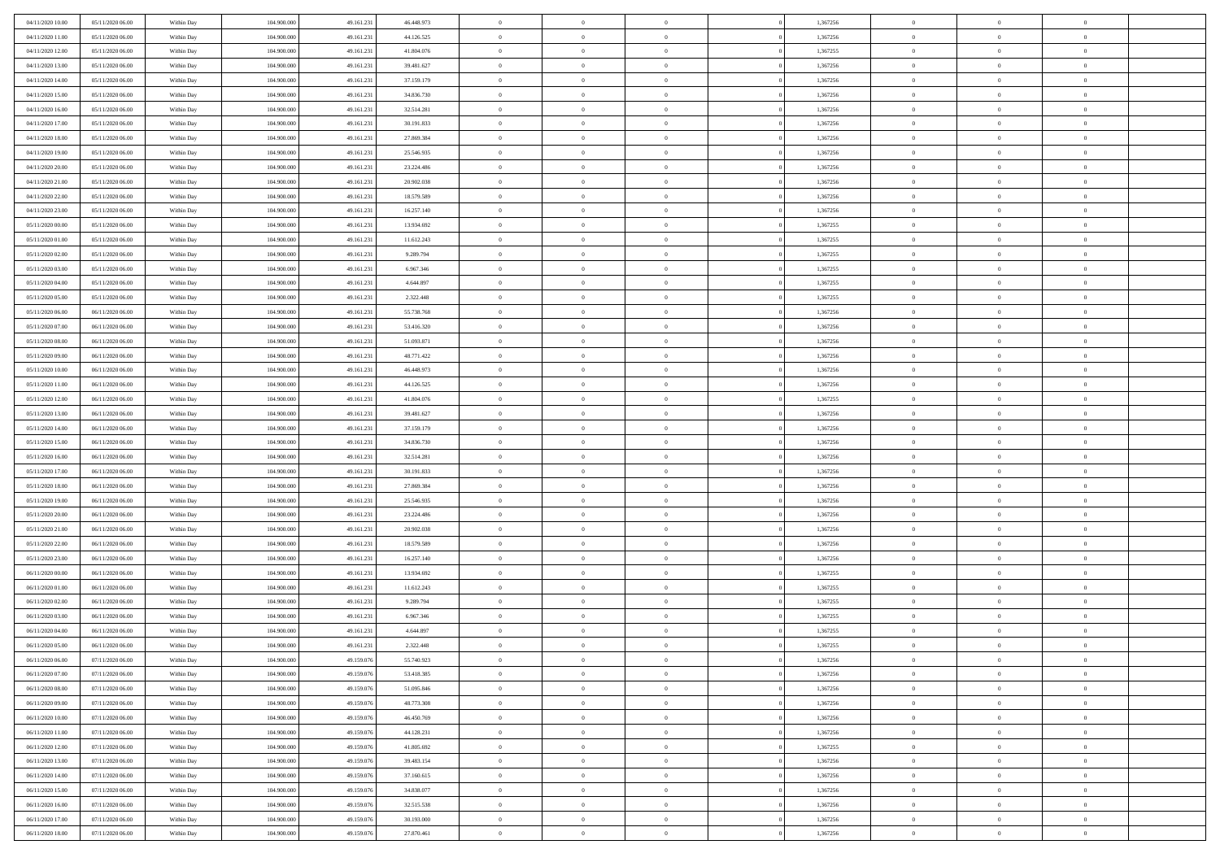| | | | | | | | | | | | | | | |
|---|---|---|---|---|---|---|---|---|---|---|---|---|---|---|
| 04/11/2020 10.00 | 05/11/2020 06.00 | Within Day | 104.900.000 | 49.161.231 | 46.448.973 | 0 | 0 | 0 | | 1,367256 | 0 | 0 | 0 | |
| 04/11/2020 11.00 | 05/11/2020 06.00 | Within Day | 104.900.000 | 49.161.231 | 44.126.525 | 0 | 0 | 0 | | 1,367256 | 0 | 0 | 0 | |
| 04/11/2020 12.00 | 05/11/2020 06.00 | Within Day | 104.900.000 | 49.161.231 | 41.804.076 | 0 | 0 | 0 | | 1,367255 | 0 | 0 | 0 | |
| 04/11/2020 13.00 | 05/11/2020 06.00 | Within Day | 104.900.000 | 49.161.231 | 39.481.627 | 0 | 0 | 0 | | 1,367256 | 0 | 0 | 0 | |
| 04/11/2020 14.00 | 05/11/2020 06.00 | Within Day | 104.900.000 | 49.161.231 | 37.159.179 | 0 | 0 | 0 | | 1,367256 | 0 | 0 | 0 | |
| 04/11/2020 15.00 | 05/11/2020 06.00 | Within Day | 104.900.000 | 49.161.231 | 34.836.730 | 0 | 0 | 0 | | 1,367256 | 0 | 0 | 0 | |
| 04/11/2020 16.00 | 05/11/2020 06.00 | Within Day | 104.900.000 | 49.161.231 | 32.514.281 | 0 | 0 | 0 | | 1,367256 | 0 | 0 | 0 | |
| 04/11/2020 17.00 | 05/11/2020 06.00 | Within Day | 104.900.000 | 49.161.231 | 30.191.833 | 0 | 0 | 0 | | 1,367256 | 0 | 0 | 0 | |
| 04/11/2020 18.00 | 05/11/2020 06.00 | Within Day | 104.900.000 | 49.161.231 | 27.869.384 | 0 | 0 | 0 | | 1,367256 | 0 | 0 | 0 | |
| 04/11/2020 19.00 | 05/11/2020 06.00 | Within Day | 104.900.000 | 49.161.231 | 25.546.935 | 0 | 0 | 0 | | 1,367256 | 0 | 0 | 0 | |
| 04/11/2020 20.00 | 05/11/2020 06.00 | Within Day | 104.900.000 | 49.161.231 | 23.224.486 | 0 | 0 | 0 | | 1,367256 | 0 | 0 | 0 | |
| 04/11/2020 21.00 | 05/11/2020 06.00 | Within Day | 104.900.000 | 49.161.231 | 20.902.038 | 0 | 0 | 0 | | 1,367256 | 0 | 0 | 0 | |
| 04/11/2020 22.00 | 05/11/2020 06.00 | Within Day | 104.900.000 | 49.161.231 | 18.579.589 | 0 | 0 | 0 | | 1,367256 | 0 | 0 | 0 | |
| 04/11/2020 23.00 | 05/11/2020 06.00 | Within Day | 104.900.000 | 49.161.231 | 16.257.140 | 0 | 0 | 0 | | 1,367256 | 0 | 0 | 0 | |
| 05/11/2020 00.00 | 05/11/2020 06.00 | Within Day | 104.900.000 | 49.161.231 | 13.934.692 | 0 | 0 | 0 | | 1,367255 | 0 | 0 | 0 | |
| 05/11/2020 01.00 | 05/11/2020 06.00 | Within Day | 104.900.000 | 49.161.231 | 11.612.243 | 0 | 0 | 0 | | 1,367255 | 0 | 0 | 0 | |
| 05/11/2020 02.00 | 05/11/2020 06.00 | Within Day | 104.900.000 | 49.161.231 | 9.289.794 | 0 | 0 | 0 | | 1,367255 | 0 | 0 | 0 | |
| 05/11/2020 03.00 | 05/11/2020 06.00 | Within Day | 104.900.000 | 49.161.231 | 6.967.346 | 0 | 0 | 0 | | 1,367255 | 0 | 0 | 0 | |
| 05/11/2020 04.00 | 05/11/2020 06.00 | Within Day | 104.900.000 | 49.161.231 | 4.644.897 | 0 | 0 | 0 | | 1,367255 | 0 | 0 | 0 | |
| 05/11/2020 05.00 | 05/11/2020 06.00 | Within Day | 104.900.000 | 49.161.231 | 2.322.448 | 0 | 0 | 0 | | 1,367255 | 0 | 0 | 0 | |
| 05/11/2020 06.00 | 06/11/2020 06.00 | Within Day | 104.900.000 | 49.161.231 | 55.738.768 | 0 | 0 | 0 | | 1,367256 | 0 | 0 | 0 | |
| 05/11/2020 07.00 | 06/11/2020 06.00 | Within Day | 104.900.000 | 49.161.231 | 53.416.320 | 0 | 0 | 0 | | 1,367256 | 0 | 0 | 0 | |
| 05/11/2020 08.00 | 06/11/2020 06.00 | Within Day | 104.900.000 | 49.161.231 | 51.093.871 | 0 | 0 | 0 | | 1,367256 | 0 | 0 | 0 | |
| 05/11/2020 09.00 | 06/11/2020 06.00 | Within Day | 104.900.000 | 49.161.231 | 48.771.422 | 0 | 0 | 0 | | 1,367256 | 0 | 0 | 0 | |
| 05/11/2020 10.00 | 06/11/2020 06.00 | Within Day | 104.900.000 | 49.161.231 | 46.448.973 | 0 | 0 | 0 | | 1,367256 | 0 | 0 | 0 | |
| 05/11/2020 11.00 | 06/11/2020 06.00 | Within Day | 104.900.000 | 49.161.231 | 44.126.525 | 0 | 0 | 0 | | 1,367256 | 0 | 0 | 0 | |
| 05/11/2020 12.00 | 06/11/2020 06.00 | Within Day | 104.900.000 | 49.161.231 | 41.804.076 | 0 | 0 | 0 | | 1,367255 | 0 | 0 | 0 | |
| 05/11/2020 13.00 | 06/11/2020 06.00 | Within Day | 104.900.000 | 49.161.231 | 39.481.627 | 0 | 0 | 0 | | 1,367256 | 0 | 0 | 0 | |
| 05/11/2020 14.00 | 06/11/2020 06.00 | Within Day | 104.900.000 | 49.161.231 | 37.159.179 | 0 | 0 | 0 | | 1,367256 | 0 | 0 | 0 | |
| 05/11/2020 15.00 | 06/11/2020 06.00 | Within Day | 104.900.000 | 49.161.231 | 34.836.730 | 0 | 0 | 0 | | 1,367256 | 0 | 0 | 0 | |
| 05/11/2020 16.00 | 06/11/2020 06.00 | Within Day | 104.900.000 | 49.161.231 | 32.514.281 | 0 | 0 | 0 | | 1,367256 | 0 | 0 | 0 | |
| 05/11/2020 17.00 | 06/11/2020 06.00 | Within Day | 104.900.000 | 49.161.231 | 30.191.833 | 0 | 0 | 0 | | 1,367256 | 0 | 0 | 0 | |
| 05/11/2020 18.00 | 06/11/2020 06.00 | Within Day | 104.900.000 | 49.161.231 | 27.869.384 | 0 | 0 | 0 | | 1,367256 | 0 | 0 | 0 | |
| 05/11/2020 19.00 | 06/11/2020 06.00 | Within Day | 104.900.000 | 49.161.231 | 25.546.935 | 0 | 0 | 0 | | 1,367256 | 0 | 0 | 0 | |
| 05/11/2020 20.00 | 06/11/2020 06.00 | Within Day | 104.900.000 | 49.161.231 | 23.224.486 | 0 | 0 | 0 | | 1,367256 | 0 | 0 | 0 | |
| 05/11/2020 21.00 | 06/11/2020 06.00 | Within Day | 104.900.000 | 49.161.231 | 20.902.038 | 0 | 0 | 0 | | 1,367256 | 0 | 0 | 0 | |
| 05/11/2020 22.00 | 06/11/2020 06.00 | Within Day | 104.900.000 | 49.161.231 | 18.579.589 | 0 | 0 | 0 | | 1,367256 | 0 | 0 | 0 | |
| 05/11/2020 23.00 | 06/11/2020 06.00 | Within Day | 104.900.000 | 49.161.231 | 16.257.140 | 0 | 0 | 0 | | 1,367256 | 0 | 0 | 0 | |
| 06/11/2020 00.00 | 06/11/2020 06.00 | Within Day | 104.900.000 | 49.161.231 | 13.934.692 | 0 | 0 | 0 | | 1,367255 | 0 | 0 | 0 | |
| 06/11/2020 01.00 | 06/11/2020 06.00 | Within Day | 104.900.000 | 49.161.231 | 11.612.243 | 0 | 0 | 0 | | 1,367255 | 0 | 0 | 0 | |
| 06/11/2020 02.00 | 06/11/2020 06.00 | Within Day | 104.900.000 | 49.161.231 | 9.289.794 | 0 | 0 | 0 | | 1,367255 | 0 | 0 | 0 | |
| 06/11/2020 03.00 | 06/11/2020 06.00 | Within Day | 104.900.000 | 49.161.231 | 6.967.346 | 0 | 0 | 0 | | 1,367255 | 0 | 0 | 0 | |
| 06/11/2020 04.00 | 06/11/2020 06.00 | Within Day | 104.900.000 | 49.161.231 | 4.644.897 | 0 | 0 | 0 | | 1,367255 | 0 | 0 | 0 | |
| 06/11/2020 05.00 | 06/11/2020 06.00 | Within Day | 104.900.000 | 49.161.231 | 2.322.448 | 0 | 0 | 0 | | 1,367255 | 0 | 0 | 0 | |
| 06/11/2020 06.00 | 07/11/2020 06.00 | Within Day | 104.900.000 | 49.159.076 | 55.740.923 | 0 | 0 | 0 | | 1,367256 | 0 | 0 | 0 | |
| 06/11/2020 07.00 | 07/11/2020 06.00 | Within Day | 104.900.000 | 49.159.076 | 53.418.385 | 0 | 0 | 0 | | 1,367256 | 0 | 0 | 0 | |
| 06/11/2020 08.00 | 07/11/2020 06.00 | Within Day | 104.900.000 | 49.159.076 | 51.095.846 | 0 | 0 | 0 | | 1,367256 | 0 | 0 | 0 | |
| 06/11/2020 09.00 | 07/11/2020 06.00 | Within Day | 104.900.000 | 49.159.076 | 48.773.308 | 0 | 0 | 0 | | 1,367256 | 0 | 0 | 0 | |
| 06/11/2020 10.00 | 07/11/2020 06.00 | Within Day | 104.900.000 | 49.159.076 | 46.450.769 | 0 | 0 | 0 | | 1,367256 | 0 | 0 | 0 | |
| 06/11/2020 11.00 | 07/11/2020 06.00 | Within Day | 104.900.000 | 49.159.076 | 44.128.231 | 0 | 0 | 0 | | 1,367256 | 0 | 0 | 0 | |
| 06/11/2020 12.00 | 07/11/2020 06.00 | Within Day | 104.900.000 | 49.159.076 | 41.805.692 | 0 | 0 | 0 | | 1,367255 | 0 | 0 | 0 | |
| 06/11/2020 13.00 | 07/11/2020 06.00 | Within Day | 104.900.000 | 49.159.076 | 39.483.154 | 0 | 0 | 0 | | 1,367256 | 0 | 0 | 0 | |
| 06/11/2020 14.00 | 07/11/2020 06.00 | Within Day | 104.900.000 | 49.159.076 | 37.160.615 | 0 | 0 | 0 | | 1,367256 | 0 | 0 | 0 | |
| 06/11/2020 15.00 | 07/11/2020 06.00 | Within Day | 104.900.000 | 49.159.076 | 34.838.077 | 0 | 0 | 0 | | 1,367256 | 0 | 0 | 0 | |
| 06/11/2020 16.00 | 07/11/2020 06.00 | Within Day | 104.900.000 | 49.159.076 | 32.515.538 | 0 | 0 | 0 | | 1,367256 | 0 | 0 | 0 | |
| 06/11/2020 17.00 | 07/11/2020 06.00 | Within Day | 104.900.000 | 49.159.076 | 30.193.000 | 0 | 0 | 0 | | 1,367256 | 0 | 0 | 0 | |
| 06/11/2020 18.00 | 07/11/2020 06.00 | Within Day | 104.900.000 | 49.159.076 | 27.870.461 | 0 | 0 | 0 | | 1,367256 | 0 | 0 | 0 | |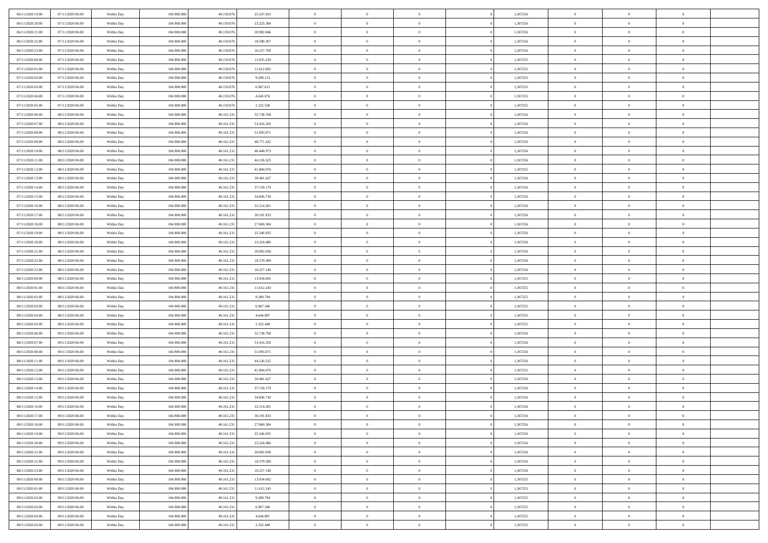| | | | | | | | | | | | | | | |
|---|---|---|---|---|---|---|---|---|---|---|---|---|---|---|
| 06/11/2020 19.00 | 07/11/2020 06.00 | Within Day | 104.900.000 | 49.159.076 | 25.547.923 | 0 | 0 | 0 | | 1,367256 | 0 | 0 | 0 | |
| 06/11/2020 20.00 | 07/11/2020 06.00 | Within Day | 104.900.000 | 49.159.076 | 23.225.384 | 0 | 0 | 0 | | 1,367256 | 0 | 0 | 0 | |
| 06/11/2020 21.00 | 07/11/2020 06.00 | Within Day | 104.900.000 | 49.159.076 | 20.902.846 | 0 | 0 | 0 | | 1,367256 | 0 | 0 | 0 | |
| 06/11/2020 22.00 | 07/11/2020 06.00 | Within Day | 104.900.000 | 49.159.076 | 18.580.307 | 0 | 0 | 0 | | 1,367256 | 0 | 0 | 0 | |
| 06/11/2020 23.00 | 07/11/2020 06.00 | Within Day | 104.900.000 | 49.159.076 | 16.257.769 | 0 | 0 | 0 | | 1,367256 | 0 | 0 | 0 | |
| 07/11/2020 00.00 | 07/11/2020 06.00 | Within Day | 104.900.000 | 49.159.076 | 13.935.230 | 0 | 0 | 0 | | 1,367255 | 0 | 0 | 0 | |
| 07/11/2020 01.00 | 07/11/2020 06.00 | Within Day | 104.900.000 | 49.159.076 | 11.612.692 | 0 | 0 | 0 | | 1,367255 | 0 | 0 | 0 | |
| 07/11/2020 02.00 | 07/11/2020 06.00 | Within Day | 104.900.000 | 49.159.076 | 9.290.153 | 0 | 0 | 0 | | 1,367255 | 0 | 0 | 0 | |
| 07/11/2020 03.00 | 07/11/2020 06.00 | Within Day | 104.900.000 | 49.159.076 | 6.967.615 | 0 | 0 | 0 | | 1,367255 | 0 | 0 | 0 | |
| 07/11/2020 04.00 | 07/11/2020 06.00 | Within Day | 104.900.000 | 49.159.076 | 4.645.076 | 0 | 0 | 0 | | 1,367255 | 0 | 0 | 0 | |
| 07/11/2020 05.00 | 07/11/2020 06.00 | Within Day | 104.900.000 | 49.159.076 | 2.322.538 | 0 | 0 | 0 | | 1,367255 | 0 | 0 | 0 | |
| 07/11/2020 06.00 | 08/11/2020 06.00 | Within Day | 104.900.000 | 49.161.231 | 55.738.768 | 0 | 0 | 0 | | 1,367256 | 0 | 0 | 0 | |
| 07/11/2020 07.00 | 08/11/2020 06.00 | Within Day | 104.900.000 | 49.161.231 | 53.416.320 | 0 | 0 | 0 | | 1,367256 | 0 | 0 | 0 | |
| 07/11/2020 08.00 | 08/11/2020 06.00 | Within Day | 104.900.000 | 49.161.231 | 51.093.871 | 0 | 0 | 0 | | 1,367256 | 0 | 0 | 0 | |
| 07/11/2020 09.00 | 08/11/2020 06.00 | Within Day | 104.900.000 | 49.161.231 | 48.771.422 | 0 | 0 | 0 | | 1,367256 | 0 | 0 | 0 | |
| 07/11/2020 10.00 | 08/11/2020 06.00 | Within Day | 104.900.000 | 49.161.231 | 46.448.973 | 0 | 0 | 0 | | 1,367256 | 0 | 0 | 0 | |
| 07/11/2020 11.00 | 08/11/2020 06.00 | Within Day | 104.900.000 | 49.161.231 | 44.126.525 | 0 | 0 | 0 | | 1,367256 | 0 | 0 | 0 | |
| 07/11/2020 12.00 | 08/11/2020 06.00 | Within Day | 104.900.000 | 49.161.231 | 41.804.076 | 0 | 0 | 0 | | 1,367255 | 0 | 0 | 0 | |
| 07/11/2020 13.00 | 08/11/2020 06.00 | Within Day | 104.900.000 | 49.161.231 | 39.481.627 | 0 | 0 | 0 | | 1,367256 | 0 | 0 | 0 | |
| 07/11/2020 14.00 | 08/11/2020 06.00 | Within Day | 104.900.000 | 49.161.231 | 37.159.179 | 0 | 0 | 0 | | 1,367256 | 0 | 0 | 0 | |
| 07/11/2020 15.00 | 08/11/2020 06.00 | Within Day | 104.900.000 | 49.161.231 | 34.836.730 | 0 | 0 | 0 | | 1,367256 | 0 | 0 | 0 | |
| 07/11/2020 16.00 | 08/11/2020 06.00 | Within Day | 104.900.000 | 49.161.231 | 32.514.281 | 0 | 0 | 0 | | 1,367256 | 0 | 0 | 0 | |
| 07/11/2020 17.00 | 08/11/2020 06.00 | Within Day | 104.900.000 | 49.161.231 | 30.191.833 | 0 | 0 | 0 | | 1,367256 | 0 | 0 | 0 | |
| 07/11/2020 18.00 | 08/11/2020 06.00 | Within Day | 104.900.000 | 49.161.231 | 27.869.384 | 0 | 0 | 0 | | 1,367256 | 0 | 0 | 0 | |
| 07/11/2020 19.00 | 08/11/2020 06.00 | Within Day | 104.900.000 | 49.161.231 | 25.546.935 | 0 | 0 | 0 | | 1,367256 | 0 | 0 | 0 | |
| 07/11/2020 20.00 | 08/11/2020 06.00 | Within Day | 104.900.000 | 49.161.231 | 23.224.486 | 0 | 0 | 0 | | 1,367256 | 0 | 0 | 0 | |
| 07/11/2020 21.00 | 08/11/2020 06.00 | Within Day | 104.900.000 | 49.161.231 | 20.902.038 | 0 | 0 | 0 | | 1,367256 | 0 | 0 | 0 | |
| 07/11/2020 22.00 | 08/11/2020 06.00 | Within Day | 104.900.000 | 49.161.231 | 18.579.589 | 0 | 0 | 0 | | 1,367256 | 0 | 0 | 0 | |
| 07/11/2020 23.00 | 08/11/2020 06.00 | Within Day | 104.900.000 | 49.161.231 | 16.257.140 | 0 | 0 | 0 | | 1,367256 | 0 | 0 | 0 | |
| 08/11/2020 00.00 | 08/11/2020 06.00 | Within Day | 104.900.000 | 49.161.231 | 13.934.692 | 0 | 0 | 0 | | 1,367255 | 0 | 0 | 0 | |
| 08/11/2020 01.00 | 08/11/2020 06.00 | Within Day | 104.900.000 | 49.161.231 | 11.612.243 | 0 | 0 | 0 | | 1,367255 | 0 | 0 | 0 | |
| 08/11/2020 02.00 | 08/11/2020 06.00 | Within Day | 104.900.000 | 49.161.231 | 9.289.794 | 0 | 0 | 0 | | 1,367255 | 0 | 0 | 0 | |
| 08/11/2020 03.00 | 08/11/2020 06.00 | Within Day | 104.900.000 | 49.161.231 | 6.967.346 | 0 | 0 | 0 | | 1,367255 | 0 | 0 | 0 | |
| 08/11/2020 04.00 | 08/11/2020 06.00 | Within Day | 104.900.000 | 49.161.231 | 4.644.897 | 0 | 0 | 0 | | 1,367255 | 0 | 0 | 0 | |
| 08/11/2020 05.00 | 08/11/2020 06.00 | Within Day | 104.900.000 | 49.161.231 | 2.322.448 | 0 | 0 | 0 | | 1,367255 | 0 | 0 | 0 | |
| 08/11/2020 06.00 | 09/11/2020 06.00 | Within Day | 104.900.000 | 49.161.231 | 55.738.768 | 0 | 0 | 0 | | 1,367256 | 0 | 0 | 0 | |
| 08/11/2020 07.00 | 09/11/2020 06.00 | Within Day | 104.900.000 | 49.161.231 | 53.416.320 | 0 | 0 | 0 | | 1,367256 | 0 | 0 | 0 | |
| 08/11/2020 08.00 | 09/11/2020 06.00 | Within Day | 104.900.000 | 49.161.231 | 51.093.871 | 0 | 0 | 0 | | 1,367256 | 0 | 0 | 0 | |
| 08/11/2020 11.00 | 09/11/2020 06.00 | Within Day | 104.900.000 | 49.161.231 | 44.126.525 | 0 | 0 | 0 | | 1,367256 | 0 | 0 | 0 | |
| 08/11/2020 12.00 | 09/11/2020 06.00 | Within Day | 104.900.000 | 49.161.231 | 41.804.076 | 0 | 0 | 0 | | 1,367255 | 0 | 0 | 0 | |
| 08/11/2020 13.00 | 09/11/2020 06.00 | Within Day | 104.900.000 | 49.161.231 | 39.481.627 | 0 | 0 | 0 | | 1,367256 | 0 | 0 | 0 | |
| 08/11/2020 14.00 | 09/11/2020 06.00 | Within Day | 104.900.000 | 49.161.231 | 37.159.179 | 0 | 0 | 0 | | 1,367256 | 0 | 0 | 0 | |
| 08/11/2020 15.00 | 09/11/2020 06.00 | Within Day | 104.900.000 | 49.161.231 | 34.836.730 | 0 | 0 | 0 | | 1,367256 | 0 | 0 | 0 | |
| 08/11/2020 16.00 | 09/11/2020 06.00 | Within Day | 104.900.000 | 49.161.231 | 32.514.281 | 0 | 0 | 0 | | 1,367256 | 0 | 0 | 0 | |
| 08/11/2020 17.00 | 09/11/2020 06.00 | Within Day | 104.900.000 | 49.161.231 | 30.191.833 | 0 | 0 | 0 | | 1,367256 | 0 | 0 | 0 | |
| 08/11/2020 18.00 | 09/11/2020 06.00 | Within Day | 104.900.000 | 49.161.231 | 27.869.384 | 0 | 0 | 0 | | 1,367256 | 0 | 0 | 0 | |
| 08/11/2020 19.00 | 09/11/2020 06.00 | Within Day | 104.900.000 | 49.161.231 | 25.546.935 | 0 | 0 | 0 | | 1,367256 | 0 | 0 | 0 | |
| 08/11/2020 20.00 | 09/11/2020 06.00 | Within Day | 104.900.000 | 49.161.231 | 23.224.486 | 0 | 0 | 0 | | 1,367256 | 0 | 0 | 0 | |
| 08/11/2020 21.00 | 09/11/2020 06.00 | Within Day | 104.900.000 | 49.161.231 | 20.902.038 | 0 | 0 | 0 | | 1,367256 | 0 | 0 | 0 | |
| 08/11/2020 22.00 | 09/11/2020 06.00 | Within Day | 104.900.000 | 49.161.231 | 18.579.589 | 0 | 0 | 0 | | 1,367256 | 0 | 0 | 0 | |
| 08/11/2020 23.00 | 09/11/2020 06.00 | Within Day | 104.900.000 | 49.161.231 | 16.257.140 | 0 | 0 | 0 | | 1,367256 | 0 | 0 | 0 | |
| 09/11/2020 00.00 | 09/11/2020 06.00 | Within Day | 104.900.000 | 49.161.231 | 13.934.692 | 0 | 0 | 0 | | 1,367255 | 0 | 0 | 0 | |
| 09/11/2020 01.00 | 09/11/2020 06.00 | Within Day | 104.900.000 | 49.161.231 | 11.612.243 | 0 | 0 | 0 | | 1,367255 | 0 | 0 | 0 | |
| 09/11/2020 02.00 | 09/11/2020 06.00 | Within Day | 104.900.000 | 49.161.231 | 9.289.794 | 0 | 0 | 0 | | 1,367255 | 0 | 0 | 0 | |
| 09/11/2020 03.00 | 09/11/2020 06.00 | Within Day | 104.900.000 | 49.161.231 | 6.967.346 | 0 | 0 | 0 | | 1,367255 | 0 | 0 | 0 | |
| 09/11/2020 04.00 | 09/11/2020 06.00 | Within Day | 104.900.000 | 49.161.231 | 4.644.897 | 0 | 0 | 0 | | 1,367255 | 0 | 0 | 0 | |
| 09/11/2020 05.00 | 09/11/2020 06.00 | Within Day | 104.900.000 | 49.161.231 | 2.322.448 | 0 | 0 | 0 | | 1,367255 | 0 | 0 | 0 | |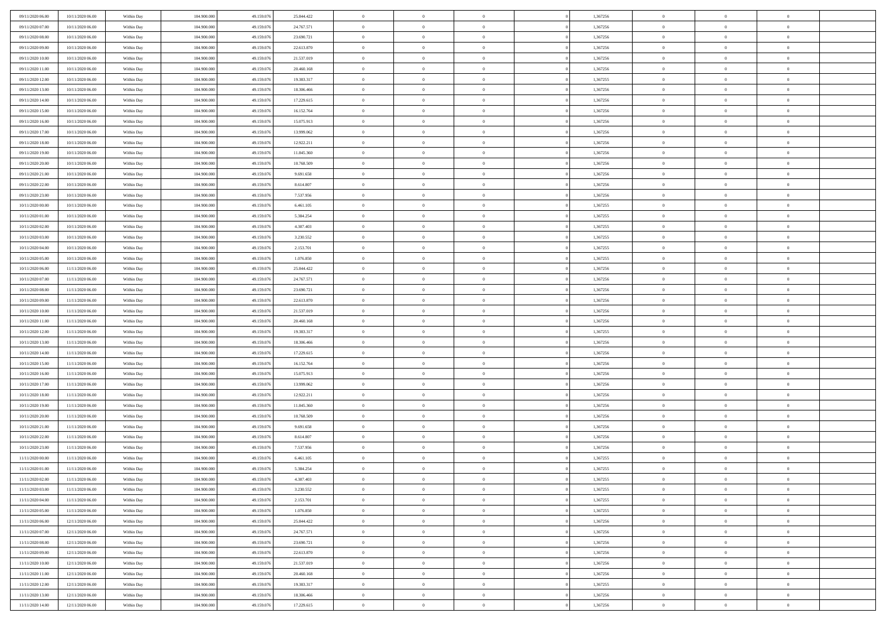| | | | | | | | | | | | | | | |
|---|---|---|---|---|---|---|---|---|---|---|---|---|---|---|
| 09/11/2020 06.00 | 10/11/2020 06.00 | Within Day | 104.900.000 | 49.159.076 | 25.844.422 | 0 | 0 | 0 | 0 | 1,367256 | 0 | 0 | 0 | |
| 09/11/2020 07.00 | 10/11/2020 06.00 | Within Day | 104.900.000 | 49.159.076 | 24.767.571 | 0 | 0 | 0 | 0 | 1,367256 | 0 | 0 | 0 | |
| 09/11/2020 08.00 | 10/11/2020 06.00 | Within Day | 104.900.000 | 49.159.076 | 23.690.721 | 0 | 0 | 0 | 0 | 1,367256 | 0 | 0 | 0 | |
| 09/11/2020 09.00 | 10/11/2020 06.00 | Within Day | 104.900.000 | 49.159.076 | 22.613.870 | 0 | 0 | 0 | 0 | 1,367256 | 0 | 0 | 0 | |
| 09/11/2020 10.00 | 10/11/2020 06.00 | Within Day | 104.900.000 | 49.159.076 | 21.537.019 | 0 | 0 | 0 | 0 | 1,367256 | 0 | 0 | 0 | |
| 09/11/2020 11.00 | 10/11/2020 06.00 | Within Day | 104.900.000 | 49.159.076 | 20.460.168 | 0 | 0 | 0 | 0 | 1,367256 | 0 | 0 | 0 | |
| 09/11/2020 12.00 | 10/11/2020 06.00 | Within Day | 104.900.000 | 49.159.076 | 19.383.317 | 0 | 0 | 0 | 0 | 1,367255 | 0 | 0 | 0 | |
| 09/11/2020 13.00 | 10/11/2020 06.00 | Within Day | 104.900.000 | 49.159.076 | 18.306.466 | 0 | 0 | 0 | 0 | 1,367256 | 0 | 0 | 0 | |
| 09/11/2020 14.00 | 10/11/2020 06.00 | Within Day | 104.900.000 | 49.159.076 | 17.229.615 | 0 | 0 | 0 | 0 | 1,367256 | 0 | 0 | 0 | |
| 09/11/2020 15.00 | 10/11/2020 06.00 | Within Day | 104.900.000 | 49.159.076 | 16.152.764 | 0 | 0 | 0 | 0 | 1,367256 | 0 | 0 | 0 | |
| 09/11/2020 16.00 | 10/11/2020 06.00 | Within Day | 104.900.000 | 49.159.076 | 15.075.913 | 0 | 0 | 0 | 0 | 1,367256 | 0 | 0 | 0 | |
| 09/11/2020 17.00 | 10/11/2020 06.00 | Within Day | 104.900.000 | 49.159.076 | 13.999.062 | 0 | 0 | 0 | 0 | 1,367256 | 0 | 0 | 0 | |
| 09/11/2020 18.00 | 10/11/2020 06.00 | Within Day | 104.900.000 | 49.159.076 | 12.922.211 | 0 | 0 | 0 | 0 | 1,367256 | 0 | 0 | 0 | |
| 09/11/2020 19.00 | 10/11/2020 06.00 | Within Day | 104.900.000 | 49.159.076 | 11.845.360 | 0 | 0 | 0 | 0 | 1,367256 | 0 | 0 | 0 | |
| 09/11/2020 20.00 | 10/11/2020 06.00 | Within Day | 104.900.000 | 49.159.076 | 10.768.509 | 0 | 0 | 0 | 0 | 1,367256 | 0 | 0 | 0 | |
| 09/11/2020 21.00 | 10/11/2020 06.00 | Within Day | 104.900.000 | 49.159.076 | 9.691.658 | 0 | 0 | 0 | 0 | 1,367256 | 0 | 0 | 0 | |
| 09/11/2020 22.00 | 10/11/2020 06.00 | Within Day | 104.900.000 | 49.159.076 | 8.614.807 | 0 | 0 | 0 | 0 | 1,367256 | 0 | 0 | 0 | |
| 09/11/2020 23.00 | 10/11/2020 06.00 | Within Day | 104.900.000 | 49.159.076 | 7.537.956 | 0 | 0 | 0 | 0 | 1,367256 | 0 | 0 | 0 | |
| 10/11/2020 00.00 | 10/11/2020 06.00 | Within Day | 104.900.000 | 49.159.076 | 6.461.105 | 0 | 0 | 0 | 0 | 1,367255 | 0 | 0 | 0 | |
| 10/11/2020 01.00 | 10/11/2020 06.00 | Within Day | 104.900.000 | 49.159.076 | 5.384.254 | 0 | 0 | 0 | 0 | 1,367255 | 0 | 0 | 0 | |
| 10/11/2020 02.00 | 10/11/2020 06.00 | Within Day | 104.900.000 | 49.159.076 | 4.307.403 | 0 | 0 | 0 | 0 | 1,367255 | 0 | 0 | 0 | |
| 10/11/2020 03.00 | 10/11/2020 06.00 | Within Day | 104.900.000 | 49.159.076 | 3.230.552 | 0 | 0 | 0 | 0 | 1,367255 | 0 | 0 | 0 | |
| 10/11/2020 04.00 | 10/11/2020 06.00 | Within Day | 104.900.000 | 49.159.076 | 2.153.701 | 0 | 0 | 0 | 0 | 1,367255 | 0 | 0 | 0 | |
| 10/11/2020 05.00 | 10/11/2020 06.00 | Within Day | 104.900.000 | 49.159.076 | 1.076.850 | 0 | 0 | 0 | 0 | 1,367255 | 0 | 0 | 0 | |
| 10/11/2020 06.00 | 11/11/2020 06.00 | Within Day | 104.900.000 | 49.159.076 | 25.844.422 | 0 | 0 | 0 | 0 | 1,367256 | 0 | 0 | 0 | |
| 10/11/2020 07.00 | 11/11/2020 06.00 | Within Day | 104.900.000 | 49.159.076 | 24.767.571 | 0 | 0 | 0 | 0 | 1,367256 | 0 | 0 | 0 | |
| 10/11/2020 08.00 | 11/11/2020 06.00 | Within Day | 104.900.000 | 49.159.076 | 23.690.721 | 0 | 0 | 0 | 0 | 1,367256 | 0 | 0 | 0 | |
| 10/11/2020 09.00 | 11/11/2020 06.00 | Within Day | 104.900.000 | 49.159.076 | 22.613.870 | 0 | 0 | 0 | 0 | 1,367256 | 0 | 0 | 0 | |
| 10/11/2020 10.00 | 11/11/2020 06.00 | Within Day | 104.900.000 | 49.159.076 | 21.537.019 | 0 | 0 | 0 | 0 | 1,367256 | 0 | 0 | 0 | |
| 10/11/2020 11.00 | 11/11/2020 06.00 | Within Day | 104.900.000 | 49.159.076 | 20.460.168 | 0 | 0 | 0 | 0 | 1,367256 | 0 | 0 | 0 | |
| 10/11/2020 12.00 | 11/11/2020 06.00 | Within Day | 104.900.000 | 49.159.076 | 19.383.317 | 0 | 0 | 0 | 0 | 1,367255 | 0 | 0 | 0 | |
| 10/11/2020 13.00 | 11/11/2020 06.00 | Within Day | 104.900.000 | 49.159.076 | 18.306.466 | 0 | 0 | 0 | 0 | 1,367256 | 0 | 0 | 0 | |
| 10/11/2020 14.00 | 11/11/2020 06.00 | Within Day | 104.900.000 | 49.159.076 | 17.229.615 | 0 | 0 | 0 | 0 | 1,367256 | 0 | 0 | 0 | |
| 10/11/2020 15.00 | 11/11/2020 06.00 | Within Day | 104.900.000 | 49.159.076 | 16.152.764 | 0 | 0 | 0 | 0 | 1,367256 | 0 | 0 | 0 | |
| 10/11/2020 16.00 | 11/11/2020 06.00 | Within Day | 104.900.000 | 49.159.076 | 15.075.913 | 0 | 0 | 0 | 0 | 1,367256 | 0 | 0 | 0 | |
| 10/11/2020 17.00 | 11/11/2020 06.00 | Within Day | 104.900.000 | 49.159.076 | 13.999.062 | 0 | 0 | 0 | 0 | 1,367256 | 0 | 0 | 0 | |
| 10/11/2020 18.00 | 11/11/2020 06.00 | Within Day | 104.900.000 | 49.159.076 | 12.922.211 | 0 | 0 | 0 | 0 | 1,367256 | 0 | 0 | 0 | |
| 10/11/2020 19.00 | 11/11/2020 06.00 | Within Day | 104.900.000 | 49.159.076 | 11.845.360 | 0 | 0 | 0 | 0 | 1,367256 | 0 | 0 | 0 | |
| 10/11/2020 20.00 | 11/11/2020 06.00 | Within Day | 104.900.000 | 49.159.076 | 10.768.509 | 0 | 0 | 0 | 0 | 1,367256 | 0 | 0 | 0 | |
| 10/11/2020 21.00 | 11/11/2020 06.00 | Within Day | 104.900.000 | 49.159.076 | 9.691.658 | 0 | 0 | 0 | 0 | 1,367256 | 0 | 0 | 0 | |
| 10/11/2020 22.00 | 11/11/2020 06.00 | Within Day | 104.900.000 | 49.159.076 | 8.614.807 | 0 | 0 | 0 | 0 | 1,367256 | 0 | 0 | 0 | |
| 10/11/2020 23.00 | 11/11/2020 06.00 | Within Day | 104.900.000 | 49.159.076 | 7.537.956 | 0 | 0 | 0 | 0 | 1,367256 | 0 | 0 | 0 | |
| 11/11/2020 00.00 | 11/11/2020 06.00 | Within Day | 104.900.000 | 49.159.076 | 6.461.105 | 0 | 0 | 0 | 0 | 1,367255 | 0 | 0 | 0 | |
| 11/11/2020 01.00 | 11/11/2020 06.00 | Within Day | 104.900.000 | 49.159.076 | 5.384.254 | 0 | 0 | 0 | 0 | 1,367255 | 0 | 0 | 0 | |
| 11/11/2020 02.00 | 11/11/2020 06.00 | Within Day | 104.900.000 | 49.159.076 | 4.307.403 | 0 | 0 | 0 | 0 | 1,367255 | 0 | 0 | 0 | |
| 11/11/2020 03.00 | 11/11/2020 06.00 | Within Day | 104.900.000 | 49.159.076 | 3.230.552 | 0 | 0 | 0 | 0 | 1,367255 | 0 | 0 | 0 | |
| 11/11/2020 04.00 | 11/11/2020 06.00 | Within Day | 104.900.000 | 49.159.076 | 2.153.701 | 0 | 0 | 0 | 0 | 1,367255 | 0 | 0 | 0 | |
| 11/11/2020 05.00 | 11/11/2020 06.00 | Within Day | 104.900.000 | 49.159.076 | 1.076.850 | 0 | 0 | 0 | 0 | 1,367255 | 0 | 0 | 0 | |
| 11/11/2020 06.00 | 12/11/2020 06.00 | Within Day | 104.900.000 | 49.159.076 | 25.844.422 | 0 | 0 | 0 | 0 | 1,367256 | 0 | 0 | 0 | |
| 11/11/2020 07.00 | 12/11/2020 06.00 | Within Day | 104.900.000 | 49.159.076 | 24.767.571 | 0 | 0 | 0 | 0 | 1,367256 | 0 | 0 | 0 | |
| 11/11/2020 08.00 | 12/11/2020 06.00 | Within Day | 104.900.000 | 49.159.076 | 23.690.721 | 0 | 0 | 0 | 0 | 1,367256 | 0 | 0 | 0 | |
| 11/11/2020 09.00 | 12/11/2020 06.00 | Within Day | 104.900.000 | 49.159.076 | 22.613.870 | 0 | 0 | 0 | 0 | 1,367256 | 0 | 0 | 0 | |
| 11/11/2020 10.00 | 12/11/2020 06.00 | Within Day | 104.900.000 | 49.159.076 | 21.537.019 | 0 | 0 | 0 | 0 | 1,367256 | 0 | 0 | 0 | |
| 11/11/2020 11.00 | 12/11/2020 06.00 | Within Day | 104.900.000 | 49.159.076 | 20.460.168 | 0 | 0 | 0 | 0 | 1,367256 | 0 | 0 | 0 | |
| 11/11/2020 12.00 | 12/11/2020 06.00 | Within Day | 104.900.000 | 49.159.076 | 19.383.317 | 0 | 0 | 0 | 0 | 1,367255 | 0 | 0 | 0 | |
| 11/11/2020 13.00 | 12/11/2020 06.00 | Within Day | 104.900.000 | 49.159.076 | 18.306.466 | 0 | 0 | 0 | 0 | 1,367256 | 0 | 0 | 0 | |
| 11/11/2020 14.00 | 12/11/2020 06.00 | Within Day | 104.900.000 | 49.159.076 | 17.229.615 | 0 | 0 | 0 | 0 | 1,367256 | 0 | 0 | 0 | |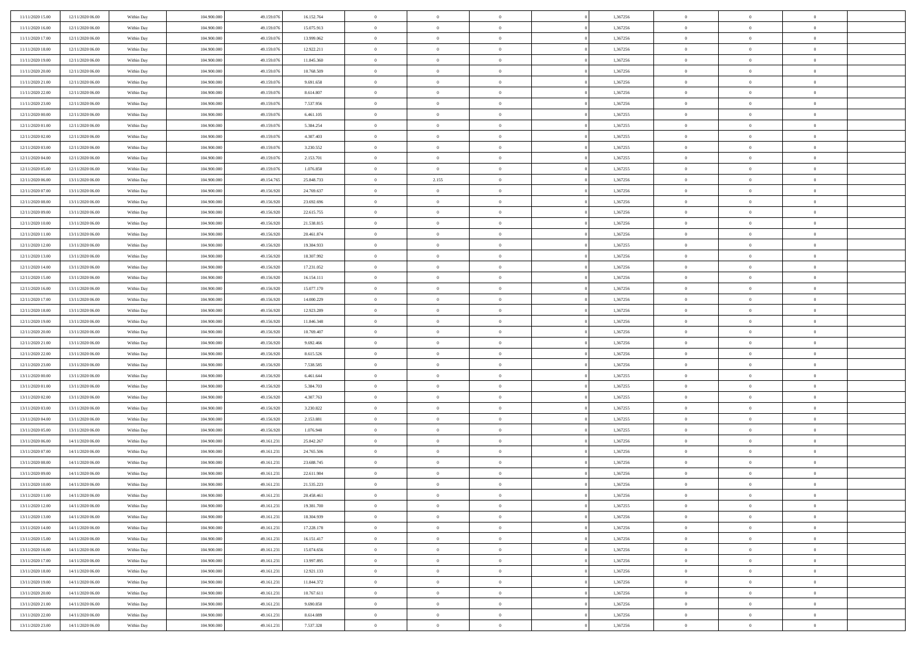| | | | | | | | | | | | | | | |
|---|---|---|---|---|---|---|---|---|---|---|---|---|---|---|
| 11/11/2020 15.00 | 12/11/2020 06.00 | Within Day | 104.900.000 | 49.159.076 | 16.152.764 | 0 | 0 | 0 | | 1,367256 | 0 | 0 | 0 | |
| 11/11/2020 16.00 | 12/11/2020 06.00 | Within Day | 104.900.000 | 49.159.076 | 15.075.913 | 0 | 0 | 0 | | 1,367256 | 0 | 0 | 0 | |
| 11/11/2020 17.00 | 12/11/2020 06.00 | Within Day | 104.900.000 | 49.159.076 | 13.999.062 | 0 | 0 | 0 | | 1,367256 | 0 | 0 | 0 | |
| 11/11/2020 18.00 | 12/11/2020 06.00 | Within Day | 104.900.000 | 49.159.076 | 12.922.211 | 0 | 0 | 0 | | 1,367256 | 0 | 0 | 0 | |
| 11/11/2020 19.00 | 12/11/2020 06.00 | Within Day | 104.900.000 | 49.159.076 | 11.845.360 | 0 | 0 | 0 | | 1,367256 | 0 | 0 | 0 | |
| 11/11/2020 20.00 | 12/11/2020 06.00 | Within Day | 104.900.000 | 49.159.076 | 10.768.509 | 0 | 0 | 0 | | 1,367256 | 0 | 0 | 0 | |
| 11/11/2020 21.00 | 12/11/2020 06.00 | Within Day | 104.900.000 | 49.159.076 | 9.691.658 | 0 | 0 | 0 | | 1,367256 | 0 | 0 | 0 | |
| 11/11/2020 22.00 | 12/11/2020 06.00 | Within Day | 104.900.000 | 49.159.076 | 8.614.807 | 0 | 0 | 0 | | 1,367256 | 0 | 0 | 0 | |
| 11/11/2020 23.00 | 12/11/2020 06.00 | Within Day | 104.900.000 | 49.159.076 | 7.537.956 | 0 | 0 | 0 | | 1,367256 | 0 | 0 | 0 | |
| 12/11/2020 00.00 | 12/11/2020 06.00 | Within Day | 104.900.000 | 49.159.076 | 6.461.105 | 0 | 0 | 0 | | 1,367255 | 0 | 0 | 0 | |
| 12/11/2020 01.00 | 12/11/2020 06.00 | Within Day | 104.900.000 | 49.159.076 | 5.384.254 | 0 | 0 | 0 | | 1,367255 | 0 | 0 | 0 | |
| 12/11/2020 02.00 | 12/11/2020 06.00 | Within Day | 104.900.000 | 49.159.076 | 4.307.403 | 0 | 0 | 0 | | 1,367255 | 0 | 0 | 0 | |
| 12/11/2020 03.00 | 12/11/2020 06.00 | Within Day | 104.900.000 | 49.159.076 | 3.230.552 | 0 | 0 | 0 | | 1,367255 | 0 | 0 | 0 | |
| 12/11/2020 04.00 | 12/11/2020 06.00 | Within Day | 104.900.000 | 49.159.076 | 2.153.701 | 0 | 0 | 0 | | 1,367255 | 0 | 0 | 0 | |
| 12/11/2020 05.00 | 12/11/2020 06.00 | Within Day | 104.900.000 | 49.159.076 | 1.076.850 | 0 | 0 | 0 | | 1,367255 | 0 | 0 | 0 | |
| 12/11/2020 06.00 | 13/11/2020 06.00 | Within Day | 104.900.000 | 49.154.765 | 25.848.733 | 0 | 2.155 | 0 | | 1,367256 | 0 | 0 | 0 | |
| 12/11/2020 07.00 | 13/11/2020 06.00 | Within Day | 104.900.000 | 49.156.920 | 24.769.637 | 0 | 0 | 0 | | 1,367256 | 0 | 0 | 0 | |
| 12/11/2020 08.00 | 13/11/2020 06.00 | Within Day | 104.900.000 | 49.156.920 | 23.692.696 | 0 | 0 | 0 | | 1,367256 | 0 | 0 | 0 | |
| 12/11/2020 09.00 | 13/11/2020 06.00 | Within Day | 104.900.000 | 49.156.920 | 22.615.755 | 0 | 0 | 0 | | 1,367256 | 0 | 0 | 0 | |
| 12/11/2020 10.00 | 13/11/2020 06.00 | Within Day | 104.900.000 | 49.156.920 | 21.538.815 | 0 | 0 | 0 | | 1,367256 | 0 | 0 | 0 | |
| 12/11/2020 11.00 | 13/11/2020 06.00 | Within Day | 104.900.000 | 49.156.920 | 20.461.874 | 0 | 0 | 0 | | 1,367256 | 0 | 0 | 0 | |
| 12/11/2020 12.00 | 13/11/2020 06.00 | Within Day | 104.900.000 | 49.156.920 | 19.384.933 | 0 | 0 | 0 | | 1,367255 | 0 | 0 | 0 | |
| 12/11/2020 13.00 | 13/11/2020 06.00 | Within Day | 104.900.000 | 49.156.920 | 18.307.992 | 0 | 0 | 0 | | 1,367256 | 0 | 0 | 0 | |
| 12/11/2020 14.00 | 13/11/2020 06.00 | Within Day | 104.900.000 | 49.156.920 | 17.231.052 | 0 | 0 | 0 | | 1,367256 | 0 | 0 | 0 | |
| 12/11/2020 15.00 | 13/11/2020 06.00 | Within Day | 104.900.000 | 49.156.920 | 16.154.111 | 0 | 0 | 0 | | 1,367256 | 0 | 0 | 0 | |
| 12/11/2020 16.00 | 13/11/2020 06.00 | Within Day | 104.900.000 | 49.156.920 | 15.077.170 | 0 | 0 | 0 | | 1,367256 | 0 | 0 | 0 | |
| 12/11/2020 17.00 | 13/11/2020 06.00 | Within Day | 104.900.000 | 49.156.920 | 14.000.229 | 0 | 0 | 0 | | 1,367256 | 0 | 0 | 0 | |
| 12/11/2020 18.00 | 13/11/2020 06.00 | Within Day | 104.900.000 | 49.156.920 | 12.923.289 | 0 | 0 | 0 | | 1,367256 | 0 | 0 | 0 | |
| 12/11/2020 19.00 | 13/11/2020 06.00 | Within Day | 104.900.000 | 49.156.920 | 11.846.348 | 0 | 0 | 0 | | 1,367256 | 0 | 0 | 0 | |
| 12/11/2020 20.00 | 13/11/2020 06.00 | Within Day | 104.900.000 | 49.156.920 | 10.769.407 | 0 | 0 | 0 | | 1,367256 | 0 | 0 | 0 | |
| 12/11/2020 21.00 | 13/11/2020 06.00 | Within Day | 104.900.000 | 49.156.920 | 9.692.466 | 0 | 0 | 0 | | 1,367256 | 0 | 0 | 0 | |
| 12/11/2020 22.00 | 13/11/2020 06.00 | Within Day | 104.900.000 | 49.156.920 | 8.615.526 | 0 | 0 | 0 | | 1,367256 | 0 | 0 | 0 | |
| 12/11/2020 23.00 | 13/11/2020 06.00 | Within Day | 104.900.000 | 49.156.920 | 7.538.585 | 0 | 0 | 0 | | 1,367256 | 0 | 0 | 0 | |
| 13/11/2020 00.00 | 13/11/2020 06.00 | Within Day | 104.900.000 | 49.156.920 | 6.461.644 | 0 | 0 | 0 | | 1,367255 | 0 | 0 | 0 | |
| 13/11/2020 01.00 | 13/11/2020 06.00 | Within Day | 104.900.000 | 49.156.920 | 5.384.703 | 0 | 0 | 0 | | 1,367255 | 0 | 0 | 0 | |
| 13/11/2020 02.00 | 13/11/2020 06.00 | Within Day | 104.900.000 | 49.156.920 | 4.307.763 | 0 | 0 | 0 | | 1,367255 | 0 | 0 | 0 | |
| 13/11/2020 03.00 | 13/11/2020 06.00 | Within Day | 104.900.000 | 49.156.920 | 3.230.822 | 0 | 0 | 0 | | 1,367255 | 0 | 0 | 0 | |
| 13/11/2020 04.00 | 13/11/2020 06.00 | Within Day | 104.900.000 | 49.156.920 | 2.153.881 | 0 | 0 | 0 | | 1,367255 | 0 | 0 | 0 | |
| 13/11/2020 05.00 | 13/11/2020 06.00 | Within Day | 104.900.000 | 49.156.920 | 1.076.940 | 0 | 0 | 0 | | 1,367255 | 0 | 0 | 0 | |
| 13/11/2020 06.00 | 14/11/2020 06.00 | Within Day | 104.900.000 | 49.161.231 | 25.842.267 | 0 | 0 | 0 | | 1,367256 | 0 | 0 | 0 | |
| 13/11/2020 07.00 | 14/11/2020 06.00 | Within Day | 104.900.000 | 49.161.231 | 24.765.506 | 0 | 0 | 0 | | 1,367256 | 0 | 0 | 0 | |
| 13/11/2020 08.00 | 14/11/2020 06.00 | Within Day | 104.900.000 | 49.161.231 | 23.688.745 | 0 | 0 | 0 | | 1,367256 | 0 | 0 | 0 | |
| 13/11/2020 09.00 | 14/11/2020 06.00 | Within Day | 104.900.000 | 49.161.231 | 22.611.984 | 0 | 0 | 0 | | 1,367256 | 0 | 0 | 0 | |
| 13/11/2020 10.00 | 14/11/2020 06.00 | Within Day | 104.900.000 | 49.161.231 | 21.535.223 | 0 | 0 | 0 | | 1,367256 | 0 | 0 | 0 | |
| 13/11/2020 11.00 | 14/11/2020 06.00 | Within Day | 104.900.000 | 49.161.231 | 20.458.461 | 0 | 0 | 0 | | 1,367256 | 0 | 0 | 0 | |
| 13/11/2020 12.00 | 14/11/2020 06.00 | Within Day | 104.900.000 | 49.161.231 | 19.381.700 | 0 | 0 | 0 | | 1,367255 | 0 | 0 | 0 | |
| 13/11/2020 13.00 | 14/11/2020 06.00 | Within Day | 104.900.000 | 49.161.231 | 18.304.939 | 0 | 0 | 0 | | 1,367256 | 0 | 0 | 0 | |
| 13/11/2020 14.00 | 14/11/2020 06.00 | Within Day | 104.900.000 | 49.161.231 | 17.228.178 | 0 | 0 | 0 | | 1,367256 | 0 | 0 | 0 | |
| 13/11/2020 15.00 | 14/11/2020 06.00 | Within Day | 104.900.000 | 49.161.231 | 16.151.417 | 0 | 0 | 0 | | 1,367256 | 0 | 0 | 0 | |
| 13/11/2020 16.00 | 14/11/2020 06.00 | Within Day | 104.900.000 | 49.161.231 | 15.074.656 | 0 | 0 | 0 | | 1,367256 | 0 | 0 | 0 | |
| 13/11/2020 17.00 | 14/11/2020 06.00 | Within Day | 104.900.000 | 49.161.231 | 13.997.895 | 0 | 0 | 0 | | 1,367256 | 0 | 0 | 0 | |
| 13/11/2020 18.00 | 14/11/2020 06.00 | Within Day | 104.900.000 | 49.161.231 | 12.921.133 | 0 | 0 | 0 | | 1,367256 | 0 | 0 | 0 | |
| 13/11/2020 19.00 | 14/11/2020 06.00 | Within Day | 104.900.000 | 49.161.231 | 11.844.372 | 0 | 0 | 0 | | 1,367256 | 0 | 0 | 0 | |
| 13/11/2020 20.00 | 14/11/2020 06.00 | Within Day | 104.900.000 | 49.161.231 | 10.767.611 | 0 | 0 | 0 | | 1,367256 | 0 | 0 | 0 | |
| 13/11/2020 21.00 | 14/11/2020 06.00 | Within Day | 104.900.000 | 49.161.231 | 9.690.850 | 0 | 0 | 0 | | 1,367256 | 0 | 0 | 0 | |
| 13/11/2020 22.00 | 14/11/2020 06.00 | Within Day | 104.900.000 | 49.161.231 | 8.614.089 | 0 | 0 | 0 | | 1,367256 | 0 | 0 | 0 | |
| 13/11/2020 23.00 | 14/11/2020 06.00 | Within Day | 104.900.000 | 49.161.231 | 7.537.328 | 0 | 0 | 0 | | 1,367256 | 0 | 0 | 0 | |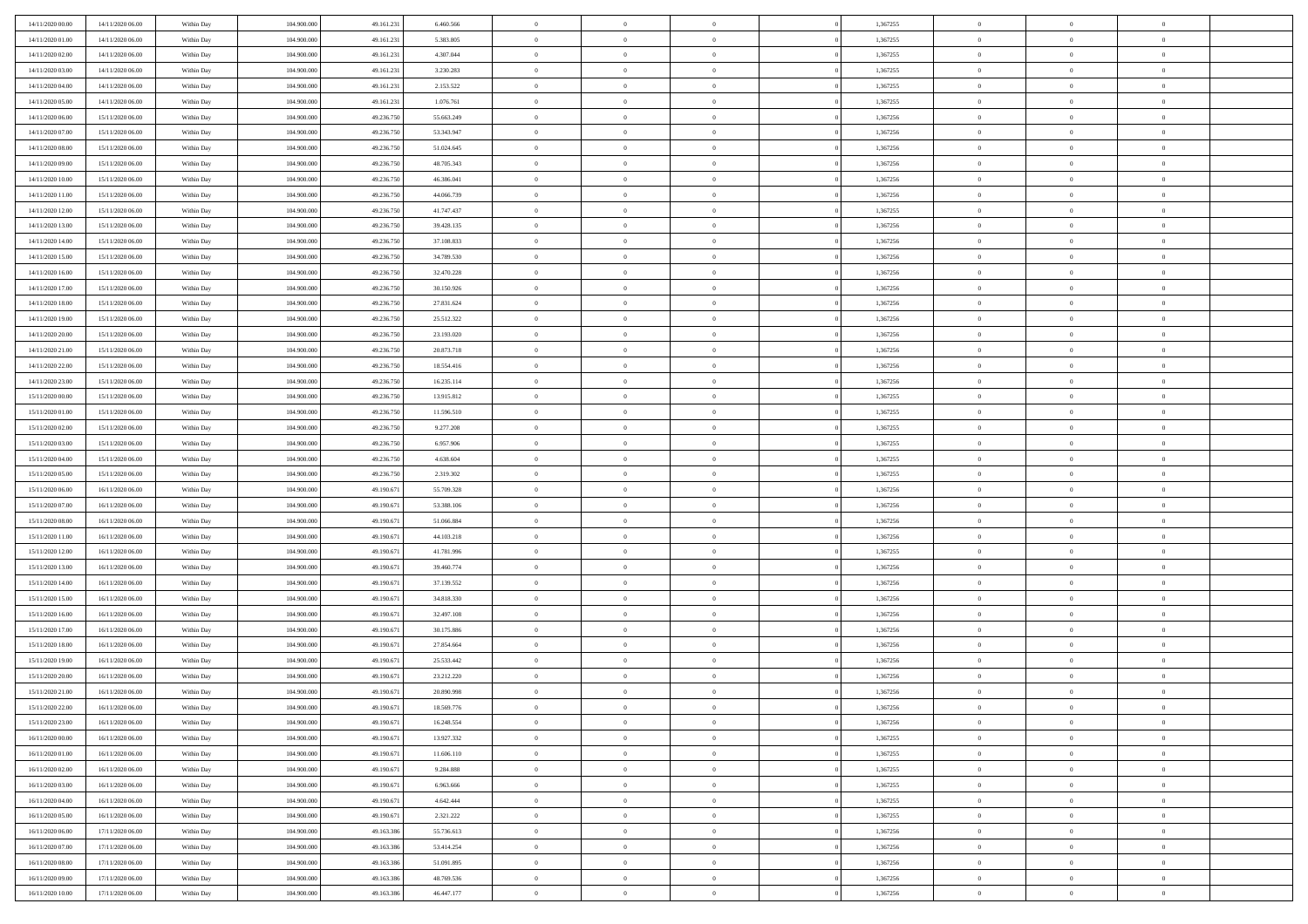| | | | | | | | | | | | | | | |
|---|---|---|---|---|---|---|---|---|---|---|---|---|---|---|
| 14/11/2020 00.00 | 14/11/2020 06.00 | Within Day | 104.900.000 | 49.161.231 | 6.460.566 | 0 | 0 | 0 | | 1,367255 | 0 | 0 | 0 | |
| 14/11/2020 01.00 | 14/11/2020 06.00 | Within Day | 104.900.000 | 49.161.231 | 5.383.805 | 0 | 0 | 0 | | 1,367255 | 0 | 0 | 0 | |
| 14/11/2020 02.00 | 14/11/2020 06.00 | Within Day | 104.900.000 | 49.161.231 | 4.307.044 | 0 | 0 | 0 | | 1,367255 | 0 | 0 | 0 | |
| 14/11/2020 03.00 | 14/11/2020 06.00 | Within Day | 104.900.000 | 49.161.231 | 3.230.283 | 0 | 0 | 0 | | 1,367255 | 0 | 0 | 0 | |
| 14/11/2020 04.00 | 14/11/2020 06.00 | Within Day | 104.900.000 | 49.161.231 | 2.153.522 | 0 | 0 | 0 | | 1,367255 | 0 | 0 | 0 | |
| 14/11/2020 05.00 | 14/11/2020 06.00 | Within Day | 104.900.000 | 49.161.231 | 1.076.761 | 0 | 0 | 0 | | 1,367255 | 0 | 0 | 0 | |
| 14/11/2020 06.00 | 15/11/2020 06.00 | Within Day | 104.900.000 | 49.236.750 | 55.663.249 | 0 | 0 | 0 | | 1,367256 | 0 | 0 | 0 | |
| 14/11/2020 07.00 | 15/11/2020 06.00 | Within Day | 104.900.000 | 49.236.750 | 53.343.947 | 0 | 0 | 0 | | 1,367256 | 0 | 0 | 0 | |
| 14/11/2020 08.00 | 15/11/2020 06.00 | Within Day | 104.900.000 | 49.236.750 | 51.024.645 | 0 | 0 | 0 | | 1,367256 | 0 | 0 | 0 | |
| 14/11/2020 09.00 | 15/11/2020 06.00 | Within Day | 104.900.000 | 49.236.750 | 48.705.343 | 0 | 0 | 0 | | 1,367256 | 0 | 0 | 0 | |
| 14/11/2020 10.00 | 15/11/2020 06.00 | Within Day | 104.900.000 | 49.236.750 | 46.386.041 | 0 | 0 | 0 | | 1,367256 | 0 | 0 | 0 | |
| 14/11/2020 11.00 | 15/11/2020 06.00 | Within Day | 104.900.000 | 49.236.750 | 44.066.739 | 0 | 0 | 0 | | 1,367256 | 0 | 0 | 0 | |
| 14/11/2020 12.00 | 15/11/2020 06.00 | Within Day | 104.900.000 | 49.236.750 | 41.747.437 | 0 | 0 | 0 | | 1,367255 | 0 | 0 | 0 | |
| 14/11/2020 13.00 | 15/11/2020 06.00 | Within Day | 104.900.000 | 49.236.750 | 39.428.135 | 0 | 0 | 0 | | 1,367256 | 0 | 0 | 0 | |
| 14/11/2020 14.00 | 15/11/2020 06.00 | Within Day | 104.900.000 | 49.236.750 | 37.108.833 | 0 | 0 | 0 | | 1,367256 | 0 | 0 | 0 | |
| 14/11/2020 15.00 | 15/11/2020 06.00 | Within Day | 104.900.000 | 49.236.750 | 34.789.530 | 0 | 0 | 0 | | 1,367256 | 0 | 0 | 0 | |
| 14/11/2020 16.00 | 15/11/2020 06.00 | Within Day | 104.900.000 | 49.236.750 | 32.470.228 | 0 | 0 | 0 | | 1,367256 | 0 | 0 | 0 | |
| 14/11/2020 17.00 | 15/11/2020 06.00 | Within Day | 104.900.000 | 49.236.750 | 30.150.926 | 0 | 0 | 0 | | 1,367256 | 0 | 0 | 0 | |
| 14/11/2020 18.00 | 15/11/2020 06.00 | Within Day | 104.900.000 | 49.236.750 | 27.831.624 | 0 | 0 | 0 | | 1,367256 | 0 | 0 | 0 | |
| 14/11/2020 19.00 | 15/11/2020 06.00 | Within Day | 104.900.000 | 49.236.750 | 25.512.322 | 0 | 0 | 0 | | 1,367256 | 0 | 0 | 0 | |
| 14/11/2020 20.00 | 15/11/2020 06.00 | Within Day | 104.900.000 | 49.236.750 | 23.193.020 | 0 | 0 | 0 | | 1,367256 | 0 | 0 | 0 | |
| 14/11/2020 21.00 | 15/11/2020 06.00 | Within Day | 104.900.000 | 49.236.750 | 20.873.718 | 0 | 0 | 0 | | 1,367256 | 0 | 0 | 0 | |
| 14/11/2020 22.00 | 15/11/2020 06.00 | Within Day | 104.900.000 | 49.236.750 | 18.554.416 | 0 | 0 | 0 | | 1,367256 | 0 | 0 | 0 | |
| 14/11/2020 23.00 | 15/11/2020 06.00 | Within Day | 104.900.000 | 49.236.750 | 16.235.114 | 0 | 0 | 0 | | 1,367256 | 0 | 0 | 0 | |
| 15/11/2020 00.00 | 15/11/2020 06.00 | Within Day | 104.900.000 | 49.236.750 | 13.915.812 | 0 | 0 | 0 | | 1,367255 | 0 | 0 | 0 | |
| 15/11/2020 01.00 | 15/11/2020 06.00 | Within Day | 104.900.000 | 49.236.750 | 11.596.510 | 0 | 0 | 0 | | 1,367255 | 0 | 0 | 0 | |
| 15/11/2020 02.00 | 15/11/2020 06.00 | Within Day | 104.900.000 | 49.236.750 | 9.277.208 | 0 | 0 | 0 | | 1,367255 | 0 | 0 | 0 | |
| 15/11/2020 03.00 | 15/11/2020 06.00 | Within Day | 104.900.000 | 49.236.750 | 6.957.906 | 0 | 0 | 0 | | 1,367255 | 0 | 0 | 0 | |
| 15/11/2020 04.00 | 15/11/2020 06.00 | Within Day | 104.900.000 | 49.236.750 | 4.638.604 | 0 | 0 | 0 | | 1,367255 | 0 | 0 | 0 | |
| 15/11/2020 05.00 | 15/11/2020 06.00 | Within Day | 104.900.000 | 49.236.750 | 2.319.302 | 0 | 0 | 0 | | 1,367255 | 0 | 0 | 0 | |
| 15/11/2020 06.00 | 16/11/2020 06.00 | Within Day | 104.900.000 | 49.190.671 | 55.709.328 | 0 | 0 | 0 | | 1,367256 | 0 | 0 | 0 | |
| 15/11/2020 07.00 | 16/11/2020 06.00 | Within Day | 104.900.000 | 49.190.671 | 53.388.106 | 0 | 0 | 0 | | 1,367256 | 0 | 0 | 0 | |
| 15/11/2020 08.00 | 16/11/2020 06.00 | Within Day | 104.900.000 | 49.190.671 | 51.066.884 | 0 | 0 | 0 | | 1,367256 | 0 | 0 | 0 | |
| 15/11/2020 11.00 | 16/11/2020 06.00 | Within Day | 104.900.000 | 49.190.671 | 44.103.218 | 0 | 0 | 0 | | 1,367256 | 0 | 0 | 0 | |
| 15/11/2020 12.00 | 16/11/2020 06.00 | Within Day | 104.900.000 | 49.190.671 | 41.781.996 | 0 | 0 | 0 | | 1,367255 | 0 | 0 | 0 | |
| 15/11/2020 13.00 | 16/11/2020 06.00 | Within Day | 104.900.000 | 49.190.671 | 39.460.774 | 0 | 0 | 0 | | 1,367256 | 0 | 0 | 0 | |
| 15/11/2020 14.00 | 16/11/2020 06.00 | Within Day | 104.900.000 | 49.190.671 | 37.139.552 | 0 | 0 | 0 | | 1,367256 | 0 | 0 | 0 | |
| 15/11/2020 15.00 | 16/11/2020 06.00 | Within Day | 104.900.000 | 49.190.671 | 34.818.330 | 0 | 0 | 0 | | 1,367256 | 0 | 0 | 0 | |
| 15/11/2020 16.00 | 16/11/2020 06.00 | Within Day | 104.900.000 | 49.190.671 | 32.497.108 | 0 | 0 | 0 | | 1,367256 | 0 | 0 | 0 | |
| 15/11/2020 17.00 | 16/11/2020 06.00 | Within Day | 104.900.000 | 49.190.671 | 30.175.886 | 0 | 0 | 0 | | 1,367256 | 0 | 0 | 0 | |
| 15/11/2020 18.00 | 16/11/2020 06.00 | Within Day | 104.900.000 | 49.190.671 | 27.854.664 | 0 | 0 | 0 | | 1,367256 | 0 | 0 | 0 | |
| 15/11/2020 19.00 | 16/11/2020 06.00 | Within Day | 104.900.000 | 49.190.671 | 25.533.442 | 0 | 0 | 0 | | 1,367256 | 0 | 0 | 0 | |
| 15/11/2020 20.00 | 16/11/2020 06.00 | Within Day | 104.900.000 | 49.190.671 | 23.212.220 | 0 | 0 | 0 | | 1,367256 | 0 | 0 | 0 | |
| 15/11/2020 21.00 | 16/11/2020 06.00 | Within Day | 104.900.000 | 49.190.671 | 20.890.998 | 0 | 0 | 0 | | 1,367256 | 0 | 0 | 0 | |
| 15/11/2020 22.00 | 16/11/2020 06.00 | Within Day | 104.900.000 | 49.190.671 | 18.569.776 | 0 | 0 | 0 | | 1,367256 | 0 | 0 | 0 | |
| 15/11/2020 23.00 | 16/11/2020 06.00 | Within Day | 104.900.000 | 49.190.671 | 16.248.554 | 0 | 0 | 0 | | 1,367256 | 0 | 0 | 0 | |
| 16/11/2020 00.00 | 16/11/2020 06.00 | Within Day | 104.900.000 | 49.190.671 | 13.927.332 | 0 | 0 | 0 | | 1,367255 | 0 | 0 | 0 | |
| 16/11/2020 01.00 | 16/11/2020 06.00 | Within Day | 104.900.000 | 49.190.671 | 11.606.110 | 0 | 0 | 0 | | 1,367255 | 0 | 0 | 0 | |
| 16/11/2020 02.00 | 16/11/2020 06.00 | Within Day | 104.900.000 | 49.190.671 | 9.284.888 | 0 | 0 | 0 | | 1,367255 | 0 | 0 | 0 | |
| 16/11/2020 03.00 | 16/11/2020 06.00 | Within Day | 104.900.000 | 49.190.671 | 6.963.666 | 0 | 0 | 0 | | 1,367255 | 0 | 0 | 0 | |
| 16/11/2020 04.00 | 16/11/2020 06.00 | Within Day | 104.900.000 | 49.190.671 | 4.642.444 | 0 | 0 | 0 | | 1,367255 | 0 | 0 | 0 | |
| 16/11/2020 05.00 | 16/11/2020 06.00 | Within Day | 104.900.000 | 49.190.671 | 2.321.222 | 0 | 0 | 0 | | 1,367255 | 0 | 0 | 0 | |
| 16/11/2020 06.00 | 17/11/2020 06.00 | Within Day | 104.900.000 | 49.163.386 | 55.736.613 | 0 | 0 | 0 | | 1,367256 | 0 | 0 | 0 | |
| 16/11/2020 07.00 | 17/11/2020 06.00 | Within Day | 104.900.000 | 49.163.386 | 53.414.254 | 0 | 0 | 0 | | 1,367256 | 0 | 0 | 0 | |
| 16/11/2020 08.00 | 17/11/2020 06.00 | Within Day | 104.900.000 | 49.163.386 | 51.091.895 | 0 | 0 | 0 | | 1,367256 | 0 | 0 | 0 | |
| 16/11/2020 09.00 | 17/11/2020 06.00 | Within Day | 104.900.000 | 49.163.386 | 48.769.536 | 0 | 0 | 0 | | 1,367256 | 0 | 0 | 0 | |
| 16/11/2020 10.00 | 17/11/2020 06.00 | Within Day | 104.900.000 | 49.163.386 | 46.447.177 | 0 | 0 | 0 | | 1,367256 | 0 | 0 | 0 | |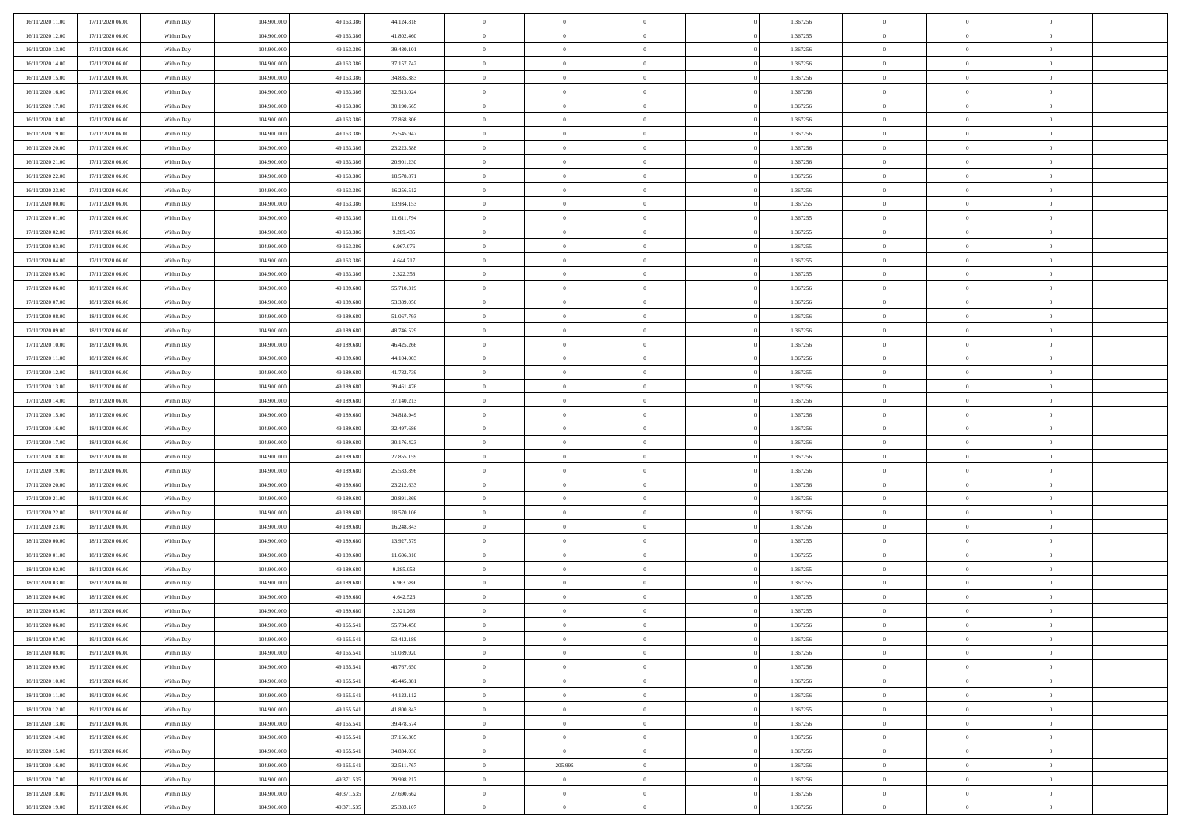| | | | | | | | | | | | | | | |
|---|---|---|---|---|---|---|---|---|---|---|---|---|---|---|
| 16/11/2020 11:00 | 17/11/2020 06:00 | Within Day | 104.900.000 | 49.163.386 | 44.124.818 | 0 | 0 | 0 | | 1,367256 | 0 | 0 | 0 | |
| 16/11/2020 12:00 | 17/11/2020 06:00 | Within Day | 104.900.000 | 49.163.386 | 41.802.460 | 0 | 0 | 0 | | 1,367255 | 0 | 0 | 0 | |
| 16/11/2020 13:00 | 17/11/2020 06:00 | Within Day | 104.900.000 | 49.163.386 | 39.480.101 | 0 | 0 | 0 | | 1,367256 | 0 | 0 | 0 | |
| 16/11/2020 14:00 | 17/11/2020 06:00 | Within Day | 104.900.000 | 49.163.386 | 37.157.742 | 0 | 0 | 0 | | 1,367256 | 0 | 0 | 0 | |
| 16/11/2020 15:00 | 17/11/2020 06:00 | Within Day | 104.900.000 | 49.163.386 | 34.835.383 | 0 | 0 | 0 | | 1,367256 | 0 | 0 | 0 | |
| 16/11/2020 16:00 | 17/11/2020 06:00 | Within Day | 104.900.000 | 49.163.386 | 32.513.024 | 0 | 0 | 0 | | 1,367256 | 0 | 0 | 0 | |
| 16/11/2020 17:00 | 17/11/2020 06:00 | Within Day | 104.900.000 | 49.163.386 | 30.190.665 | 0 | 0 | 0 | | 1,367256 | 0 | 0 | 0 | |
| 16/11/2020 18:00 | 17/11/2020 06:00 | Within Day | 104.900.000 | 49.163.386 | 27.868.306 | 0 | 0 | 0 | | 1,367256 | 0 | 0 | 0 | |
| 16/11/2020 19:00 | 17/11/2020 06:00 | Within Day | 104.900.000 | 49.163.386 | 25.545.947 | 0 | 0 | 0 | | 1,367256 | 0 | 0 | 0 | |
| 16/11/2020 20:00 | 17/11/2020 06:00 | Within Day | 104.900.000 | 49.163.386 | 23.223.588 | 0 | 0 | 0 | | 1,367256 | 0 | 0 | 0 | |
| 16/11/2020 21:00 | 17/11/2020 06:00 | Within Day | 104.900.000 | 49.163.386 | 20.901.230 | 0 | 0 | 0 | | 1,367256 | 0 | 0 | 0 | |
| 16/11/2020 22:00 | 17/11/2020 06:00 | Within Day | 104.900.000 | 49.163.386 | 18.578.871 | 0 | 0 | 0 | | 1,367256 | 0 | 0 | 0 | |
| 16/11/2020 23:00 | 17/11/2020 06:00 | Within Day | 104.900.000 | 49.163.386 | 16.256.512 | 0 | 0 | 0 | | 1,367256 | 0 | 0 | 0 | |
| 17/11/2020 00:00 | 17/11/2020 06:00 | Within Day | 104.900.000 | 49.163.386 | 13.934.153 | 0 | 0 | 0 | | 1,367255 | 0 | 0 | 0 | |
| 17/11/2020 01:00 | 17/11/2020 06:00 | Within Day | 104.900.000 | 49.163.386 | 11.611.794 | 0 | 0 | 0 | | 1,367255 | 0 | 0 | 0 | |
| 17/11/2020 02:00 | 17/11/2020 06:00 | Within Day | 104.900.000 | 49.163.386 | 9.289.435 | 0 | 0 | 0 | | 1,367255 | 0 | 0 | 0 | |
| 17/11/2020 03:00 | 17/11/2020 06:00 | Within Day | 104.900.000 | 49.163.386 | 6.967.076 | 0 | 0 | 0 | | 1,367255 | 0 | 0 | 0 | |
| 17/11/2020 04:00 | 17/11/2020 06:00 | Within Day | 104.900.000 | 49.163.386 | 4.644.717 | 0 | 0 | 0 | | 1,367255 | 0 | 0 | 0 | |
| 17/11/2020 05:00 | 17/11/2020 06:00 | Within Day | 104.900.000 | 49.163.386 | 2.322.358 | 0 | 0 | 0 | | 1,367255 | 0 | 0 | 0 | |
| 17/11/2020 06:00 | 18/11/2020 06:00 | Within Day | 104.900.000 | 49.189.680 | 55.710.319 | 0 | 0 | 0 | | 1,367256 | 0 | 0 | 0 | |
| 17/11/2020 07:00 | 18/11/2020 06:00 | Within Day | 104.900.000 | 49.189.680 | 53.389.056 | 0 | 0 | 0 | | 1,367256 | 0 | 0 | 0 | |
| 17/11/2020 08:00 | 18/11/2020 06:00 | Within Day | 104.900.000 | 49.189.680 | 51.067.793 | 0 | 0 | 0 | | 1,367256 | 0 | 0 | 0 | |
| 17/11/2020 09:00 | 18/11/2020 06:00 | Within Day | 104.900.000 | 49.189.680 | 48.746.529 | 0 | 0 | 0 | | 1,367256 | 0 | 0 | 0 | |
| 17/11/2020 10:00 | 18/11/2020 06:00 | Within Day | 104.900.000 | 49.189.680 | 46.425.266 | 0 | 0 | 0 | | 1,367256 | 0 | 0 | 0 | |
| 17/11/2020 11:00 | 18/11/2020 06:00 | Within Day | 104.900.000 | 49.189.680 | 44.104.003 | 0 | 0 | 0 | | 1,367256 | 0 | 0 | 0 | |
| 17/11/2020 12:00 | 18/11/2020 06:00 | Within Day | 104.900.000 | 49.189.680 | 41.782.739 | 0 | 0 | 0 | | 1,367255 | 0 | 0 | 0 | |
| 17/11/2020 13:00 | 18/11/2020 06:00 | Within Day | 104.900.000 | 49.189.680 | 39.461.476 | 0 | 0 | 0 | | 1,367256 | 0 | 0 | 0 | |
| 17/11/2020 14:00 | 18/11/2020 06:00 | Within Day | 104.900.000 | 49.189.680 | 37.140.213 | 0 | 0 | 0 | | 1,367256 | 0 | 0 | 0 | |
| 17/11/2020 15:00 | 18/11/2020 06:00 | Within Day | 104.900.000 | 49.189.680 | 34.818.949 | 0 | 0 | 0 | | 1,367256 | 0 | 0 | 0 | |
| 17/11/2020 16:00 | 18/11/2020 06:00 | Within Day | 104.900.000 | 49.189.680 | 32.497.686 | 0 | 0 | 0 | | 1,367256 | 0 | 0 | 0 | |
| 17/11/2020 17:00 | 18/11/2020 06:00 | Within Day | 104.900.000 | 49.189.680 | 30.176.423 | 0 | 0 | 0 | | 1,367256 | 0 | 0 | 0 | |
| 17/11/2020 18:00 | 18/11/2020 06:00 | Within Day | 104.900.000 | 49.189.680 | 27.855.159 | 0 | 0 | 0 | | 1,367256 | 0 | 0 | 0 | |
| 17/11/2020 19:00 | 18/11/2020 06:00 | Within Day | 104.900.000 | 49.189.680 | 25.533.896 | 0 | 0 | 0 | | 1,367256 | 0 | 0 | 0 | |
| 17/11/2020 20:00 | 18/11/2020 06:00 | Within Day | 104.900.000 | 49.189.680 | 23.212.633 | 0 | 0 | 0 | | 1,367256 | 0 | 0 | 0 | |
| 17/11/2020 21:00 | 18/11/2020 06:00 | Within Day | 104.900.000 | 49.189.680 | 20.891.369 | 0 | 0 | 0 | | 1,367256 | 0 | 0 | 0 | |
| 17/11/2020 22:00 | 18/11/2020 06:00 | Within Day | 104.900.000 | 49.189.680 | 18.570.106 | 0 | 0 | 0 | | 1,367256 | 0 | 0 | 0 | |
| 17/11/2020 23:00 | 18/11/2020 06:00 | Within Day | 104.900.000 | 49.189.680 | 16.248.843 | 0 | 0 | 0 | | 1,367256 | 0 | 0 | 0 | |
| 18/11/2020 00:00 | 18/11/2020 06:00 | Within Day | 104.900.000 | 49.189.680 | 13.927.579 | 0 | 0 | 0 | | 1,367255 | 0 | 0 | 0 | |
| 18/11/2020 01:00 | 18/11/2020 06:00 | Within Day | 104.900.000 | 49.189.680 | 11.606.316 | 0 | 0 | 0 | | 1,367255 | 0 | 0 | 0 | |
| 18/11/2020 02:00 | 18/11/2020 06:00 | Within Day | 104.900.000 | 49.189.680 | 9.285.053 | 0 | 0 | 0 | | 1,367255 | 0 | 0 | 0 | |
| 18/11/2020 03:00 | 18/11/2020 06:00 | Within Day | 104.900.000 | 49.189.680 | 6.963.789 | 0 | 0 | 0 | | 1,367255 | 0 | 0 | 0 | |
| 18/11/2020 04:00 | 18/11/2020 06:00 | Within Day | 104.900.000 | 49.189.680 | 4.642.526 | 0 | 0 | 0 | | 1,367255 | 0 | 0 | 0 | |
| 18/11/2020 05:00 | 18/11/2020 06:00 | Within Day | 104.900.000 | 49.189.680 | 2.321.263 | 0 | 0 | 0 | | 1,367255 | 0 | 0 | 0 | |
| 18/11/2020 06:00 | 19/11/2020 06:00 | Within Day | 104.900.000 | 49.165.541 | 55.734.458 | 0 | 0 | 0 | | 1,367256 | 0 | 0 | 0 | |
| 18/11/2020 07:00 | 19/11/2020 06:00 | Within Day | 104.900.000 | 49.165.541 | 53.412.189 | 0 | 0 | 0 | | 1,367256 | 0 | 0 | 0 | |
| 18/11/2020 08:00 | 19/11/2020 06:00 | Within Day | 104.900.000 | 49.165.541 | 51.089.920 | 0 | 0 | 0 | | 1,367256 | 0 | 0 | 0 | |
| 18/11/2020 09:00 | 19/11/2020 06:00 | Within Day | 104.900.000 | 49.165.541 | 48.767.650 | 0 | 0 | 0 | | 1,367256 | 0 | 0 | 0 | |
| 18/11/2020 10:00 | 19/11/2020 06:00 | Within Day | 104.900.000 | 49.165.541 | 46.445.381 | 0 | 0 | 0 | | 1,367256 | 0 | 0 | 0 | |
| 18/11/2020 11:00 | 19/11/2020 06:00 | Within Day | 104.900.000 | 49.165.541 | 44.123.112 | 0 | 0 | 0 | | 1,367256 | 0 | 0 | 0 | |
| 18/11/2020 12:00 | 19/11/2020 06:00 | Within Day | 104.900.000 | 49.165.541 | 41.800.843 | 0 | 0 | 0 | | 1,367255 | 0 | 0 | 0 | |
| 18/11/2020 13:00 | 19/11/2020 06:00 | Within Day | 104.900.000 | 49.165.541 | 39.478.574 | 0 | 0 | 0 | | 1,367256 | 0 | 0 | 0 | |
| 18/11/2020 14:00 | 19/11/2020 06:00 | Within Day | 104.900.000 | 49.165.541 | 37.156.305 | 0 | 0 | 0 | | 1,367256 | 0 | 0 | 0 | |
| 18/11/2020 15:00 | 19/11/2020 06:00 | Within Day | 104.900.000 | 49.165.541 | 34.834.036 | 0 | 0 | 0 | | 1,367256 | 0 | 0 | 0 | |
| 18/11/2020 16:00 | 19/11/2020 06:00 | Within Day | 104.900.000 | 49.165.541 | 32.511.767 | 0 | 205.995 | 0 | | 1,367256 | 0 | 0 | 0 | |
| 18/11/2020 17:00 | 19/11/2020 06:00 | Within Day | 104.900.000 | 49.371.535 | 29.998.217 | 0 | 0 | 0 | | 1,367256 | 0 | 0 | 0 | |
| 18/11/2020 18:00 | 19/11/2020 06:00 | Within Day | 104.900.000 | 49.371.535 | 27.690.662 | 0 | 0 | 0 | | 1,367256 | 0 | 0 | 0 | |
| 18/11/2020 19:00 | 19/11/2020 06:00 | Within Day | 104.900.000 | 49.371.535 | 25.383.107 | 0 | 0 | 0 | | 1,367256 | 0 | 0 | 0 | |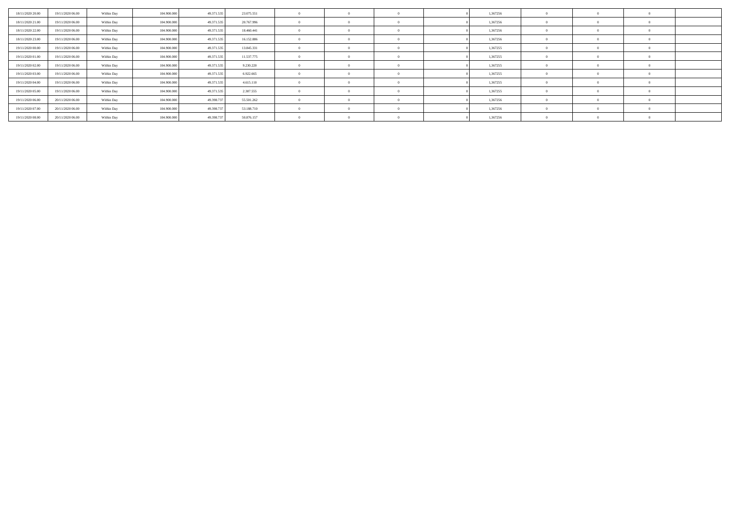| | | | | | | | | | | | | | | |
|---|---|---|---|---|---|---|---|---|---|---|---|---|---|---|
| 18/11/2020 20.00 | 19/11/2020 06.00 | Within Day | 104.900.000 | 49.371.535 | 23.075.551 | 0 | 0 | 0 | 0 | 1,367256 | 0 | 0 | 0 | |
| 18/11/2020 21.00 | 19/11/2020 06.00 | Within Day | 104.900.000 | 49.371.535 | 20.767.996 | 0 | 0 | 0 | 0 | 1,367256 | 0 | 0 | 0 | |
| 18/11/2020 22.00 | 19/11/2020 06.00 | Within Day | 104.900.000 | 49.371.535 | 18.460.441 | 0 | 0 | 0 | 0 | 1,367256 | 0 | 0 | 0 | |
| 18/11/2020 23.00 | 19/11/2020 06.00 | Within Day | 104.900.000 | 49.371.535 | 16.152.886 | 0 | 0 | 0 | 0 | 1,367256 | 0 | 0 | 0 | |
| 19/11/2020 00.00 | 19/11/2020 06.00 | Within Day | 104.900.000 | 49.371.535 | 13.845.331 | 0 | 0 | 0 | 0 | 1,367255 | 0 | 0 | 0 | |
| 19/11/2020 01.00 | 19/11/2020 06.00 | Within Day | 104.900.000 | 49.371.535 | 11.537.775 | 0 | 0 | 0 | 0 | 1,367255 | 0 | 0 | 0 | |
| 19/11/2020 02.00 | 19/11/2020 06.00 | Within Day | 104.900.000 | 49.371.535 | 9.230.220 | 0 | 0 | 0 | 0 | 1,367255 | 0 | 0 | 0 | |
| 19/11/2020 03.00 | 19/11/2020 06.00 | Within Day | 104.900.000 | 49.371.535 | 6.922.665 | 0 | 0 | 0 | 0 | 1,367255 | 0 | 0 | 0 | |
| 19/11/2020 04.00 | 19/11/2020 06.00 | Within Day | 104.900.000 | 49.371.535 | 4.615.110 | 0 | 0 | 0 | 0 | 1,367255 | 0 | 0 | 0 | |
| 19/11/2020 05.00 | 19/11/2020 06.00 | Within Day | 104.900.000 | 49.371.535 | 2.307.555 | 0 | 0 | 0 | 0 | 1,367255 | 0 | 0 | 0 | |
| 19/11/2020 06.00 | 20/11/2020 06.00 | Within Day | 104.900.000 | 49.398.737 | 55.501.262 | 0 | 0 | 0 | 0 | 1,367256 | 0 | 0 | 0 | |
| 19/11/2020 07.00 | 20/11/2020 06.00 | Within Day | 104.900.000 | 49.398.737 | 53.188.710 | 0 | 0 | 0 | 0 | 1,367256 | 0 | 0 | 0 | |
| 19/11/2020 08.00 | 20/11/2020 06.00 | Within Day | 104.900.000 | 49.398.737 | 50.876.157 | 0 | 0 | 0 | 0 | 1,367256 | 0 | 0 | 0 | |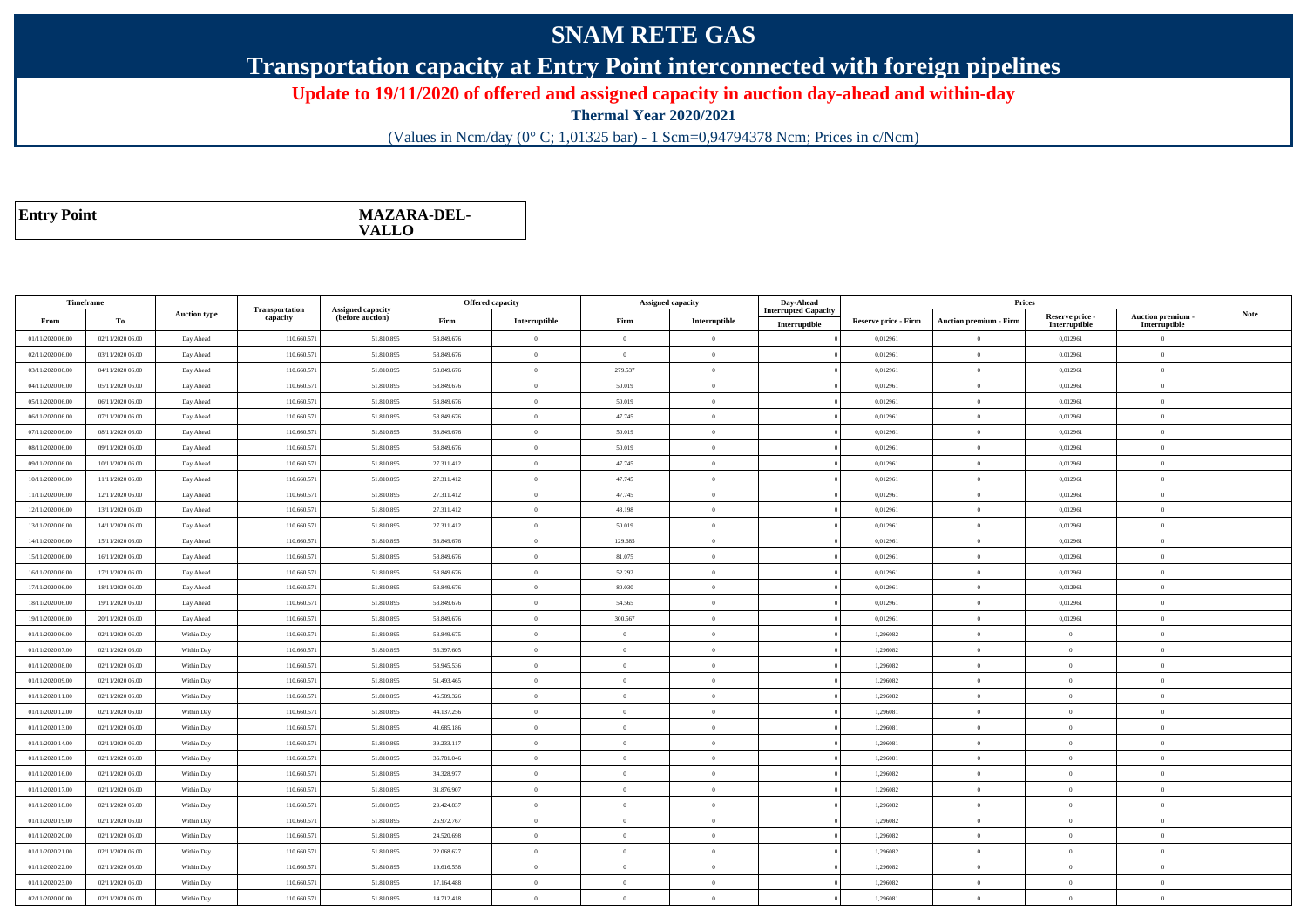# SNAM RETE GAS

## Transportation capacity at Entry Point interconnected with foreign pipelines

**Update to 19/11/2020 of offered and assigned capacity in auction day-ahead and within-day**

**Thermal Year 2020/2021**

(Values in Ncm/day (0° C; 1,01325 bar) - 1 Scm=0,94794378 Ncm; Prices in c/Ncm)

| Entry Point | MAZARA-DEL-VALLO |
|---|---|

| Timeframe | | Auction type | Transportation capacity | Assigned capacity (before auction) | Offered capacity | | Assigned capacity | | Day-Ahead Interrupted Capacity | Prices | | | | Note |
|---|---|---|---|---|---|---|---|---|---|---|---|---|---|---|
| From | To | | | | Firm | Interruptible | Firm | Interruptible | Interruptible | Reserve price - Firm | Auction premium - Firm | Reserve price - Interruptible | Auction premium - Interruptible | |
| 01/11/2020 06.00 | 02/11/2020 06.00 | Day Ahead | 110.660.571 | 51.810.895 | 58.849.676 | 0 | 0 | 0 | 0 | 0,012961 | 0 | 0,012961 | 0 | |
| 02/11/2020 06.00 | 03/11/2020 06.00 | Day Ahead | 110.660.571 | 51.810.895 | 58.849.676 | 0 | 0 | 0 | 0 | 0,012961 | 0 | 0,012961 | 0 | |
| 03/11/2020 06.00 | 04/11/2020 06.00 | Day Ahead | 110.660.571 | 51.810.895 | 58.849.676 | 0 | 279.537 | 0 | 0 | 0,012961 | 0 | 0,012961 | 0 | |
| 04/11/2020 06.00 | 05/11/2020 06.00 | Day Ahead | 110.660.571 | 51.810.895 | 58.849.676 | 0 | 50.019 | 0 | 0 | 0,012961 | 0 | 0,012961 | 0 | |
| 05/11/2020 06.00 | 06/11/2020 06.00 | Day Ahead | 110.660.571 | 51.810.895 | 58.849.676 | 0 | 50.019 | 0 | 0 | 0,012961 | 0 | 0,012961 | 0 | |
| 06/11/2020 06.00 | 07/11/2020 06.00 | Day Ahead | 110.660.571 | 51.810.895 | 58.849.676 | 0 | 47.745 | 0 | 0 | 0,012961 | 0 | 0,012961 | 0 | |
| 07/11/2020 06.00 | 08/11/2020 06.00 | Day Ahead | 110.660.571 | 51.810.895 | 58.849.676 | 0 | 50.019 | 0 | 0 | 0,012961 | 0 | 0,012961 | 0 | |
| 08/11/2020 06.00 | 09/11/2020 06.00 | Day Ahead | 110.660.571 | 51.810.895 | 58.849.676 | 0 | 50.019 | 0 | 0 | 0,012961 | 0 | 0,012961 | 0 | |
| 09/11/2020 06.00 | 10/11/2020 06.00 | Day Ahead | 110.660.571 | 51.810.895 | 27.311.412 | 0 | 47.745 | 0 | 0 | 0,012961 | 0 | 0,012961 | 0 | |
| 10/11/2020 06.00 | 11/11/2020 06.00 | Day Ahead | 110.660.571 | 51.810.895 | 27.311.412 | 0 | 47.745 | 0 | 0 | 0,012961 | 0 | 0,012961 | 0 | |
| 11/11/2020 06.00 | 12/11/2020 06.00 | Day Ahead | 110.660.571 | 51.810.895 | 27.311.412 | 0 | 47.745 | 0 | 0 | 0,012961 | 0 | 0,012961 | 0 | |
| 12/11/2020 06.00 | 13/11/2020 06.00 | Day Ahead | 110.660.571 | 51.810.895 | 27.311.412 | 0 | 43.198 | 0 | 0 | 0,012961 | 0 | 0,012961 | 0 | |
| 13/11/2020 06.00 | 14/11/2020 06.00 | Day Ahead | 110.660.571 | 51.810.895 | 27.311.412 | 0 | 50.019 | 0 | 0 | 0,012961 | 0 | 0,012961 | 0 | |
| 14/11/2020 06.00 | 15/11/2020 06.00 | Day Ahead | 110.660.571 | 51.810.895 | 58.849.676 | 0 | 129.685 | 0 | 0 | 0,012961 | 0 | 0,012961 | 0 | |
| 15/11/2020 06.00 | 16/11/2020 06.00 | Day Ahead | 110.660.571 | 51.810.895 | 58.849.676 | 0 | 81.075 | 0 | 0 | 0,012961 | 0 | 0,012961 | 0 | |
| 16/11/2020 06.00 | 17/11/2020 06.00 | Day Ahead | 110.660.571 | 51.810.895 | 58.849.676 | 0 | 52.292 | 0 | 0 | 0,012961 | 0 | 0,012961 | 0 | |
| 17/11/2020 06.00 | 18/11/2020 06.00 | Day Ahead | 110.660.571 | 51.810.895 | 58.849.676 | 0 | 80.030 | 0 | 0 | 0,012961 | 0 | 0,012961 | 0 | |
| 18/11/2020 06.00 | 19/11/2020 06.00 | Day Ahead | 110.660.571 | 51.810.895 | 58.849.676 | 0 | 54.565 | 0 | 0 | 0,012961 | 0 | 0,012961 | 0 | |
| 19/11/2020 06.00 | 20/11/2020 06.00 | Day Ahead | 110.660.571 | 51.810.895 | 58.849.676 | 0 | 300.567 | 0 | 0 | 0,012961 | 0 | 0,012961 | 0 | |
| 01/11/2020 06.00 | 02/11/2020 06.00 | Within Day | 110.660.571 | 51.810.895 | 58.849.675 | 0 | 0 | 0 | 0 | 1,296082 | 0 | 0 | 0 | |
| 01/11/2020 07.00 | 02/11/2020 06.00 | Within Day | 110.660.571 | 51.810.895 | 56.397.605 | 0 | 0 | 0 | 0 | 1,296082 | 0 | 0 | 0 | |
| 01/11/2020 08.00 | 02/11/2020 06.00 | Within Day | 110.660.571 | 51.810.895 | 53.945.536 | 0 | 0 | 0 | 0 | 1,296082 | 0 | 0 | 0 | |
| 01/11/2020 09.00 | 02/11/2020 06.00 | Within Day | 110.660.571 | 51.810.895 | 51.493.465 | 0 | 0 | 0 | 0 | 1,296082 | 0 | 0 | 0 | |
| 01/11/2020 11.00 | 02/11/2020 06.00 | Within Day | 110.660.571 | 51.810.895 | 46.589.326 | 0 | 0 | 0 | 0 | 1,296082 | 0 | 0 | 0 | |
| 01/11/2020 12.00 | 02/11/2020 06.00 | Within Day | 110.660.571 | 51.810.895 | 44.137.256 | 0 | 0 | 0 | 0 | 1,296081 | 0 | 0 | 0 | |
| 01/11/2020 13.00 | 02/11/2020 06.00 | Within Day | 110.660.571 | 51.810.895 | 41.685.186 | 0 | 0 | 0 | 0 | 1,296081 | 0 | 0 | 0 | |
| 01/11/2020 14.00 | 02/11/2020 06.00 | Within Day | 110.660.571 | 51.810.895 | 39.233.117 | 0 | 0 | 0 | 0 | 1,296081 | 0 | 0 | 0 | |
| 01/11/2020 15.00 | 02/11/2020 06.00 | Within Day | 110.660.571 | 51.810.895 | 36.781.046 | 0 | 0 | 0 | 0 | 1,296081 | 0 | 0 | 0 | |
| 01/11/2020 16.00 | 02/11/2020 06.00 | Within Day | 110.660.571 | 51.810.895 | 34.328.977 | 0 | 0 | 0 | 0 | 1,296082 | 0 | 0 | 0 | |
| 01/11/2020 17.00 | 02/11/2020 06.00 | Within Day | 110.660.571 | 51.810.895 | 31.876.907 | 0 | 0 | 0 | 0 | 1,296082 | 0 | 0 | 0 | |
| 01/11/2020 18.00 | 02/11/2020 06.00 | Within Day | 110.660.571 | 51.810.895 | 29.424.837 | 0 | 0 | 0 | 0 | 1,296082 | 0 | 0 | 0 | |
| 01/11/2020 19.00 | 02/11/2020 06.00 | Within Day | 110.660.571 | 51.810.895 | 26.972.767 | 0 | 0 | 0 | 0 | 1,296082 | 0 | 0 | 0 | |
| 01/11/2020 20.00 | 02/11/2020 06.00 | Within Day | 110.660.571 | 51.810.895 | 24.520.698 | 0 | 0 | 0 | 0 | 1,296082 | 0 | 0 | 0 | |
| 01/11/2020 21.00 | 02/11/2020 06.00 | Within Day | 110.660.571 | 51.810.895 | 22.068.627 | 0 | 0 | 0 | 0 | 1,296082 | 0 | 0 | 0 | |
| 01/11/2020 22.00 | 02/11/2020 06.00 | Within Day | 110.660.571 | 51.810.895 | 19.616.558 | 0 | 0 | 0 | 0 | 1,296082 | 0 | 0 | 0 | |
| 01/11/2020 23.00 | 02/11/2020 06.00 | Within Day | 110.660.571 | 51.810.895 | 17.164.488 | 0 | 0 | 0 | 0 | 1,296082 | 0 | 0 | 0 | |
| 02/11/2020 00.00 | 02/11/2020 06.00 | Within Day | 110.660.571 | 51.810.895 | 14.712.418 | 0 | 0 | 0 | 0 | 1,296081 | 0 | 0 | 0 | |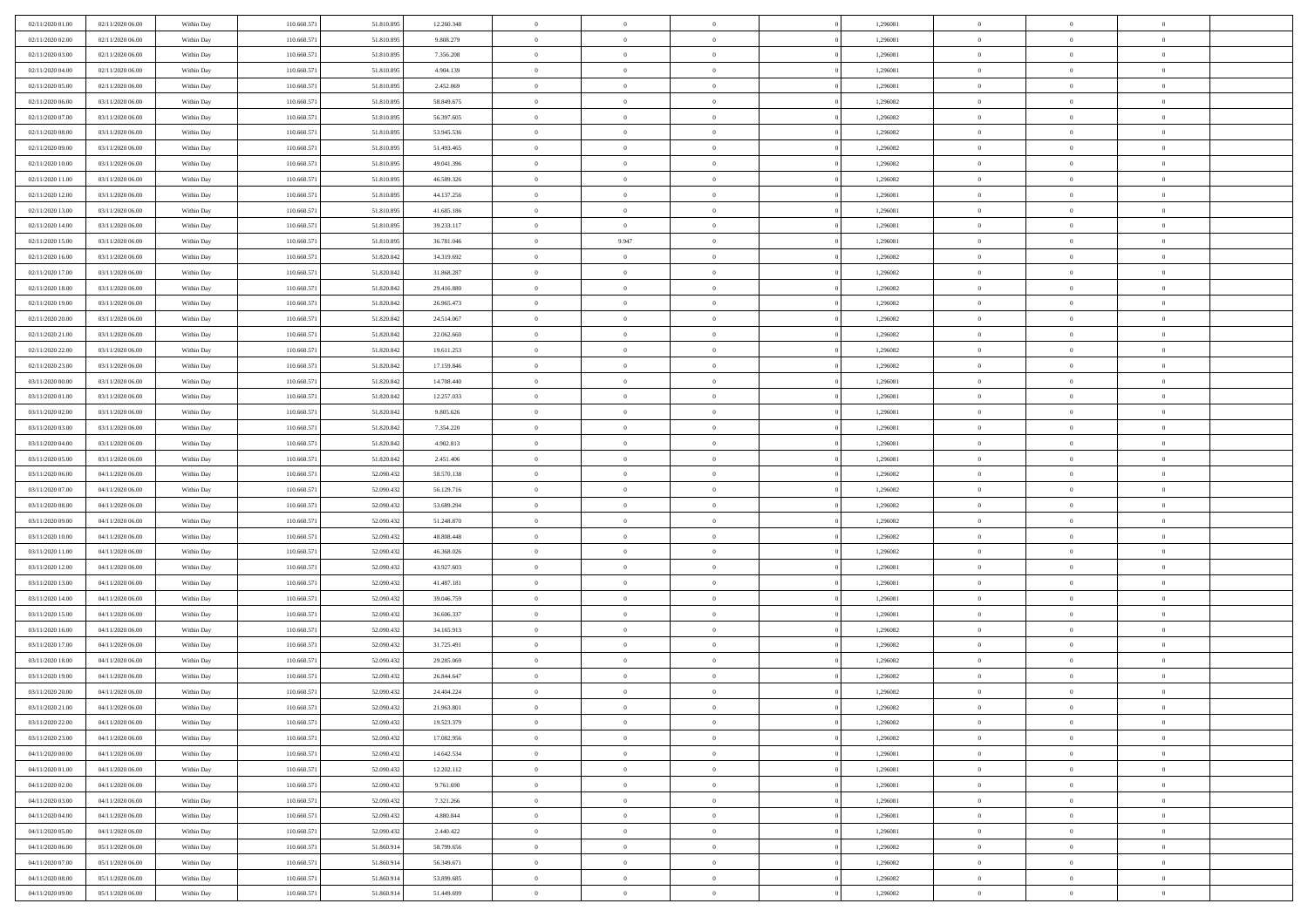| | | | | | | | | | | | | | | |
|---|---|---|---|---|---|---|---|---|---|---|---|---|---|---|
| 02/11/2020 01:00 | 02/11/2020 06:00 | Within Day | 110.660.571 | 51.810.895 | 12.260.348 | 0 | 0 | 0 | | 1,296081 | 0 | 0 | 0 | |
| 02/11/2020 02:00 | 02/11/2020 06:00 | Within Day | 110.660.571 | 51.810.895 | 9.808.279 | 0 | 0 | 0 | | 1,296081 | 0 | 0 | 0 | |
| 02/11/2020 03:00 | 02/11/2020 06:00 | Within Day | 110.660.571 | 51.810.895 | 7.356.208 | 0 | 0 | 0 | | 1,296081 | 0 | 0 | 0 | |
| 02/11/2020 04:00 | 02/11/2020 06:00 | Within Day | 110.660.571 | 51.810.895 | 4.904.139 | 0 | 0 | 0 | | 1,296081 | 0 | 0 | 0 | |
| 02/11/2020 05:00 | 02/11/2020 06:00 | Within Day | 110.660.571 | 51.810.895 | 2.452.069 | 0 | 0 | 0 | | 1,296081 | 0 | 0 | 0 | |
| 02/11/2020 06:00 | 03/11/2020 06:00 | Within Day | 110.660.571 | 51.810.895 | 58.849.675 | 0 | 0 | 0 | | 1,296082 | 0 | 0 | 0 | |
| 02/11/2020 07:00 | 03/11/2020 06:00 | Within Day | 110.660.571 | 51.810.895 | 56.397.605 | 0 | 0 | 0 | | 1,296082 | 0 | 0 | 0 | |
| 02/11/2020 08:00 | 03/11/2020 06:00 | Within Day | 110.660.571 | 51.810.895 | 53.945.536 | 0 | 0 | 0 | | 1,296082 | 0 | 0 | 0 | |
| 02/11/2020 09:00 | 03/11/2020 06:00 | Within Day | 110.660.571 | 51.810.895 | 51.493.465 | 0 | 0 | 0 | | 1,296082 | 0 | 0 | 0 | |
| 02/11/2020 10:00 | 03/11/2020 06:00 | Within Day | 110.660.571 | 51.810.895 | 49.041.396 | 0 | 0 | 0 | | 1,296082 | 0 | 0 | 0 | |
| 02/11/2020 11:00 | 03/11/2020 06:00 | Within Day | 110.660.571 | 51.810.895 | 46.589.326 | 0 | 0 | 0 | | 1,296082 | 0 | 0 | 0 | |
| 02/11/2020 12:00 | 03/11/2020 06:00 | Within Day | 110.660.571 | 51.810.895 | 44.137.256 | 0 | 0 | 0 | | 1,296081 | 0 | 0 | 0 | |
| 02/11/2020 13:00 | 03/11/2020 06:00 | Within Day | 110.660.571 | 51.810.895 | 41.685.186 | 0 | 0 | 0 | | 1,296081 | 0 | 0 | 0 | |
| 02/11/2020 14:00 | 03/11/2020 06:00 | Within Day | 110.660.571 | 51.810.895 | 39.233.117 | 0 | 0 | 0 | | 1,296081 | 0 | 0 | 0 | |
| 02/11/2020 15:00 | 03/11/2020 06:00 | Within Day | 110.660.571 | 51.810.895 | 36.781.046 | 0 | 9.947 | 0 | | 1,296081 | 0 | 0 | 0 | |
| 02/11/2020 16:00 | 03/11/2020 06:00 | Within Day | 110.660.571 | 51.820.842 | 34.319.692 | 0 | 0 | 0 | | 1,296082 | 0 | 0 | 0 | |
| 02/11/2020 17:00 | 03/11/2020 06:00 | Within Day | 110.660.571 | 51.820.842 | 31.868.287 | 0 | 0 | 0 | | 1,296082 | 0 | 0 | 0 | |
| 02/11/2020 18:00 | 03/11/2020 06:00 | Within Day | 110.660.571 | 51.820.842 | 29.416.880 | 0 | 0 | 0 | | 1,296082 | 0 | 0 | 0 | |
| 02/11/2020 19:00 | 03/11/2020 06:00 | Within Day | 110.660.571 | 51.820.842 | 26.965.473 | 0 | 0 | 0 | | 1,296082 | 0 | 0 | 0 | |
| 02/11/2020 20:00 | 03/11/2020 06:00 | Within Day | 110.660.571 | 51.820.842 | 24.514.067 | 0 | 0 | 0 | | 1,296082 | 0 | 0 | 0 | |
| 02/11/2020 21:00 | 03/11/2020 06:00 | Within Day | 110.660.571 | 51.820.842 | 22.062.660 | 0 | 0 | 0 | | 1,296082 | 0 | 0 | 0 | |
| 02/11/2020 22:00 | 03/11/2020 06:00 | Within Day | 110.660.571 | 51.820.842 | 19.611.253 | 0 | 0 | 0 | | 1,296082 | 0 | 0 | 0 | |
| 02/11/2020 23:00 | 03/11/2020 06:00 | Within Day | 110.660.571 | 51.820.842 | 17.159.846 | 0 | 0 | 0 | | 1,296082 | 0 | 0 | 0 | |
| 03/11/2020 00:00 | 03/11/2020 06:00 | Within Day | 110.660.571 | 51.820.842 | 14.708.440 | 0 | 0 | 0 | | 1,296081 | 0 | 0 | 0 | |
| 03/11/2020 01:00 | 03/11/2020 06:00 | Within Day | 110.660.571 | 51.820.842 | 12.257.033 | 0 | 0 | 0 | | 1,296081 | 0 | 0 | 0 | |
| 03/11/2020 02:00 | 03/11/2020 06:00 | Within Day | 110.660.571 | 51.820.842 | 9.805.626 | 0 | 0 | 0 | | 1,296081 | 0 | 0 | 0 | |
| 03/11/2020 03:00 | 03/11/2020 06:00 | Within Day | 110.660.571 | 51.820.842 | 7.354.220 | 0 | 0 | 0 | | 1,296081 | 0 | 0 | 0 | |
| 03/11/2020 04:00 | 03/11/2020 06:00 | Within Day | 110.660.571 | 51.820.842 | 4.902.813 | 0 | 0 | 0 | | 1,296081 | 0 | 0 | 0 | |
| 03/11/2020 05:00 | 03/11/2020 06:00 | Within Day | 110.660.571 | 51.820.842 | 2.451.406 | 0 | 0 | 0 | | 1,296081 | 0 | 0 | 0 | |
| 03/11/2020 06:00 | 04/11/2020 06:00 | Within Day | 110.660.571 | 52.090.432 | 58.570.138 | 0 | 0 | 0 | | 1,296082 | 0 | 0 | 0 | |
| 03/11/2020 07:00 | 04/11/2020 06:00 | Within Day | 110.660.571 | 52.090.432 | 56.129.716 | 0 | 0 | 0 | | 1,296082 | 0 | 0 | 0 | |
| 03/11/2020 08:00 | 04/11/2020 06:00 | Within Day | 110.660.571 | 52.090.432 | 53.689.294 | 0 | 0 | 0 | | 1,296082 | 0 | 0 | 0 | |
| 03/11/2020 09:00 | 04/11/2020 06:00 | Within Day | 110.660.571 | 52.090.432 | 51.248.870 | 0 | 0 | 0 | | 1,296082 | 0 | 0 | 0 | |
| 03/11/2020 10:00 | 04/11/2020 06:00 | Within Day | 110.660.571 | 52.090.432 | 48.808.448 | 0 | 0 | 0 | | 1,296082 | 0 | 0 | 0 | |
| 03/11/2020 11:00 | 04/11/2020 06:00 | Within Day | 110.660.571 | 52.090.432 | 46.368.026 | 0 | 0 | 0 | | 1,296082 | 0 | 0 | 0 | |
| 03/11/2020 12:00 | 04/11/2020 06:00 | Within Day | 110.660.571 | 52.090.432 | 43.927.603 | 0 | 0 | 0 | | 1,296081 | 0 | 0 | 0 | |
| 03/11/2020 13:00 | 04/11/2020 06:00 | Within Day | 110.660.571 | 52.090.432 | 41.487.181 | 0 | 0 | 0 | | 1,296081 | 0 | 0 | 0 | |
| 03/11/2020 14:00 | 04/11/2020 06:00 | Within Day | 110.660.571 | 52.090.432 | 39.046.759 | 0 | 0 | 0 | | 1,296081 | 0 | 0 | 0 | |
| 03/11/2020 15:00 | 04/11/2020 06:00 | Within Day | 110.660.571 | 52.090.432 | 36.606.337 | 0 | 0 | 0 | | 1,296081 | 0 | 0 | 0 | |
| 03/11/2020 16:00 | 04/11/2020 06:00 | Within Day | 110.660.571 | 52.090.432 | 34.165.913 | 0 | 0 | 0 | | 1,296082 | 0 | 0 | 0 | |
| 03/11/2020 17:00 | 04/11/2020 06:00 | Within Day | 110.660.571 | 52.090.432 | 31.725.491 | 0 | 0 | 0 | | 1,296082 | 0 | 0 | 0 | |
| 03/11/2020 18:00 | 04/11/2020 06:00 | Within Day | 110.660.571 | 52.090.432 | 29.285.069 | 0 | 0 | 0 | | 1,296082 | 0 | 0 | 0 | |
| 03/11/2020 19:00 | 04/11/2020 06:00 | Within Day | 110.660.571 | 52.090.432 | 26.844.647 | 0 | 0 | 0 | | 1,296082 | 0 | 0 | 0 | |
| 03/11/2020 20:00 | 04/11/2020 06:00 | Within Day | 110.660.571 | 52.090.432 | 24.404.224 | 0 | 0 | 0 | | 1,296082 | 0 | 0 | 0 | |
| 03/11/2020 21:00 | 04/11/2020 06:00 | Within Day | 110.660.571 | 52.090.432 | 21.963.801 | 0 | 0 | 0 | | 1,296082 | 0 | 0 | 0 | |
| 03/11/2020 22:00 | 04/11/2020 06:00 | Within Day | 110.660.571 | 52.090.432 | 19.523.379 | 0 | 0 | 0 | | 1,296082 | 0 | 0 | 0 | |
| 03/11/2020 23:00 | 04/11/2020 06:00 | Within Day | 110.660.571 | 52.090.432 | 17.082.956 | 0 | 0 | 0 | | 1,296082 | 0 | 0 | 0 | |
| 04/11/2020 00:00 | 04/11/2020 06:00 | Within Day | 110.660.571 | 52.090.432 | 14.642.534 | 0 | 0 | 0 | | 1,296081 | 0 | 0 | 0 | |
| 04/11/2020 01:00 | 04/11/2020 06:00 | Within Day | 110.660.571 | 52.090.432 | 12.202.112 | 0 | 0 | 0 | | 1,296081 | 0 | 0 | 0 | |
| 04/11/2020 02:00 | 04/11/2020 06:00 | Within Day | 110.660.571 | 52.090.432 | 9.761.690 | 0 | 0 | 0 | | 1,296081 | 0 | 0 | 0 | |
| 04/11/2020 03:00 | 04/11/2020 06:00 | Within Day | 110.660.571 | 52.090.432 | 7.321.266 | 0 | 0 | 0 | | 1,296081 | 0 | 0 | 0 | |
| 04/11/2020 04:00 | 04/11/2020 06:00 | Within Day | 110.660.571 | 52.090.432 | 4.880.844 | 0 | 0 | 0 | | 1,296081 | 0 | 0 | 0 | |
| 04/11/2020 05:00 | 04/11/2020 06:00 | Within Day | 110.660.571 | 52.090.432 | 2.440.422 | 0 | 0 | 0 | | 1,296081 | 0 | 0 | 0 | |
| 04/11/2020 06:00 | 05/11/2020 06:00 | Within Day | 110.660.571 | 51.860.914 | 58.799.656 | 0 | 0 | 0 | | 1,296082 | 0 | 0 | 0 | |
| 04/11/2020 07:00 | 05/11/2020 06:00 | Within Day | 110.660.571 | 51.860.914 | 56.349.671 | 0 | 0 | 0 | | 1,296082 | 0 | 0 | 0 | |
| 04/11/2020 08:00 | 05/11/2020 06:00 | Within Day | 110.660.571 | 51.860.914 | 53.899.685 | 0 | 0 | 0 | | 1,296082 | 0 | 0 | 0 | |
| 04/11/2020 09:00 | 05/11/2020 06:00 | Within Day | 110.660.571 | 51.860.914 | 51.449.699 | 0 | 0 | 0 | | 1,296082 | 0 | 0 | 0 | |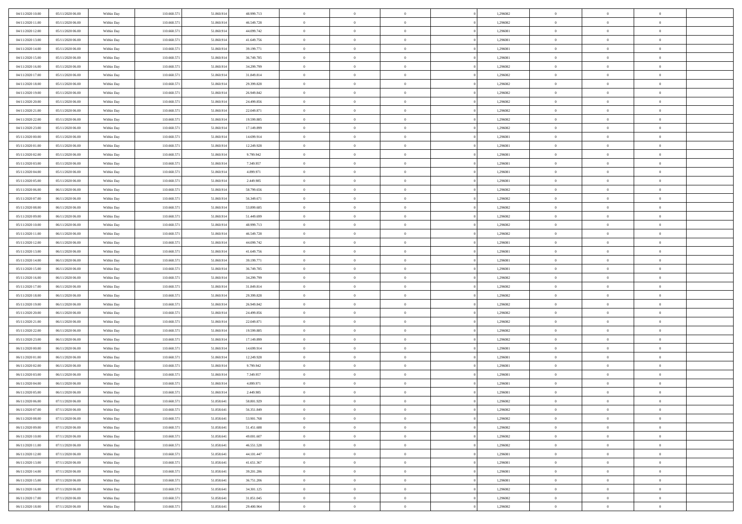| | | | | | | | | | | | | | | |
|---|---|---|---|---|---|---|---|---|---|---|---|---|---|---|
| 04/11/2020 10.00 | 05/11/2020 06.00 | Within Day | 110.660.571 | 51.860.914 | 48.999.713 | 0 | 0 | 0 | | 1,296082 | 0 | 0 | 0 | |
| 04/11/2020 11.00 | 05/11/2020 06.00 | Within Day | 110.660.571 | 51.860.914 | 46.549.728 | 0 | 0 | 0 | | 1,296082 | 0 | 0 | 0 | |
| 04/11/2020 12.00 | 05/11/2020 06.00 | Within Day | 110.660.571 | 51.860.914 | 44.099.742 | 0 | 0 | 0 | | 1,296081 | 0 | 0 | 0 | |
| 04/11/2020 13.00 | 05/11/2020 06.00 | Within Day | 110.660.571 | 51.860.914 | 41.649.756 | 0 | 0 | 0 | | 1,296081 | 0 | 0 | 0 | |
| 04/11/2020 14.00 | 05/11/2020 06.00 | Within Day | 110.660.571 | 51.860.914 | 39.199.771 | 0 | 0 | 0 | | 1,296081 | 0 | 0 | 0 | |
| 04/11/2020 15.00 | 05/11/2020 06.00 | Within Day | 110.660.571 | 51.860.914 | 36.749.785 | 0 | 0 | 0 | | 1,296081 | 0 | 0 | 0 | |
| 04/11/2020 16.00 | 05/11/2020 06.00 | Within Day | 110.660.571 | 51.860.914 | 34.299.799 | 0 | 0 | 0 | | 1,296082 | 0 | 0 | 0 | |
| 04/11/2020 17.00 | 05/11/2020 06.00 | Within Day | 110.660.571 | 51.860.914 | 31.849.814 | 0 | 0 | 0 | | 1,296082 | 0 | 0 | 0 | |
| 04/11/2020 18.00 | 05/11/2020 06.00 | Within Day | 110.660.571 | 51.860.914 | 29.399.828 | 0 | 0 | 0 | | 1,296082 | 0 | 0 | 0 | |
| 04/11/2020 19.00 | 05/11/2020 06.00 | Within Day | 110.660.571 | 51.860.914 | 26.949.842 | 0 | 0 | 0 | | 1,296082 | 0 | 0 | 0 | |
| 04/11/2020 20.00 | 05/11/2020 06.00 | Within Day | 110.660.571 | 51.860.914 | 24.499.856 | 0 | 0 | 0 | | 1,296082 | 0 | 0 | 0 | |
| 04/11/2020 21.00 | 05/11/2020 06.00 | Within Day | 110.660.571 | 51.860.914 | 22.049.871 | 0 | 0 | 0 | | 1,296082 | 0 | 0 | 0 | |
| 04/11/2020 22.00 | 05/11/2020 06.00 | Within Day | 110.660.571 | 51.860.914 | 19.599.885 | 0 | 0 | 0 | | 1,296082 | 0 | 0 | 0 | |
| 04/11/2020 23.00 | 05/11/2020 06.00 | Within Day | 110.660.571 | 51.860.914 | 17.149.899 | 0 | 0 | 0 | | 1,296082 | 0 | 0 | 0 | |
| 05/11/2020 00.00 | 05/11/2020 06.00 | Within Day | 110.660.571 | 51.860.914 | 14.699.914 | 0 | 0 | 0 | | 1,296081 | 0 | 0 | 0 | |
| 05/11/2020 01.00 | 05/11/2020 06.00 | Within Day | 110.660.571 | 51.860.914 | 12.249.928 | 0 | 0 | 0 | | 1,296081 | 0 | 0 | 0 | |
| 05/11/2020 02.00 | 05/11/2020 06.00 | Within Day | 110.660.571 | 51.860.914 | 9.799.942 | 0 | 0 | 0 | | 1,296081 | 0 | 0 | 0 | |
| 05/11/2020 03.00 | 05/11/2020 06.00 | Within Day | 110.660.571 | 51.860.914 | 7.349.957 | 0 | 0 | 0 | | 1,296081 | 0 | 0 | 0 | |
| 05/11/2020 04.00 | 05/11/2020 06.00 | Within Day | 110.660.571 | 51.860.914 | 4.899.971 | 0 | 0 | 0 | | 1,296081 | 0 | 0 | 0 | |
| 05/11/2020 05.00 | 05/11/2020 06.00 | Within Day | 110.660.571 | 51.860.914 | 2.449.985 | 0 | 0 | 0 | | 1,296081 | 0 | 0 | 0 | |
| 05/11/2020 06.00 | 06/11/2020 06.00 | Within Day | 110.660.571 | 51.860.914 | 58.799.656 | 0 | 0 | 0 | | 1,296082 | 0 | 0 | 0 | |
| 05/11/2020 07.00 | 06/11/2020 06.00 | Within Day | 110.660.571 | 51.860.914 | 56.349.671 | 0 | 0 | 0 | | 1,296082 | 0 | 0 | 0 | |
| 05/11/2020 08.00 | 06/11/2020 06.00 | Within Day | 110.660.571 | 51.860.914 | 53.899.685 | 0 | 0 | 0 | | 1,296082 | 0 | 0 | 0 | |
| 05/11/2020 09.00 | 06/11/2020 06.00 | Within Day | 110.660.571 | 51.860.914 | 51.449.699 | 0 | 0 | 0 | | 1,296082 | 0 | 0 | 0 | |
| 05/11/2020 10.00 | 06/11/2020 06.00 | Within Day | 110.660.571 | 51.860.914 | 48.999.713 | 0 | 0 | 0 | | 1,296082 | 0 | 0 | 0 | |
| 05/11/2020 11.00 | 06/11/2020 06.00 | Within Day | 110.660.571 | 51.860.914 | 46.549.728 | 0 | 0 | 0 | | 1,296082 | 0 | 0 | 0 | |
| 05/11/2020 12.00 | 06/11/2020 06.00 | Within Day | 110.660.571 | 51.860.914 | 44.099.742 | 0 | 0 | 0 | | 1,296081 | 0 | 0 | 0 | |
| 05/11/2020 13.00 | 06/11/2020 06.00 | Within Day | 110.660.571 | 51.860.914 | 41.649.756 | 0 | 0 | 0 | | 1,296081 | 0 | 0 | 0 | |
| 05/11/2020 14.00 | 06/11/2020 06.00 | Within Day | 110.660.571 | 51.860.914 | 39.199.771 | 0 | 0 | 0 | | 1,296081 | 0 | 0 | 0 | |
| 05/11/2020 15.00 | 06/11/2020 06.00 | Within Day | 110.660.571 | 51.860.914 | 36.749.785 | 0 | 0 | 0 | | 1,296081 | 0 | 0 | 0 | |
| 05/11/2020 16.00 | 06/11/2020 06.00 | Within Day | 110.660.571 | 51.860.914 | 34.299.799 | 0 | 0 | 0 | | 1,296082 | 0 | 0 | 0 | |
| 05/11/2020 17.00 | 06/11/2020 06.00 | Within Day | 110.660.571 | 51.860.914 | 31.849.814 | 0 | 0 | 0 | | 1,296082 | 0 | 0 | 0 | |
| 05/11/2020 18.00 | 06/11/2020 06.00 | Within Day | 110.660.571 | 51.860.914 | 29.399.828 | 0 | 0 | 0 | | 1,296082 | 0 | 0 | 0 | |
| 05/11/2020 19.00 | 06/11/2020 06.00 | Within Day | 110.660.571 | 51.860.914 | 26.949.842 | 0 | 0 | 0 | | 1,296082 | 0 | 0 | 0 | |
| 05/11/2020 20.00 | 06/11/2020 06.00 | Within Day | 110.660.571 | 51.860.914 | 24.499.856 | 0 | 0 | 0 | | 1,296082 | 0 | 0 | 0 | |
| 05/11/2020 21.00 | 06/11/2020 06.00 | Within Day | 110.660.571 | 51.860.914 | 22.049.871 | 0 | 0 | 0 | | 1,296082 | 0 | 0 | 0 | |
| 05/11/2020 22.00 | 06/11/2020 06.00 | Within Day | 110.660.571 | 51.860.914 | 19.599.885 | 0 | 0 | 0 | | 1,296082 | 0 | 0 | 0 | |
| 05/11/2020 23.00 | 06/11/2020 06.00 | Within Day | 110.660.571 | 51.860.914 | 17.149.899 | 0 | 0 | 0 | | 1,296082 | 0 | 0 | 0 | |
| 06/11/2020 00.00 | 06/11/2020 06.00 | Within Day | 110.660.571 | 51.860.914 | 14.699.914 | 0 | 0 | 0 | | 1,296081 | 0 | 0 | 0 | |
| 06/11/2020 01.00 | 06/11/2020 06.00 | Within Day | 110.660.571 | 51.860.914 | 12.249.928 | 0 | 0 | 0 | | 1,296081 | 0 | 0 | 0 | |
| 06/11/2020 02.00 | 06/11/2020 06.00 | Within Day | 110.660.571 | 51.860.914 | 9.799.942 | 0 | 0 | 0 | | 1,296081 | 0 | 0 | 0 | |
| 06/11/2020 03.00 | 06/11/2020 06.00 | Within Day | 110.660.571 | 51.860.914 | 7.349.957 | 0 | 0 | 0 | | 1,296081 | 0 | 0 | 0 | |
| 06/11/2020 04.00 | 06/11/2020 06.00 | Within Day | 110.660.571 | 51.860.914 | 4.899.971 | 0 | 0 | 0 | | 1,296081 | 0 | 0 | 0 | |
| 06/11/2020 05.00 | 06/11/2020 06.00 | Within Day | 110.660.571 | 51.860.914 | 2.449.985 | 0 | 0 | 0 | | 1,296081 | 0 | 0 | 0 | |
| 06/11/2020 06.00 | 07/11/2020 06.00 | Within Day | 110.660.571 | 51.858.641 | 58.801.929 | 0 | 0 | 0 | | 1,296082 | 0 | 0 | 0 | |
| 06/11/2020 07.00 | 07/11/2020 06.00 | Within Day | 110.660.571 | 51.858.641 | 56.351.849 | 0 | 0 | 0 | | 1,296082 | 0 | 0 | 0 | |
| 06/11/2020 08.00 | 07/11/2020 06.00 | Within Day | 110.660.571 | 51.858.641 | 53.901.768 | 0 | 0 | 0 | | 1,296082 | 0 | 0 | 0 | |
| 06/11/2020 09.00 | 07/11/2020 06.00 | Within Day | 110.660.571 | 51.858.641 | 51.451.688 | 0 | 0 | 0 | | 1,296082 | 0 | 0 | 0 | |
| 06/11/2020 10.00 | 07/11/2020 06.00 | Within Day | 110.660.571 | 51.858.641 | 49.001.607 | 0 | 0 | 0 | | 1,296082 | 0 | 0 | 0 | |
| 06/11/2020 11.00 | 07/11/2020 06.00 | Within Day | 110.660.571 | 51.858.641 | 46.551.528 | 0 | 0 | 0 | | 1,296082 | 0 | 0 | 0 | |
| 06/11/2020 12.00 | 07/11/2020 06.00 | Within Day | 110.660.571 | 51.858.641 | 44.101.447 | 0 | 0 | 0 | | 1,296081 | 0 | 0 | 0 | |
| 06/11/2020 13.00 | 07/11/2020 06.00 | Within Day | 110.660.571 | 51.858.641 | 41.651.367 | 0 | 0 | 0 | | 1,296081 | 0 | 0 | 0 | |
| 06/11/2020 14.00 | 07/11/2020 06.00 | Within Day | 110.660.571 | 51.858.641 | 39.201.286 | 0 | 0 | 0 | | 1,296081 | 0 | 0 | 0 | |
| 06/11/2020 15.00 | 07/11/2020 06.00 | Within Day | 110.660.571 | 51.858.641 | 36.751.206 | 0 | 0 | 0 | | 1,296081 | 0 | 0 | 0 | |
| 06/11/2020 16.00 | 07/11/2020 06.00 | Within Day | 110.660.571 | 51.858.641 | 34.301.125 | 0 | 0 | 0 | | 1,296082 | 0 | 0 | 0 | |
| 06/11/2020 17.00 | 07/11/2020 06.00 | Within Day | 110.660.571 | 51.858.641 | 31.851.045 | 0 | 0 | 0 | | 1,296082 | 0 | 0 | 0 | |
| 06/11/2020 18.00 | 07/11/2020 06.00 | Within Day | 110.660.571 | 51.858.641 | 29.400.964 | 0 | 0 | 0 | | 1,296082 | 0 | 0 | 0 | |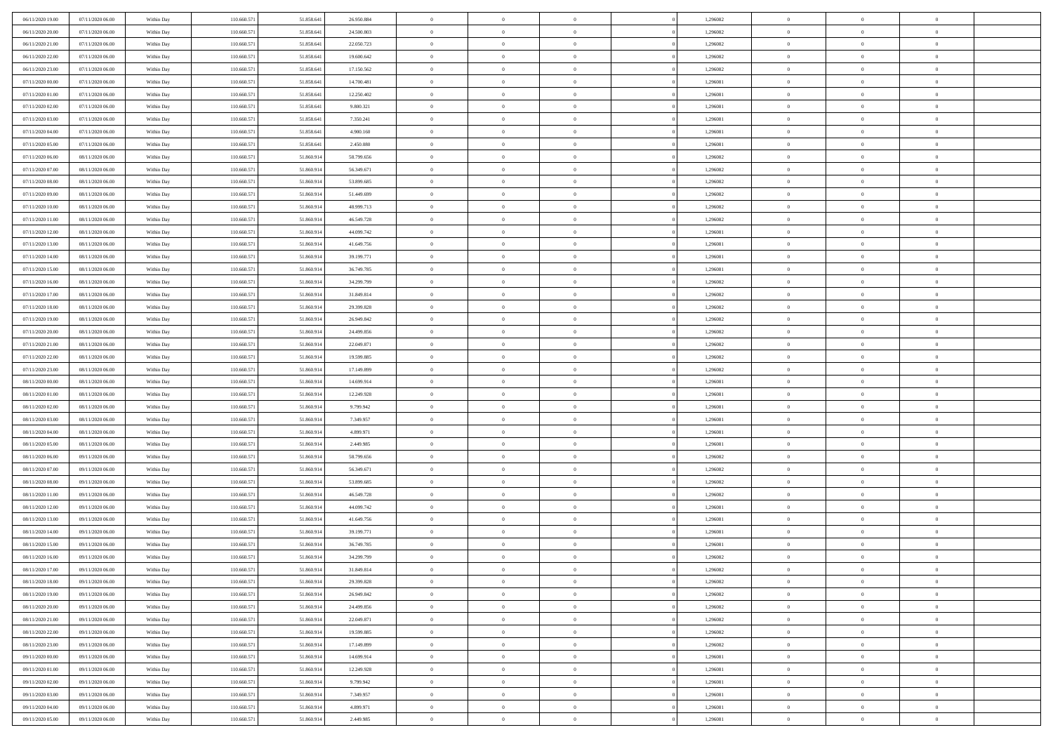| | | | | | | | | | | | | | | |
|---|---|---|---|---|---|---|---|---|---|---|---|---|---|---|
| 06/11/2020 19.00 | 07/11/2020 06.00 | Within Day | 110.660.571 | 51.858.641 | 26.950.884 | 0 | 0 | 0 | | 1,296082 | 0 | 0 | 0 | |
| 06/11/2020 20.00 | 07/11/2020 06.00 | Within Day | 110.660.571 | 51.858.641 | 24.500.803 | 0 | 0 | 0 | | 1,296082 | 0 | 0 | 0 | |
| 06/11/2020 21.00 | 07/11/2020 06.00 | Within Day | 110.660.571 | 51.858.641 | 22.050.723 | 0 | 0 | 0 | | 1,296082 | 0 | 0 | 0 | |
| 06/11/2020 22.00 | 07/11/2020 06.00 | Within Day | 110.660.571 | 51.858.641 | 19.600.642 | 0 | 0 | 0 | | 1,296082 | 0 | 0 | 0 | |
| 06/11/2020 23.00 | 07/11/2020 06.00 | Within Day | 110.660.571 | 51.858.641 | 17.150.562 | 0 | 0 | 0 | | 1,296082 | 0 | 0 | 0 | |
| 07/11/2020 00.00 | 07/11/2020 06.00 | Within Day | 110.660.571 | 51.858.641 | 14.700.481 | 0 | 0 | 0 | | 1,296081 | 0 | 0 | 0 | |
| 07/11/2020 01.00 | 07/11/2020 06.00 | Within Day | 110.660.571 | 51.858.641 | 12.250.402 | 0 | 0 | 0 | | 1,296081 | 0 | 0 | 0 | |
| 07/11/2020 02.00 | 07/11/2020 06.00 | Within Day | 110.660.571 | 51.858.641 | 9.800.321 | 0 | 0 | 0 | | 1,296081 | 0 | 0 | 0 | |
| 07/11/2020 03.00 | 07/11/2020 06.00 | Within Day | 110.660.571 | 51.858.641 | 7.350.241 | 0 | 0 | 0 | | 1,296081 | 0 | 0 | 0 | |
| 07/11/2020 04.00 | 07/11/2020 06.00 | Within Day | 110.660.571 | 51.858.641 | 4.900.160 | 0 | 0 | 0 | | 1,296081 | 0 | 0 | 0 | |
| 07/11/2020 05.00 | 07/11/2020 06.00 | Within Day | 110.660.571 | 51.858.641 | 2.450.080 | 0 | 0 | 0 | | 1,296081 | 0 | 0 | 0 | |
| 07/11/2020 06.00 | 08/11/2020 06.00 | Within Day | 110.660.571 | 51.860.914 | 58.799.656 | 0 | 0 | 0 | | 1,296082 | 0 | 0 | 0 | |
| 07/11/2020 07.00 | 08/11/2020 06.00 | Within Day | 110.660.571 | 51.860.914 | 56.349.671 | 0 | 0 | 0 | | 1,296082 | 0 | 0 | 0 | |
| 07/11/2020 08.00 | 08/11/2020 06.00 | Within Day | 110.660.571 | 51.860.914 | 53.899.685 | 0 | 0 | 0 | | 1,296082 | 0 | 0 | 0 | |
| 07/11/2020 09.00 | 08/11/2020 06.00 | Within Day | 110.660.571 | 51.860.914 | 51.449.699 | 0 | 0 | 0 | | 1,296082 | 0 | 0 | 0 | |
| 07/11/2020 10.00 | 08/11/2020 06.00 | Within Day | 110.660.571 | 51.860.914 | 48.999.713 | 0 | 0 | 0 | | 1,296082 | 0 | 0 | 0 | |
| 07/11/2020 11.00 | 08/11/2020 06.00 | Within Day | 110.660.571 | 51.860.914 | 46.549.728 | 0 | 0 | 0 | | 1,296082 | 0 | 0 | 0 | |
| 07/11/2020 12.00 | 08/11/2020 06.00 | Within Day | 110.660.571 | 51.860.914 | 44.099.742 | 0 | 0 | 0 | | 1,296081 | 0 | 0 | 0 | |
| 07/11/2020 13.00 | 08/11/2020 06.00 | Within Day | 110.660.571 | 51.860.914 | 41.649.756 | 0 | 0 | 0 | | 1,296081 | 0 | 0 | 0 | |
| 07/11/2020 14.00 | 08/11/2020 06.00 | Within Day | 110.660.571 | 51.860.914 | 39.199.771 | 0 | 0 | 0 | | 1,296081 | 0 | 0 | 0 | |
| 07/11/2020 15.00 | 08/11/2020 06.00 | Within Day | 110.660.571 | 51.860.914 | 36.749.785 | 0 | 0 | 0 | | 1,296081 | 0 | 0 | 0 | |
| 07/11/2020 16.00 | 08/11/2020 06.00 | Within Day | 110.660.571 | 51.860.914 | 34.299.799 | 0 | 0 | 0 | | 1,296082 | 0 | 0 | 0 | |
| 07/11/2020 17.00 | 08/11/2020 06.00 | Within Day | 110.660.571 | 51.860.914 | 31.849.814 | 0 | 0 | 0 | | 1,296082 | 0 | 0 | 0 | |
| 07/11/2020 18.00 | 08/11/2020 06.00 | Within Day | 110.660.571 | 51.860.914 | 29.399.828 | 0 | 0 | 0 | | 1,296082 | 0 | 0 | 0 | |
| 07/11/2020 19.00 | 08/11/2020 06.00 | Within Day | 110.660.571 | 51.860.914 | 26.949.842 | 0 | 0 | 0 | | 1,296082 | 0 | 0 | 0 | |
| 07/11/2020 20.00 | 08/11/2020 06.00 | Within Day | 110.660.571 | 51.860.914 | 24.499.856 | 0 | 0 | 0 | | 1,296082 | 0 | 0 | 0 | |
| 07/11/2020 21.00 | 08/11/2020 06.00 | Within Day | 110.660.571 | 51.860.914 | 22.049.871 | 0 | 0 | 0 | | 1,296082 | 0 | 0 | 0 | |
| 07/11/2020 22.00 | 08/11/2020 06.00 | Within Day | 110.660.571 | 51.860.914 | 19.599.885 | 0 | 0 | 0 | | 1,296082 | 0 | 0 | 0 | |
| 07/11/2020 23.00 | 08/11/2020 06.00 | Within Day | 110.660.571 | 51.860.914 | 17.149.899 | 0 | 0 | 0 | | 1,296082 | 0 | 0 | 0 | |
| 08/11/2020 00.00 | 08/11/2020 06.00 | Within Day | 110.660.571 | 51.860.914 | 14.699.914 | 0 | 0 | 0 | | 1,296081 | 0 | 0 | 0 | |
| 08/11/2020 01.00 | 08/11/2020 06.00 | Within Day | 110.660.571 | 51.860.914 | 12.249.928 | 0 | 0 | 0 | | 1,296081 | 0 | 0 | 0 | |
| 08/11/2020 02.00 | 08/11/2020 06.00 | Within Day | 110.660.571 | 51.860.914 | 9.799.942 | 0 | 0 | 0 | | 1,296081 | 0 | 0 | 0 | |
| 08/11/2020 03.00 | 08/11/2020 06.00 | Within Day | 110.660.571 | 51.860.914 | 7.349.957 | 0 | 0 | 0 | | 1,296081 | 0 | 0 | 0 | |
| 08/11/2020 04.00 | 08/11/2020 06.00 | Within Day | 110.660.571 | 51.860.914 | 4.899.971 | 0 | 0 | 0 | | 1,296081 | 0 | 0 | 0 | |
| 08/11/2020 05.00 | 08/11/2020 06.00 | Within Day | 110.660.571 | 51.860.914 | 2.449.985 | 0 | 0 | 0 | | 1,296081 | 0 | 0 | 0 | |
| 08/11/2020 06.00 | 09/11/2020 06.00 | Within Day | 110.660.571 | 51.860.914 | 58.799.656 | 0 | 0 | 0 | | 1,296082 | 0 | 0 | 0 | |
| 08/11/2020 07.00 | 09/11/2020 06.00 | Within Day | 110.660.571 | 51.860.914 | 56.349.671 | 0 | 0 | 0 | | 1,296082 | 0 | 0 | 0 | |
| 08/11/2020 08.00 | 09/11/2020 06.00 | Within Day | 110.660.571 | 51.860.914 | 53.899.685 | 0 | 0 | 0 | | 1,296082 | 0 | 0 | 0 | |
| 08/11/2020 11.00 | 09/11/2020 06.00 | Within Day | 110.660.571 | 51.860.914 | 46.549.728 | 0 | 0 | 0 | | 1,296082 | 0 | 0 | 0 | |
| 08/11/2020 12.00 | 09/11/2020 06.00 | Within Day | 110.660.571 | 51.860.914 | 44.099.742 | 0 | 0 | 0 | | 1,296081 | 0 | 0 | 0 | |
| 08/11/2020 13.00 | 09/11/2020 06.00 | Within Day | 110.660.571 | 51.860.914 | 41.649.756 | 0 | 0 | 0 | | 1,296081 | 0 | 0 | 0 | |
| 08/11/2020 14.00 | 09/11/2020 06.00 | Within Day | 110.660.571 | 51.860.914 | 39.199.771 | 0 | 0 | 0 | | 1,296081 | 0 | 0 | 0 | |
| 08/11/2020 15.00 | 09/11/2020 06.00 | Within Day | 110.660.571 | 51.860.914 | 36.749.785 | 0 | 0 | 0 | | 1,296081 | 0 | 0 | 0 | |
| 08/11/2020 16.00 | 09/11/2020 06.00 | Within Day | 110.660.571 | 51.860.914 | 34.299.799 | 0 | 0 | 0 | | 1,296082 | 0 | 0 | 0 | |
| 08/11/2020 17.00 | 09/11/2020 06.00 | Within Day | 110.660.571 | 51.860.914 | 31.849.814 | 0 | 0 | 0 | | 1,296082 | 0 | 0 | 0 | |
| 08/11/2020 18.00 | 09/11/2020 06.00 | Within Day | 110.660.571 | 51.860.914 | 29.399.828 | 0 | 0 | 0 | | 1,296082 | 0 | 0 | 0 | |
| 08/11/2020 19.00 | 09/11/2020 06.00 | Within Day | 110.660.571 | 51.860.914 | 26.949.842 | 0 | 0 | 0 | | 1,296082 | 0 | 0 | 0 | |
| 08/11/2020 20.00 | 09/11/2020 06.00 | Within Day | 110.660.571 | 51.860.914 | 24.499.856 | 0 | 0 | 0 | | 1,296082 | 0 | 0 | 0 | |
| 08/11/2020 21.00 | 09/11/2020 06.00 | Within Day | 110.660.571 | 51.860.914 | 22.049.871 | 0 | 0 | 0 | | 1,296082 | 0 | 0 | 0 | |
| 08/11/2020 22.00 | 09/11/2020 06.00 | Within Day | 110.660.571 | 51.860.914 | 19.599.885 | 0 | 0 | 0 | | 1,296082 | 0 | 0 | 0 | |
| 08/11/2020 23.00 | 09/11/2020 06.00 | Within Day | 110.660.571 | 51.860.914 | 17.149.899 | 0 | 0 | 0 | | 1,296082 | 0 | 0 | 0 | |
| 09/11/2020 00.00 | 09/11/2020 06.00 | Within Day | 110.660.571 | 51.860.914 | 14.699.914 | 0 | 0 | 0 | | 1,296081 | 0 | 0 | 0 | |
| 09/11/2020 01.00 | 09/11/2020 06.00 | Within Day | 110.660.571 | 51.860.914 | 12.249.928 | 0 | 0 | 0 | | 1,296081 | 0 | 0 | 0 | |
| 09/11/2020 02.00 | 09/11/2020 06.00 | Within Day | 110.660.571 | 51.860.914 | 9.799.942 | 0 | 0 | 0 | | 1,296081 | 0 | 0 | 0 | |
| 09/11/2020 03.00 | 09/11/2020 06.00 | Within Day | 110.660.571 | 51.860.914 | 7.349.957 | 0 | 0 | 0 | | 1,296081 | 0 | 0 | 0 | |
| 09/11/2020 04.00 | 09/11/2020 06.00 | Within Day | 110.660.571 | 51.860.914 | 4.899.971 | 0 | 0 | 0 | | 1,296081 | 0 | 0 | 0 | |
| 09/11/2020 05.00 | 09/11/2020 06.00 | Within Day | 110.660.571 | 51.860.914 | 2.449.985 | 0 | 0 | 0 | | 1,296081 | 0 | 0 | 0 | |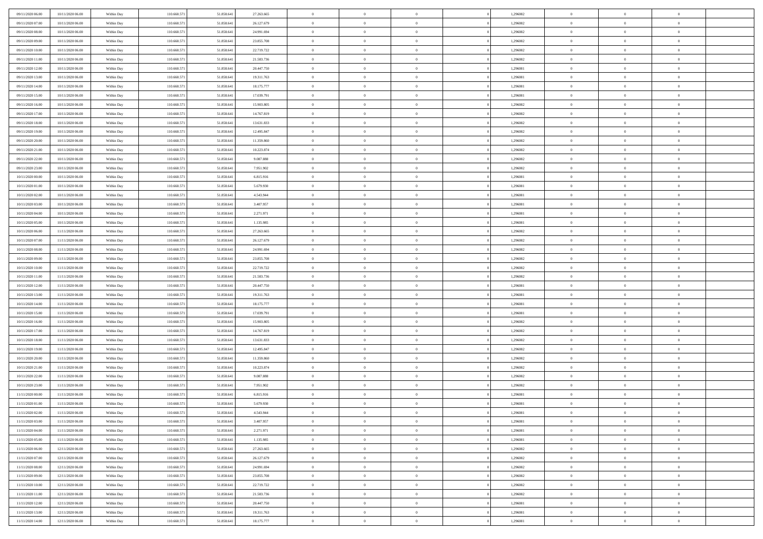| | | | | | | | | | | | | | | |
|---|---|---|---|---|---|---|---|---|---|---|---|---|---|---|
| 09/11/2020 06.00 | 10/11/2020 06.00 | Within Day | 110.660.571 | 51.858.641 | 27.263.665 | 0 | 0 | 0 | | 1,296082 | 0 | 0 | 0 | |
| 09/11/2020 07.00 | 10/11/2020 06.00 | Within Day | 110.660.571 | 51.858.641 | 26.127.679 | 0 | 0 | 0 | | 1,296082 | 0 | 0 | 0 | |
| 09/11/2020 08.00 | 10/11/2020 06.00 | Within Day | 110.660.571 | 51.858.641 | 24.991.694 | 0 | 0 | 0 | | 1,296082 | 0 | 0 | 0 | |
| 09/11/2020 09.00 | 10/11/2020 06.00 | Within Day | 110.660.571 | 51.858.641 | 23.855.708 | 0 | 0 | 0 | | 1,296082 | 0 | 0 | 0 | |
| 09/11/2020 10.00 | 10/11/2020 06.00 | Within Day | 110.660.571 | 51.858.641 | 22.719.722 | 0 | 0 | 0 | | 1,296082 | 0 | 0 | 0 | |
| 09/11/2020 11.00 | 10/11/2020 06.00 | Within Day | 110.660.571 | 51.858.641 | 21.583.736 | 0 | 0 | 0 | | 1,296082 | 0 | 0 | 0 | |
| 09/11/2020 12.00 | 10/11/2020 06.00 | Within Day | 110.660.571 | 51.858.641 | 20.447.750 | 0 | 0 | 0 | | 1,296081 | 0 | 0 | 0 | |
| 09/11/2020 13.00 | 10/11/2020 06.00 | Within Day | 110.660.571 | 51.858.641 | 19.311.763 | 0 | 0 | 0 | | 1,296081 | 0 | 0 | 0 | |
| 09/11/2020 14.00 | 10/11/2020 06.00 | Within Day | 110.660.571 | 51.858.641 | 18.175.777 | 0 | 0 | 0 | | 1,296081 | 0 | 0 | 0 | |
| 09/11/2020 15.00 | 10/11/2020 06.00 | Within Day | 110.660.571 | 51.858.641 | 17.039.791 | 0 | 0 | 0 | | 1,296081 | 0 | 0 | 0 | |
| 09/11/2020 16.00 | 10/11/2020 06.00 | Within Day | 110.660.571 | 51.858.641 | 15.903.805 | 0 | 0 | 0 | | 1,296082 | 0 | 0 | 0 | |
| 09/11/2020 17.00 | 10/11/2020 06.00 | Within Day | 110.660.571 | 51.858.641 | 14.767.819 | 0 | 0 | 0 | | 1,296082 | 0 | 0 | 0 | |
| 09/11/2020 18.00 | 10/11/2020 06.00 | Within Day | 110.660.571 | 51.858.641 | 13.631.833 | 0 | 0 | 0 | | 1,296082 | 0 | 0 | 0 | |
| 09/11/2020 19.00 | 10/11/2020 06.00 | Within Day | 110.660.571 | 51.858.641 | 12.495.847 | 0 | 0 | 0 | | 1,296082 | 0 | 0 | 0 | |
| 09/11/2020 20.00 | 10/11/2020 06.00 | Within Day | 110.660.571 | 51.858.641 | 11.359.860 | 0 | 0 | 0 | | 1,296082 | 0 | 0 | 0 | |
| 09/11/2020 21.00 | 10/11/2020 06.00 | Within Day | 110.660.571 | 51.858.641 | 10.223.874 | 0 | 0 | 0 | | 1,296082 | 0 | 0 | 0 | |
| 09/11/2020 22.00 | 10/11/2020 06.00 | Within Day | 110.660.571 | 51.858.641 | 9.087.888 | 0 | 0 | 0 | | 1,296082 | 0 | 0 | 0 | |
| 09/11/2020 23.00 | 10/11/2020 06.00 | Within Day | 110.660.571 | 51.858.641 | 7.951.902 | 0 | 0 | 0 | | 1,296082 | 0 | 0 | 0 | |
| 10/11/2020 00.00 | 10/11/2020 06.00 | Within Day | 110.660.571 | 51.858.641 | 6.815.916 | 0 | 0 | 0 | | 1,296081 | 0 | 0 | 0 | |
| 10/11/2020 01.00 | 10/11/2020 06.00 | Within Day | 110.660.571 | 51.858.641 | 5.679.930 | 0 | 0 | 0 | | 1,296081 | 0 | 0 | 0 | |
| 10/11/2020 02.00 | 10/11/2020 06.00 | Within Day | 110.660.571 | 51.858.641 | 4.543.944 | 0 | 0 | 0 | | 1,296081 | 0 | 0 | 0 | |
| 10/11/2020 03.00 | 10/11/2020 06.00 | Within Day | 110.660.571 | 51.858.641 | 3.407.957 | 0 | 0 | 0 | | 1,296081 | 0 | 0 | 0 | |
| 10/11/2020 04.00 | 10/11/2020 06.00 | Within Day | 110.660.571 | 51.858.641 | 2.271.971 | 0 | 0 | 0 | | 1,296081 | 0 | 0 | 0 | |
| 10/11/2020 05.00 | 10/11/2020 06.00 | Within Day | 110.660.571 | 51.858.641 | 1.135.985 | 0 | 0 | 0 | | 1,296081 | 0 | 0 | 0 | |
| 10/11/2020 06.00 | 11/11/2020 06.00 | Within Day | 110.660.571 | 51.858.641 | 27.263.665 | 0 | 0 | 0 | | 1,296082 | 0 | 0 | 0 | |
| 10/11/2020 07.00 | 11/11/2020 06.00 | Within Day | 110.660.571 | 51.858.641 | 26.127.679 | 0 | 0 | 0 | | 1,296082 | 0 | 0 | 0 | |
| 10/11/2020 08.00 | 11/11/2020 06.00 | Within Day | 110.660.571 | 51.858.641 | 24.991.694 | 0 | 0 | 0 | | 1,296082 | 0 | 0 | 0 | |
| 10/11/2020 09.00 | 11/11/2020 06.00 | Within Day | 110.660.571 | 51.858.641 | 23.855.708 | 0 | 0 | 0 | | 1,296082 | 0 | 0 | 0 | |
| 10/11/2020 10.00 | 11/11/2020 06.00 | Within Day | 110.660.571 | 51.858.641 | 22.719.722 | 0 | 0 | 0 | | 1,296082 | 0 | 0 | 0 | |
| 10/11/2020 11.00 | 11/11/2020 06.00 | Within Day | 110.660.571 | 51.858.641 | 21.583.736 | 0 | 0 | 0 | | 1,296082 | 0 | 0 | 0 | |
| 10/11/2020 12.00 | 11/11/2020 06.00 | Within Day | 110.660.571 | 51.858.641 | 20.447.750 | 0 | 0 | 0 | | 1,296081 | 0 | 0 | 0 | |
| 10/11/2020 13.00 | 11/11/2020 06.00 | Within Day | 110.660.571 | 51.858.641 | 19.311.763 | 0 | 0 | 0 | | 1,296081 | 0 | 0 | 0 | |
| 10/11/2020 14.00 | 11/11/2020 06.00 | Within Day | 110.660.571 | 51.858.641 | 18.175.777 | 0 | 0 | 0 | | 1,296081 | 0 | 0 | 0 | |
| 10/11/2020 15.00 | 11/11/2020 06.00 | Within Day | 110.660.571 | 51.858.641 | 17.039.791 | 0 | 0 | 0 | | 1,296081 | 0 | 0 | 0 | |
| 10/11/2020 16.00 | 11/11/2020 06.00 | Within Day | 110.660.571 | 51.858.641 | 15.903.805 | 0 | 0 | 0 | | 1,296082 | 0 | 0 | 0 | |
| 10/11/2020 17.00 | 11/11/2020 06.00 | Within Day | 110.660.571 | 51.858.641 | 14.767.819 | 0 | 0 | 0 | | 1,296082 | 0 | 0 | 0 | |
| 10/11/2020 18.00 | 11/11/2020 06.00 | Within Day | 110.660.571 | 51.858.641 | 13.631.833 | 0 | 0 | 0 | | 1,296082 | 0 | 0 | 0 | |
| 10/11/2020 19.00 | 11/11/2020 06.00 | Within Day | 110.660.571 | 51.858.641 | 12.495.847 | 0 | 0 | 0 | | 1,296082 | 0 | 0 | 0 | |
| 10/11/2020 20.00 | 11/11/2020 06.00 | Within Day | 110.660.571 | 51.858.641 | 11.359.860 | 0 | 0 | 0 | | 1,296082 | 0 | 0 | 0 | |
| 10/11/2020 21.00 | 11/11/2020 06.00 | Within Day | 110.660.571 | 51.858.641 | 10.223.874 | 0 | 0 | 0 | | 1,296082 | 0 | 0 | 0 | |
| 10/11/2020 22.00 | 11/11/2020 06.00 | Within Day | 110.660.571 | 51.858.641 | 9.087.888 | 0 | 0 | 0 | | 1,296082 | 0 | 0 | 0 | |
| 10/11/2020 23.00 | 11/11/2020 06.00 | Within Day | 110.660.571 | 51.858.641 | 7.951.902 | 0 | 0 | 0 | | 1,296082 | 0 | 0 | 0 | |
| 11/11/2020 00.00 | 11/11/2020 06.00 | Within Day | 110.660.571 | 51.858.641 | 6.815.916 | 0 | 0 | 0 | | 1,296081 | 0 | 0 | 0 | |
| 11/11/2020 01.00 | 11/11/2020 06.00 | Within Day | 110.660.571 | 51.858.641 | 5.679.930 | 0 | 0 | 0 | | 1,296081 | 0 | 0 | 0 | |
| 11/11/2020 02.00 | 11/11/2020 06.00 | Within Day | 110.660.571 | 51.858.641 | 4.543.944 | 0 | 0 | 0 | | 1,296081 | 0 | 0 | 0 | |
| 11/11/2020 03.00 | 11/11/2020 06.00 | Within Day | 110.660.571 | 51.858.641 | 3.407.957 | 0 | 0 | 0 | | 1,296081 | 0 | 0 | 0 | |
| 11/11/2020 04.00 | 11/11/2020 06.00 | Within Day | 110.660.571 | 51.858.641 | 2.271.971 | 0 | 0 | 0 | | 1,296081 | 0 | 0 | 0 | |
| 11/11/2020 05.00 | 11/11/2020 06.00 | Within Day | 110.660.571 | 51.858.641 | 1.135.985 | 0 | 0 | 0 | | 1,296081 | 0 | 0 | 0 | |
| 11/11/2020 06.00 | 12/11/2020 06.00 | Within Day | 110.660.571 | 51.858.641 | 27.263.665 | 0 | 0 | 0 | | 1,296082 | 0 | 0 | 0 | |
| 11/11/2020 07.00 | 12/11/2020 06.00 | Within Day | 110.660.571 | 51.858.641 | 26.127.679 | 0 | 0 | 0 | | 1,296082 | 0 | 0 | 0 | |
| 11/11/2020 08.00 | 12/11/2020 06.00 | Within Day | 110.660.571 | 51.858.641 | 24.991.694 | 0 | 0 | 0 | | 1,296082 | 0 | 0 | 0 | |
| 11/11/2020 09.00 | 12/11/2020 06.00 | Within Day | 110.660.571 | 51.858.641 | 23.855.708 | 0 | 0 | 0 | | 1,296082 | 0 | 0 | 0 | |
| 11/11/2020 10.00 | 12/11/2020 06.00 | Within Day | 110.660.571 | 51.858.641 | 22.719.722 | 0 | 0 | 0 | | 1,296082 | 0 | 0 | 0 | |
| 11/11/2020 11.00 | 12/11/2020 06.00 | Within Day | 110.660.571 | 51.858.641 | 21.583.736 | 0 | 0 | 0 | | 1,296082 | 0 | 0 | 0 | |
| 11/11/2020 12.00 | 12/11/2020 06.00 | Within Day | 110.660.571 | 51.858.641 | 20.447.750 | 0 | 0 | 0 | | 1,296081 | 0 | 0 | 0 | |
| 11/11/2020 13.00 | 12/11/2020 06.00 | Within Day | 110.660.571 | 51.858.641 | 19.311.763 | 0 | 0 | 0 | | 1,296081 | 0 | 0 | 0 | |
| 11/11/2020 14.00 | 12/11/2020 06.00 | Within Day | 110.660.571 | 51.858.641 | 18.175.777 | 0 | 0 | 0 | | 1,296081 | 0 | 0 | 0 | |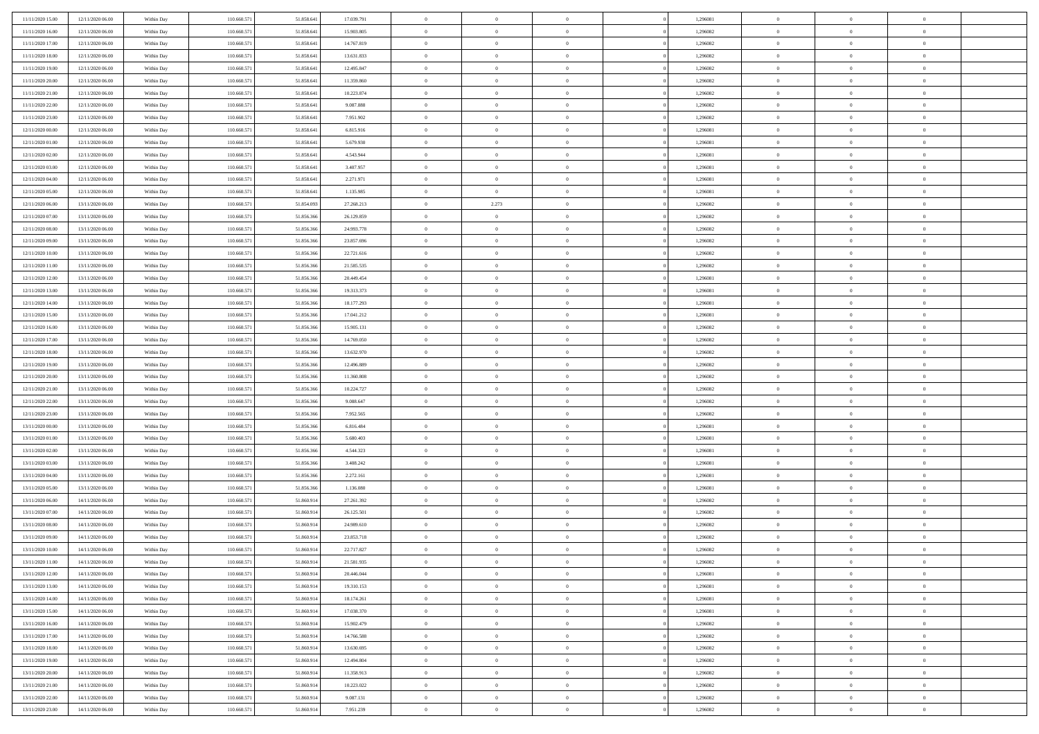| | | | | | | | | | | | | | | |
|---|---|---|---|---|---|---|---|---|---|---|---|---|---|---|
| 11/11/2020 15.00 | 12/11/2020 06.00 | Within Day | 110.660.571 | 51.858.641 | 17.039.791 | 0 | 0 | 0 | | 1,296081 | 0 | 0 | 0 | |
| 11/11/2020 16.00 | 12/11/2020 06.00 | Within Day | 110.660.571 | 51.858.641 | 15.903.805 | 0 | 0 | 0 | | 1,296082 | 0 | 0 | 0 | |
| 11/11/2020 17.00 | 12/11/2020 06.00 | Within Day | 110.660.571 | 51.858.641 | 14.767.819 | 0 | 0 | 0 | | 1,296082 | 0 | 0 | 0 | |
| 11/11/2020 18.00 | 12/11/2020 06.00 | Within Day | 110.660.571 | 51.858.641 | 13.631.833 | 0 | 0 | 0 | | 1,296082 | 0 | 0 | 0 | |
| 11/11/2020 19.00 | 12/11/2020 06.00 | Within Day | 110.660.571 | 51.858.641 | 12.495.847 | 0 | 0 | 0 | | 1,296082 | 0 | 0 | 0 | |
| 11/11/2020 20.00 | 12/11/2020 06.00 | Within Day | 110.660.571 | 51.858.641 | 11.359.860 | 0 | 0 | 0 | | 1,296082 | 0 | 0 | 0 | |
| 11/11/2020 21.00 | 12/11/2020 06.00 | Within Day | 110.660.571 | 51.858.641 | 10.223.874 | 0 | 0 | 0 | | 1,296082 | 0 | 0 | 0 | |
| 11/11/2020 22.00 | 12/11/2020 06.00 | Within Day | 110.660.571 | 51.858.641 | 9.087.888 | 0 | 0 | 0 | | 1,296082 | 0 | 0 | 0 | |
| 11/11/2020 23.00 | 12/11/2020 06.00 | Within Day | 110.660.571 | 51.858.641 | 7.951.902 | 0 | 0 | 0 | | 1,296082 | 0 | 0 | 0 | |
| 12/11/2020 00.00 | 12/11/2020 06.00 | Within Day | 110.660.571 | 51.858.641 | 6.815.916 | 0 | 0 | 0 | | 1,296081 | 0 | 0 | 0 | |
| 12/11/2020 01.00 | 12/11/2020 06.00 | Within Day | 110.660.571 | 51.858.641 | 5.679.930 | 0 | 0 | 0 | | 1,296081 | 0 | 0 | 0 | |
| 12/11/2020 02.00 | 12/11/2020 06.00 | Within Day | 110.660.571 | 51.858.641 | 4.543.944 | 0 | 0 | 0 | | 1,296081 | 0 | 0 | 0 | |
| 12/11/2020 03.00 | 12/11/2020 06.00 | Within Day | 110.660.571 | 51.858.641 | 3.407.957 | 0 | 0 | 0 | | 1,296081 | 0 | 0 | 0 | |
| 12/11/2020 04.00 | 12/11/2020 06.00 | Within Day | 110.660.571 | 51.858.641 | 2.271.971 | 0 | 0 | 0 | | 1,296081 | 0 | 0 | 0 | |
| 12/11/2020 05.00 | 12/11/2020 06.00 | Within Day | 110.660.571 | 51.858.641 | 1.135.985 | 0 | 0 | 0 | | 1,296081 | 0 | 0 | 0 | |
| 12/11/2020 06.00 | 13/11/2020 06.00 | Within Day | 110.660.571 | 51.854.093 | 27.268.213 | 0 | 2.273 | 0 | | 1,296082 | 0 | 0 | 0 | |
| 12/11/2020 07.00 | 13/11/2020 06.00 | Within Day | 110.660.571 | 51.856.366 | 26.129.859 | 0 | 0 | 0 | | 1,296082 | 0 | 0 | 0 | |
| 12/11/2020 08.00 | 13/11/2020 06.00 | Within Day | 110.660.571 | 51.856.366 | 24.993.778 | 0 | 0 | 0 | | 1,296082 | 0 | 0 | 0 | |
| 12/11/2020 09.00 | 13/11/2020 06.00 | Within Day | 110.660.571 | 51.856.366 | 23.857.696 | 0 | 0 | 0 | | 1,296082 | 0 | 0 | 0 | |
| 12/11/2020 10.00 | 13/11/2020 06.00 | Within Day | 110.660.571 | 51.856.366 | 22.721.616 | 0 | 0 | 0 | | 1,296082 | 0 | 0 | 0 | |
| 12/11/2020 11.00 | 13/11/2020 06.00 | Within Day | 110.660.571 | 51.856.366 | 21.585.535 | 0 | 0 | 0 | | 1,296082 | 0 | 0 | 0 | |
| 12/11/2020 12.00 | 13/11/2020 06.00 | Within Day | 110.660.571 | 51.856.366 | 20.449.454 | 0 | 0 | 0 | | 1,296081 | 0 | 0 | 0 | |
| 12/11/2020 13.00 | 13/11/2020 06.00 | Within Day | 110.660.571 | 51.856.366 | 19.313.373 | 0 | 0 | 0 | | 1,296081 | 0 | 0 | 0 | |
| 12/11/2020 14.00 | 13/11/2020 06.00 | Within Day | 110.660.571 | 51.856.366 | 18.177.293 | 0 | 0 | 0 | | 1,296081 | 0 | 0 | 0 | |
| 12/11/2020 15.00 | 13/11/2020 06.00 | Within Day | 110.660.571 | 51.856.366 | 17.041.212 | 0 | 0 | 0 | | 1,296081 | 0 | 0 | 0 | |
| 12/11/2020 16.00 | 13/11/2020 06.00 | Within Day | 110.660.571 | 51.856.366 | 15.905.131 | 0 | 0 | 0 | | 1,296082 | 0 | 0 | 0 | |
| 12/11/2020 17.00 | 13/11/2020 06.00 | Within Day | 110.660.571 | 51.856.366 | 14.769.050 | 0 | 0 | 0 | | 1,296082 | 0 | 0 | 0 | |
| 12/11/2020 18.00 | 13/11/2020 06.00 | Within Day | 110.660.571 | 51.856.366 | 13.632.970 | 0 | 0 | 0 | | 1,296082 | 0 | 0 | 0 | |
| 12/11/2020 19.00 | 13/11/2020 06.00 | Within Day | 110.660.571 | 51.856.366 | 12.496.889 | 0 | 0 | 0 | | 1,296082 | 0 | 0 | 0 | |
| 12/11/2020 20.00 | 13/11/2020 06.00 | Within Day | 110.660.571 | 51.856.366 | 11.360.808 | 0 | 0 | 0 | | 1,296082 | 0 | 0 | 0 | |
| 12/11/2020 21.00 | 13/11/2020 06.00 | Within Day | 110.660.571 | 51.856.366 | 10.224.727 | 0 | 0 | 0 | | 1,296082 | 0 | 0 | 0 | |
| 12/11/2020 22.00 | 13/11/2020 06.00 | Within Day | 110.660.571 | 51.856.366 | 9.088.647 | 0 | 0 | 0 | | 1,296082 | 0 | 0 | 0 | |
| 12/11/2020 23.00 | 13/11/2020 06.00 | Within Day | 110.660.571 | 51.856.366 | 7.952.565 | 0 | 0 | 0 | | 1,296082 | 0 | 0 | 0 | |
| 13/11/2020 00.00 | 13/11/2020 06.00 | Within Day | 110.660.571 | 51.856.366 | 6.816.484 | 0 | 0 | 0 | | 1,296081 | 0 | 0 | 0 | |
| 13/11/2020 01.00 | 13/11/2020 06.00 | Within Day | 110.660.571 | 51.856.366 | 5.680.403 | 0 | 0 | 0 | | 1,296081 | 0 | 0 | 0 | |
| 13/11/2020 02.00 | 13/11/2020 06.00 | Within Day | 110.660.571 | 51.856.366 | 4.544.323 | 0 | 0 | 0 | | 1,296081 | 0 | 0 | 0 | |
| 13/11/2020 03.00 | 13/11/2020 06.00 | Within Day | 110.660.571 | 51.856.366 | 3.408.242 | 0 | 0 | 0 | | 1,296081 | 0 | 0 | 0 | |
| 13/11/2020 04.00 | 13/11/2020 06.00 | Within Day | 110.660.571 | 51.856.366 | 2.272.161 | 0 | 0 | 0 | | 1,296081 | 0 | 0 | 0 | |
| 13/11/2020 05.00 | 13/11/2020 06.00 | Within Day | 110.660.571 | 51.856.366 | 1.136.080 | 0 | 0 | 0 | | 1,296081 | 0 | 0 | 0 | |
| 13/11/2020 06.00 | 14/11/2020 06.00 | Within Day | 110.660.571 | 51.860.914 | 27.261.392 | 0 | 0 | 0 | | 1,296082 | 0 | 0 | 0 | |
| 13/11/2020 07.00 | 14/11/2020 06.00 | Within Day | 110.660.571 | 51.860.914 | 26.125.501 | 0 | 0 | 0 | | 1,296082 | 0 | 0 | 0 | |
| 13/11/2020 08.00 | 14/11/2020 06.00 | Within Day | 110.660.571 | 51.860.914 | 24.989.610 | 0 | 0 | 0 | | 1,296082 | 0 | 0 | 0 | |
| 13/11/2020 09.00 | 14/11/2020 06.00 | Within Day | 110.660.571 | 51.860.914 | 23.853.718 | 0 | 0 | 0 | | 1,296082 | 0 | 0 | 0 | |
| 13/11/2020 10.00 | 14/11/2020 06.00 | Within Day | 110.660.571 | 51.860.914 | 22.717.827 | 0 | 0 | 0 | | 1,296082 | 0 | 0 | 0 | |
| 13/11/2020 11.00 | 14/11/2020 06.00 | Within Day | 110.660.571 | 51.860.914 | 21.581.935 | 0 | 0 | 0 | | 1,296082 | 0 | 0 | 0 | |
| 13/11/2020 12.00 | 14/11/2020 06.00 | Within Day | 110.660.571 | 51.860.914 | 20.446.044 | 0 | 0 | 0 | | 1,296081 | 0 | 0 | 0 | |
| 13/11/2020 13.00 | 14/11/2020 06.00 | Within Day | 110.660.571 | 51.860.914 | 19.310.153 | 0 | 0 | 0 | | 1,296081 | 0 | 0 | 0 | |
| 13/11/2020 14.00 | 14/11/2020 06.00 | Within Day | 110.660.571 | 51.860.914 | 18.174.261 | 0 | 0 | 0 | | 1,296081 | 0 | 0 | 0 | |
| 13/11/2020 15.00 | 14/11/2020 06.00 | Within Day | 110.660.571 | 51.860.914 | 17.038.370 | 0 | 0 | 0 | | 1,296081 | 0 | 0 | 0 | |
| 13/11/2020 16.00 | 14/11/2020 06.00 | Within Day | 110.660.571 | 51.860.914 | 15.902.479 | 0 | 0 | 0 | | 1,296082 | 0 | 0 | 0 | |
| 13/11/2020 17.00 | 14/11/2020 06.00 | Within Day | 110.660.571 | 51.860.914 | 14.766.588 | 0 | 0 | 0 | | 1,296082 | 0 | 0 | 0 | |
| 13/11/2020 18.00 | 14/11/2020 06.00 | Within Day | 110.660.571 | 51.860.914 | 13.630.695 | 0 | 0 | 0 | | 1,296082 | 0 | 0 | 0 | |
| 13/11/2020 19.00 | 14/11/2020 06.00 | Within Day | 110.660.571 | 51.860.914 | 12.494.804 | 0 | 0 | 0 | | 1,296082 | 0 | 0 | 0 | |
| 13/11/2020 20.00 | 14/11/2020 06.00 | Within Day | 110.660.571 | 51.860.914 | 11.358.913 | 0 | 0 | 0 | | 1,296082 | 0 | 0 | 0 | |
| 13/11/2020 21.00 | 14/11/2020 06.00 | Within Day | 110.660.571 | 51.860.914 | 10.223.022 | 0 | 0 | 0 | | 1,296082 | 0 | 0 | 0 | |
| 13/11/2020 22.00 | 14/11/2020 06.00 | Within Day | 110.660.571 | 51.860.914 | 9.087.131 | 0 | 0 | 0 | | 1,296082 | 0 | 0 | 0 | |
| 13/11/2020 23.00 | 14/11/2020 06.00 | Within Day | 110.660.571 | 51.860.914 | 7.951.239 | 0 | 0 | 0 | | 1,296082 | 0 | 0 | 0 | |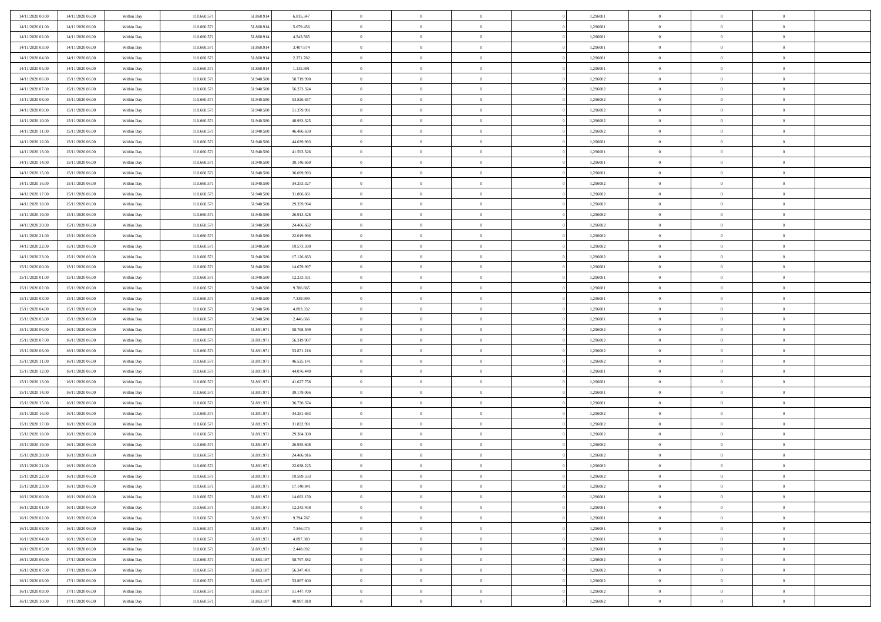| | | | | | | | | | | | | | | |
|---|---|---|---|---|---|---|---|---|---|---|---|---|---|---|
| 14/11/2020 00.00 | 14/11/2020 06.00 | Within Day | 110.660.571 | 51.860.914 | 6.815.347 | 0 | 0 | 0 | | 1,296081 | 0 | 0 | 0 | |
| 14/11/2020 01.00 | 14/11/2020 06.00 | Within Day | 110.660.571 | 51.860.914 | 5.679.456 | 0 | 0 | 0 | | 1,296081 | 0 | 0 | 0 | |
| 14/11/2020 02.00 | 14/11/2020 06.00 | Within Day | 110.660.571 | 51.860.914 | 4.543.565 | 0 | 0 | 0 | | 1,296081 | 0 | 0 | 0 | |
| 14/11/2020 03.00 | 14/11/2020 06.00 | Within Day | 110.660.571 | 51.860.914 | 3.407.674 | 0 | 0 | 0 | | 1,296081 | 0 | 0 | 0 | |
| 14/11/2020 04.00 | 14/11/2020 06.00 | Within Day | 110.660.571 | 51.860.914 | 2.271.782 | 0 | 0 | 0 | | 1,296081 | 0 | 0 | 0 | |
| 14/11/2020 05.00 | 14/11/2020 06.00 | Within Day | 110.660.571 | 51.860.914 | 1.135.891 | 0 | 0 | 0 | | 1,296081 | 0 | 0 | 0 | |
| 14/11/2020 06.00 | 15/11/2020 06.00 | Within Day | 110.660.571 | 51.940.580 | 58.719.990 | 0 | 0 | 0 | | 1,296082 | 0 | 0 | 0 | |
| 14/11/2020 07.00 | 15/11/2020 06.00 | Within Day | 110.660.571 | 51.940.580 | 56.273.324 | 0 | 0 | 0 | | 1,296082 | 0 | 0 | 0 | |
| 14/11/2020 08.00 | 15/11/2020 06.00 | Within Day | 110.660.571 | 51.940.580 | 53.826.657 | 0 | 0 | 0 | | 1,296082 | 0 | 0 | 0 | |
| 14/11/2020 09.00 | 15/11/2020 06.00 | Within Day | 110.660.571 | 51.940.580 | 51.379.991 | 0 | 0 | 0 | | 1,296082 | 0 | 0 | 0 | |
| 14/11/2020 10.00 | 15/11/2020 06.00 | Within Day | 110.660.571 | 51.940.580 | 48.933.325 | 0 | 0 | 0 | | 1,296082 | 0 | 0 | 0 | |
| 14/11/2020 11.00 | 15/11/2020 06.00 | Within Day | 110.660.571 | 51.940.580 | 46.486.659 | 0 | 0 | 0 | | 1,296082 | 0 | 0 | 0 | |
| 14/11/2020 12.00 | 15/11/2020 06.00 | Within Day | 110.660.571 | 51.940.580 | 44.039.993 | 0 | 0 | 0 | | 1,296081 | 0 | 0 | 0 | |
| 14/11/2020 13.00 | 15/11/2020 06.00 | Within Day | 110.660.571 | 51.940.580 | 41.593.326 | 0 | 0 | 0 | | 1,296081 | 0 | 0 | 0 | |
| 14/11/2020 14.00 | 15/11/2020 06.00 | Within Day | 110.660.571 | 51.940.580 | 39.146.660 | 0 | 0 | 0 | | 1,296081 | 0 | 0 | 0 | |
| 14/11/2020 15.00 | 15/11/2020 06.00 | Within Day | 110.660.571 | 51.940.580 | 36.699.993 | 0 | 0 | 0 | | 1,296081 | 0 | 0 | 0 | |
| 14/11/2020 16.00 | 15/11/2020 06.00 | Within Day | 110.660.571 | 51.940.580 | 34.253.327 | 0 | 0 | 0 | | 1,296082 | 0 | 0 | 0 | |
| 14/11/2020 17.00 | 15/11/2020 06.00 | Within Day | 110.660.571 | 51.940.580 | 31.806.661 | 0 | 0 | 0 | | 1,296082 | 0 | 0 | 0 | |
| 14/11/2020 18.00 | 15/11/2020 06.00 | Within Day | 110.660.571 | 51.940.580 | 29.359.994 | 0 | 0 | 0 | | 1,296082 | 0 | 0 | 0 | |
| 14/11/2020 19.00 | 15/11/2020 06.00 | Within Day | 110.660.571 | 51.940.580 | 26.913.328 | 0 | 0 | 0 | | 1,296082 | 0 | 0 | 0 | |
| 14/11/2020 20.00 | 15/11/2020 06.00 | Within Day | 110.660.571 | 51.940.580 | 24.466.662 | 0 | 0 | 0 | | 1,296082 | 0 | 0 | 0 | |
| 14/11/2020 21.00 | 15/11/2020 06.00 | Within Day | 110.660.571 | 51.940.580 | 22.019.996 | 0 | 0 | 0 | | 1,296082 | 0 | 0 | 0 | |
| 14/11/2020 22.00 | 15/11/2020 06.00 | Within Day | 110.660.571 | 51.940.580 | 19.573.330 | 0 | 0 | 0 | | 1,296082 | 0 | 0 | 0 | |
| 14/11/2020 23.00 | 15/11/2020 06.00 | Within Day | 110.660.571 | 51.940.580 | 17.126.663 | 0 | 0 | 0 | | 1,296082 | 0 | 0 | 0 | |
| 15/11/2020 00.00 | 15/11/2020 06.00 | Within Day | 110.660.571 | 51.940.580 | 14.679.997 | 0 | 0 | 0 | | 1,296081 | 0 | 0 | 0 | |
| 15/11/2020 01.00 | 15/11/2020 06.00 | Within Day | 110.660.571 | 51.940.580 | 12.233.331 | 0 | 0 | 0 | | 1,296081 | 0 | 0 | 0 | |
| 15/11/2020 02.00 | 15/11/2020 06.00 | Within Day | 110.660.571 | 51.940.580 | 9.786.665 | 0 | 0 | 0 | | 1,296081 | 0 | 0 | 0 | |
| 15/11/2020 03.00 | 15/11/2020 06.00 | Within Day | 110.660.571 | 51.940.580 | 7.339.999 | 0 | 0 | 0 | | 1,296081 | 0 | 0 | 0 | |
| 15/11/2020 04.00 | 15/11/2020 06.00 | Within Day | 110.660.571 | 51.940.580 | 4.893.332 | 0 | 0 | 0 | | 1,296081 | 0 | 0 | 0 | |
| 15/11/2020 05.00 | 15/11/2020 06.00 | Within Day | 110.660.571 | 51.940.580 | 2.446.666 | 0 | 0 | 0 | | 1,296081 | 0 | 0 | 0 | |
| 15/11/2020 06.00 | 16/11/2020 06.00 | Within Day | 110.660.571 | 51.891.971 | 58.768.599 | 0 | 0 | 0 | | 1,296082 | 0 | 0 | 0 | |
| 15/11/2020 07.00 | 16/11/2020 06.00 | Within Day | 110.660.571 | 51.891.971 | 56.319.907 | 0 | 0 | 0 | | 1,296082 | 0 | 0 | 0 | |
| 15/11/2020 08.00 | 16/11/2020 06.00 | Within Day | 110.660.571 | 51.891.971 | 53.871.216 | 0 | 0 | 0 | | 1,296082 | 0 | 0 | 0 | |
| 15/11/2020 11.00 | 16/11/2020 06.00 | Within Day | 110.660.571 | 51.891.971 | 46.525.141 | 0 | 0 | 0 | | 1,296082 | 0 | 0 | 0 | |
| 15/11/2020 12.00 | 16/11/2020 06.00 | Within Day | 110.660.571 | 51.891.971 | 44.076.449 | 0 | 0 | 0 | | 1,296081 | 0 | 0 | 0 | |
| 15/11/2020 13.00 | 16/11/2020 06.00 | Within Day | 110.660.571 | 51.891.971 | 41.627.758 | 0 | 0 | 0 | | 1,296081 | 0 | 0 | 0 | |
| 15/11/2020 14.00 | 16/11/2020 06.00 | Within Day | 110.660.571 | 51.891.971 | 39.179.066 | 0 | 0 | 0 | | 1,296081 | 0 | 0 | 0 | |
| 15/11/2020 15.00 | 16/11/2020 06.00 | Within Day | 110.660.571 | 51.891.971 | 36.730.374 | 0 | 0 | 0 | | 1,296081 | 0 | 0 | 0 | |
| 15/11/2020 16.00 | 16/11/2020 06.00 | Within Day | 110.660.571 | 51.891.971 | 34.281.683 | 0 | 0 | 0 | | 1,296082 | 0 | 0 | 0 | |
| 15/11/2020 17.00 | 16/11/2020 06.00 | Within Day | 110.660.571 | 51.891.971 | 31.832.991 | 0 | 0 | 0 | | 1,296082 | 0 | 0 | 0 | |
| 15/11/2020 18.00 | 16/11/2020 06.00 | Within Day | 110.660.571 | 51.891.971 | 29.384.300 | 0 | 0 | 0 | | 1,296082 | 0 | 0 | 0 | |
| 15/11/2020 19.00 | 16/11/2020 06.00 | Within Day | 110.660.571 | 51.891.971 | 26.935.608 | 0 | 0 | 0 | | 1,296082 | 0 | 0 | 0 | |
| 15/11/2020 20.00 | 16/11/2020 06.00 | Within Day | 110.660.571 | 51.891.971 | 24.486.916 | 0 | 0 | 0 | | 1,296082 | 0 | 0 | 0 | |
| 15/11/2020 21.00 | 16/11/2020 06.00 | Within Day | 110.660.571 | 51.891.971 | 22.038.225 | 0 | 0 | 0 | | 1,296082 | 0 | 0 | 0 | |
| 15/11/2020 22.00 | 16/11/2020 06.00 | Within Day | 110.660.571 | 51.891.971 | 19.589.533 | 0 | 0 | 0 | | 1,296082 | 0 | 0 | 0 | |
| 15/11/2020 23.00 | 16/11/2020 06.00 | Within Day | 110.660.571 | 51.891.971 | 17.140.841 | 0 | 0 | 0 | | 1,296082 | 0 | 0 | 0 | |
| 16/11/2020 00.00 | 16/11/2020 06.00 | Within Day | 110.660.571 | 51.891.971 | 14.692.150 | 0 | 0 | 0 | | 1,296081 | 0 | 0 | 0 | |
| 16/11/2020 01.00 | 16/11/2020 06.00 | Within Day | 110.660.571 | 51.891.971 | 12.243.458 | 0 | 0 | 0 | | 1,296081 | 0 | 0 | 0 | |
| 16/11/2020 02.00 | 16/11/2020 06.00 | Within Day | 110.660.571 | 51.891.971 | 9.794.767 | 0 | 0 | 0 | | 1,296081 | 0 | 0 | 0 | |
| 16/11/2020 03.00 | 16/11/2020 06.00 | Within Day | 110.660.571 | 51.891.971 | 7.346.075 | 0 | 0 | 0 | | 1,296081 | 0 | 0 | 0 | |
| 16/11/2020 04.00 | 16/11/2020 06.00 | Within Day | 110.660.571 | 51.891.971 | 4.897.383 | 0 | 0 | 0 | | 1,296081 | 0 | 0 | 0 | |
| 16/11/2020 05.00 | 16/11/2020 06.00 | Within Day | 110.660.571 | 51.891.971 | 2.448.692 | 0 | 0 | 0 | | 1,296081 | 0 | 0 | 0 | |
| 16/11/2020 06.00 | 17/11/2020 06.00 | Within Day | 110.660.571 | 51.863.187 | 58.797.382 | 0 | 0 | 0 | | 1,296082 | 0 | 0 | 0 | |
| 16/11/2020 07.00 | 17/11/2020 06.00 | Within Day | 110.660.571 | 51.863.187 | 56.347.491 | 0 | 0 | 0 | | 1,296082 | 0 | 0 | 0 | |
| 16/11/2020 08.00 | 17/11/2020 06.00 | Within Day | 110.660.571 | 51.863.187 | 53.897.600 | 0 | 0 | 0 | | 1,296082 | 0 | 0 | 0 | |
| 16/11/2020 09.00 | 17/11/2020 06.00 | Within Day | 110.660.571 | 51.863.187 | 51.447.709 | 0 | 0 | 0 | | 1,296082 | 0 | 0 | 0 | |
| 16/11/2020 10.00 | 17/11/2020 06.00 | Within Day | 110.660.571 | 51.863.187 | 48.997.818 | 0 | 0 | 0 | | 1,296082 | 0 | 0 | 0 | |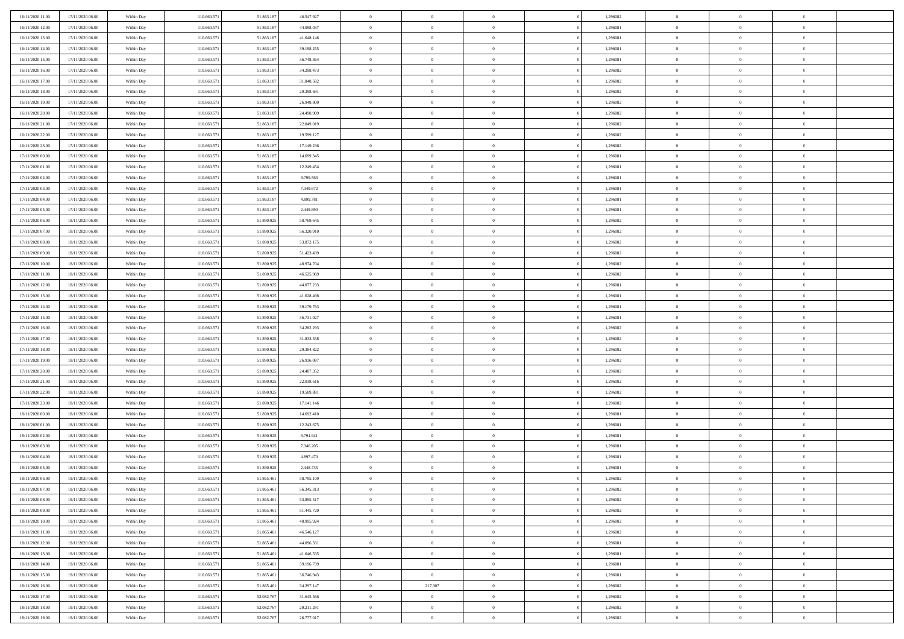| | | | | | | | | | | | | | | |
|---|---|---|---|---|---|---|---|---|---|---|---|---|---|---|
| 16/11/2020 11.00 | 17/11/2020 06.00 | Within Day | 110.660.571 | 51.863.187 | 46.547.927 | 0 | 0 | 0 | | 1,296082 | 0 | 0 | 0 | |
| 16/11/2020 12.00 | 17/11/2020 06.00 | Within Day | 110.660.571 | 51.863.187 | 44.098.037 | 0 | 0 | 0 | | 1,296081 | 0 | 0 | 0 | |
| 16/11/2020 13.00 | 17/11/2020 06.00 | Within Day | 110.660.571 | 51.863.187 | 41.648.146 | 0 | 0 | 0 | | 1,296081 | 0 | 0 | 0 | |
| 16/11/2020 14.00 | 17/11/2020 06.00 | Within Day | 110.660.571 | 51.863.187 | 39.198.255 | 0 | 0 | 0 | | 1,296081 | 0 | 0 | 0 | |
| 16/11/2020 15.00 | 17/11/2020 06.00 | Within Day | 110.660.571 | 51.863.187 | 36.748.364 | 0 | 0 | 0 | | 1,296081 | 0 | 0 | 0 | |
| 16/11/2020 16.00 | 17/11/2020 06.00 | Within Day | 110.660.571 | 51.863.187 | 34.298.473 | 0 | 0 | 0 | | 1,296082 | 0 | 0 | 0 | |
| 16/11/2020 17.00 | 17/11/2020 06.00 | Within Day | 110.660.571 | 51.863.187 | 31.848.582 | 0 | 0 | 0 | | 1,296082 | 0 | 0 | 0 | |
| 16/11/2020 18.00 | 17/11/2020 06.00 | Within Day | 110.660.571 | 51.863.187 | 29.398.691 | 0 | 0 | 0 | | 1,296082 | 0 | 0 | 0 | |
| 16/11/2020 19.00 | 17/11/2020 06.00 | Within Day | 110.660.571 | 51.863.187 | 26.948.800 | 0 | 0 | 0 | | 1,296082 | 0 | 0 | 0 | |
| 16/11/2020 20.00 | 17/11/2020 06.00 | Within Day | 110.660.571 | 51.863.187 | 24.498.909 | 0 | 0 | 0 | | 1,296082 | 0 | 0 | 0 | |
| 16/11/2020 21.00 | 17/11/2020 06.00 | Within Day | 110.660.571 | 51.863.187 | 22.049.019 | 0 | 0 | 0 | | 1,296082 | 0 | 0 | 0 | |
| 16/11/2020 22.00 | 17/11/2020 06.00 | Within Day | 110.660.571 | 51.863.187 | 19.599.127 | 0 | 0 | 0 | | 1,296082 | 0 | 0 | 0 | |
| 16/11/2020 23.00 | 17/11/2020 06.00 | Within Day | 110.660.571 | 51.863.187 | 17.149.236 | 0 | 0 | 0 | | 1,296082 | 0 | 0 | 0 | |
| 17/11/2020 00.00 | 17/11/2020 06.00 | Within Day | 110.660.571 | 51.863.187 | 14.699.345 | 0 | 0 | 0 | | 1,296081 | 0 | 0 | 0 | |
| 17/11/2020 01.00 | 17/11/2020 06.00 | Within Day | 110.660.571 | 51.863.187 | 12.249.454 | 0 | 0 | 0 | | 1,296081 | 0 | 0 | 0 | |
| 17/11/2020 02.00 | 17/11/2020 06.00 | Within Day | 110.660.571 | 51.863.187 | 9.799.563 | 0 | 0 | 0 | | 1,296081 | 0 | 0 | 0 | |
| 17/11/2020 03.00 | 17/11/2020 06.00 | Within Day | 110.660.571 | 51.863.187 | 7.349.672 | 0 | 0 | 0 | | 1,296081 | 0 | 0 | 0 | |
| 17/11/2020 04.00 | 17/11/2020 06.00 | Within Day | 110.660.571 | 51.863.187 | 4.899.781 | 0 | 0 | 0 | | 1,296081 | 0 | 0 | 0 | |
| 17/11/2020 05.00 | 17/11/2020 06.00 | Within Day | 110.660.571 | 51.863.187 | 2.449.890 | 0 | 0 | 0 | | 1,296081 | 0 | 0 | 0 | |
| 17/11/2020 06.00 | 18/11/2020 06.00 | Within Day | 110.660.571 | 51.890.925 | 58.769.645 | 0 | 0 | 0 | | 1,296082 | 0 | 0 | 0 | |
| 17/11/2020 07.00 | 18/11/2020 06.00 | Within Day | 110.660.571 | 51.890.925 | 56.320.910 | 0 | 0 | 0 | | 1,296082 | 0 | 0 | 0 | |
| 17/11/2020 08.00 | 18/11/2020 06.00 | Within Day | 110.660.571 | 51.890.925 | 53.872.175 | 0 | 0 | 0 | | 1,296082 | 0 | 0 | 0 | |
| 17/11/2020 09.00 | 18/11/2020 06.00 | Within Day | 110.660.571 | 51.890.925 | 51.423.439 | 0 | 0 | 0 | | 1,296082 | 0 | 0 | 0 | |
| 17/11/2020 10.00 | 18/11/2020 06.00 | Within Day | 110.660.571 | 51.890.925 | 48.974.704 | 0 | 0 | 0 | | 1,296082 | 0 | 0 | 0 | |
| 17/11/2020 11.00 | 18/11/2020 06.00 | Within Day | 110.660.571 | 51.890.925 | 46.525.969 | 0 | 0 | 0 | | 1,296082 | 0 | 0 | 0 | |
| 17/11/2020 12.00 | 18/11/2020 06.00 | Within Day | 110.660.571 | 51.890.925 | 44.077.233 | 0 | 0 | 0 | | 1,296081 | 0 | 0 | 0 | |
| 17/11/2020 13.00 | 18/11/2020 06.00 | Within Day | 110.660.571 | 51.890.925 | 41.628.498 | 0 | 0 | 0 | | 1,296081 | 0 | 0 | 0 | |
| 17/11/2020 14.00 | 18/11/2020 06.00 | Within Day | 110.660.571 | 51.890.925 | 39.179.763 | 0 | 0 | 0 | | 1,296081 | 0 | 0 | 0 | |
| 17/11/2020 15.00 | 18/11/2020 06.00 | Within Day | 110.660.571 | 51.890.925 | 36.731.027 | 0 | 0 | 0 | | 1,296081 | 0 | 0 | 0 | |
| 17/11/2020 16.00 | 18/11/2020 06.00 | Within Day | 110.660.571 | 51.890.925 | 34.282.293 | 0 | 0 | 0 | | 1,296082 | 0 | 0 | 0 | |
| 17/11/2020 17.00 | 18/11/2020 06.00 | Within Day | 110.660.571 | 51.890.925 | 31.833.558 | 0 | 0 | 0 | | 1,296082 | 0 | 0 | 0 | |
| 17/11/2020 18.00 | 18/11/2020 06.00 | Within Day | 110.660.571 | 51.890.925 | 29.384.822 | 0 | 0 | 0 | | 1,296082 | 0 | 0 | 0 | |
| 17/11/2020 19.00 | 18/11/2020 06.00 | Within Day | 110.660.571 | 51.890.925 | 26.936.087 | 0 | 0 | 0 | | 1,296082 | 0 | 0 | 0 | |
| 17/11/2020 20.00 | 18/11/2020 06.00 | Within Day | 110.660.571 | 51.890.925 | 24.487.352 | 0 | 0 | 0 | | 1,296082 | 0 | 0 | 0 | |
| 17/11/2020 21.00 | 18/11/2020 06.00 | Within Day | 110.660.571 | 51.890.925 | 22.038.616 | 0 | 0 | 0 | | 1,296082 | 0 | 0 | 0 | |
| 17/11/2020 22.00 | 18/11/2020 06.00 | Within Day | 110.660.571 | 51.890.925 | 19.589.881 | 0 | 0 | 0 | | 1,296082 | 0 | 0 | 0 | |
| 17/11/2020 23.00 | 18/11/2020 06.00 | Within Day | 110.660.571 | 51.890.925 | 17.141.146 | 0 | 0 | 0 | | 1,296082 | 0 | 0 | 0 | |
| 18/11/2020 00.00 | 18/11/2020 06.00 | Within Day | 110.660.571 | 51.890.925 | 14.692.410 | 0 | 0 | 0 | | 1,296081 | 0 | 0 | 0 | |
| 18/11/2020 01.00 | 18/11/2020 06.00 | Within Day | 110.660.571 | 51.890.925 | 12.243.675 | 0 | 0 | 0 | | 1,296081 | 0 | 0 | 0 | |
| 18/11/2020 02.00 | 18/11/2020 06.00 | Within Day | 110.660.571 | 51.890.925 | 9.794.941 | 0 | 0 | 0 | | 1,296081 | 0 | 0 | 0 | |
| 18/11/2020 03.00 | 18/11/2020 06.00 | Within Day | 110.660.571 | 51.890.925 | 7.346.205 | 0 | 0 | 0 | | 1,296081 | 0 | 0 | 0 | |
| 18/11/2020 04.00 | 18/11/2020 06.00 | Within Day | 110.660.571 | 51.890.925 | 4.897.470 | 0 | 0 | 0 | | 1,296081 | 0 | 0 | 0 | |
| 18/11/2020 05.00 | 18/11/2020 06.00 | Within Day | 110.660.571 | 51.890.925 | 2.448.735 | 0 | 0 | 0 | | 1,296081 | 0 | 0 | 0 | |
| 18/11/2020 06.00 | 19/11/2020 06.00 | Within Day | 110.660.571 | 51.865.461 | 58.795.109 | 0 | 0 | 0 | | 1,296082 | 0 | 0 | 0 | |
| 18/11/2020 07.00 | 19/11/2020 06.00 | Within Day | 110.660.571 | 51.865.461 | 56.345.313 | 0 | 0 | 0 | | 1,296082 | 0 | 0 | 0 | |
| 18/11/2020 08.00 | 19/11/2020 06.00 | Within Day | 110.660.571 | 51.865.461 | 53.895.517 | 0 | 0 | 0 | | 1,296082 | 0 | 0 | 0 | |
| 18/11/2020 09.00 | 19/11/2020 06.00 | Within Day | 110.660.571 | 51.865.461 | 51.445.720 | 0 | 0 | 0 | | 1,296082 | 0 | 0 | 0 | |
| 18/11/2020 10.00 | 19/11/2020 06.00 | Within Day | 110.660.571 | 51.865.461 | 48.995.924 | 0 | 0 | 0 | | 1,296082 | 0 | 0 | 0 | |
| 18/11/2020 11.00 | 19/11/2020 06.00 | Within Day | 110.660.571 | 51.865.461 | 46.546.127 | 0 | 0 | 0 | | 1,296082 | 0 | 0 | 0 | |
| 18/11/2020 12.00 | 19/11/2020 06.00 | Within Day | 110.660.571 | 51.865.461 | 44.096.331 | 0 | 0 | 0 | | 1,296081 | 0 | 0 | 0 | |
| 18/11/2020 13.00 | 19/11/2020 06.00 | Within Day | 110.660.571 | 51.865.461 | 41.646.535 | 0 | 0 | 0 | | 1,296081 | 0 | 0 | 0 | |
| 18/11/2020 14.00 | 19/11/2020 06.00 | Within Day | 110.660.571 | 51.865.461 | 39.196.739 | 0 | 0 | 0 | | 1,296081 | 0 | 0 | 0 | |
| 18/11/2020 15.00 | 19/11/2020 06.00 | Within Day | 110.660.571 | 51.865.461 | 36.746.943 | 0 | 0 | 0 | | 1,296081 | 0 | 0 | 0 | |
| 18/11/2020 16.00 | 19/11/2020 06.00 | Within Day | 110.660.571 | 51.865.461 | 34.297.147 | 0 | 217.307 | 0 | | 1,296082 | 0 | 0 | 0 | |
| 18/11/2020 17.00 | 19/11/2020 06.00 | Within Day | 110.660.571 | 52.082.767 | 31.645.566 | 0 | 0 | 0 | | 1,296082 | 0 | 0 | 0 | |
| 18/11/2020 18.00 | 19/11/2020 06.00 | Within Day | 110.660.571 | 52.082.767 | 29.211.291 | 0 | 0 | 0 | | 1,296082 | 0 | 0 | 0 | |
| 18/11/2020 19.00 | 19/11/2020 06.00 | Within Day | 110.660.571 | 52.082.767 | 26.777.017 | 0 | 0 | 0 | | 1,296082 | 0 | 0 | 0 | |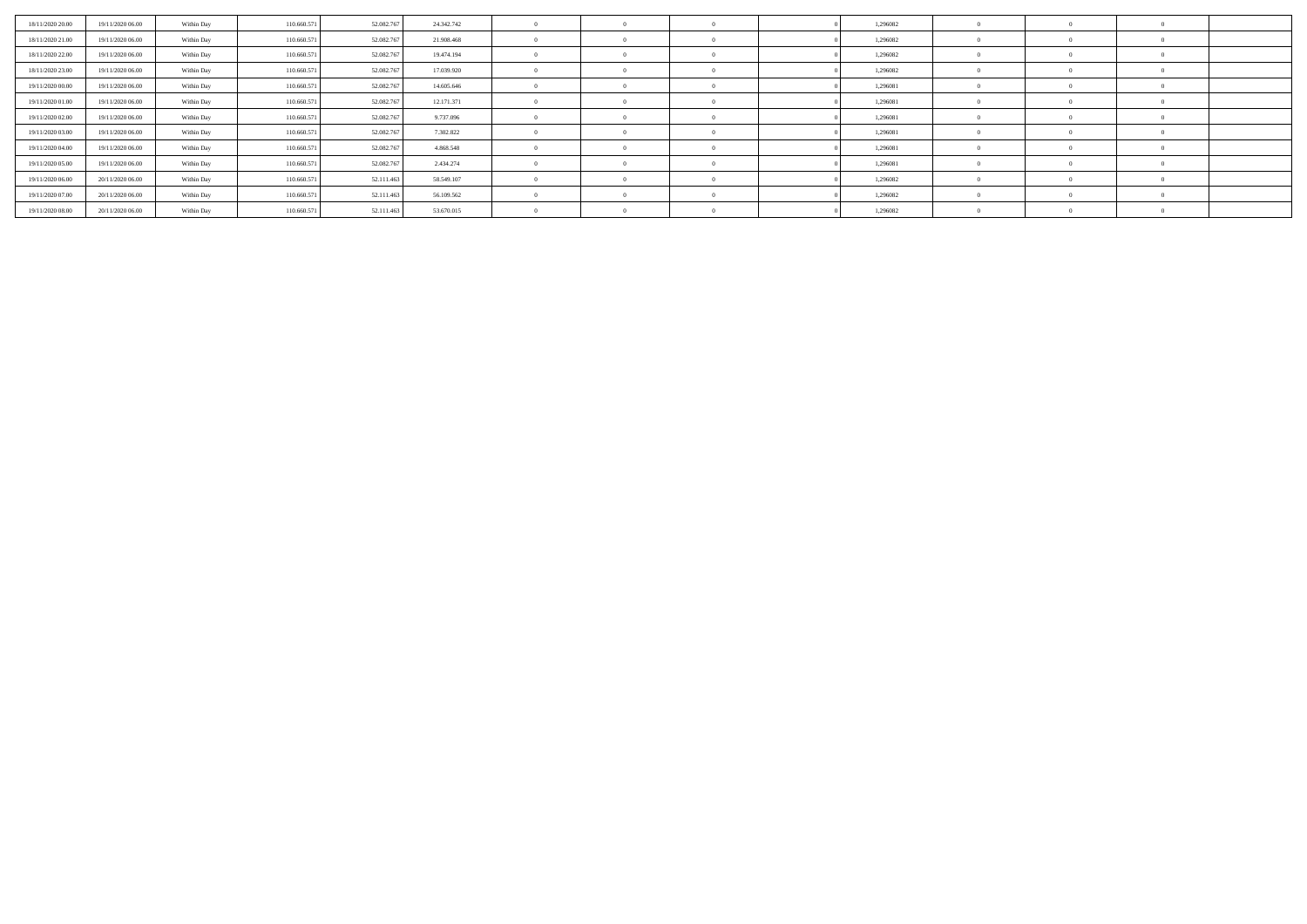| | | | | | | | | | | | | | | | |
|---|---|---|---|---|---|---|---|---|---|---|---|---|---|---|---|
| 18/11/2020 20.00 | 19/11/2020 06.00 | Within Day | 110.660.571 | 52.082.767 | 24.342.742 | 0 | 0 | 0 | | 0 | 1,296082 | 0 | 0 | 0 | |
| 18/11/2020 21.00 | 19/11/2020 06.00 | Within Day | 110.660.571 | 52.082.767 | 21.908.468 | 0 | 0 | 0 | | 0 | 1,296082 | 0 | 0 | 0 | |
| 18/11/2020 22.00 | 19/11/2020 06.00 | Within Day | 110.660.571 | 52.082.767 | 19.474.194 | 0 | 0 | 0 | | 0 | 1,296082 | 0 | 0 | 0 | |
| 18/11/2020 23.00 | 19/11/2020 06.00 | Within Day | 110.660.571 | 52.082.767 | 17.039.920 | 0 | 0 | 0 | | 0 | 1,296082 | 0 | 0 | 0 | |
| 19/11/2020 00.00 | 19/11/2020 06.00 | Within Day | 110.660.571 | 52.082.767 | 14.605.646 | 0 | 0 | 0 | | 0 | 1,296081 | 0 | 0 | 0 | |
| 19/11/2020 01.00 | 19/11/2020 06.00 | Within Day | 110.660.571 | 52.082.767 | 12.171.371 | 0 | 0 | 0 | | 0 | 1,296081 | 0 | 0 | 0 | |
| 19/11/2020 02.00 | 19/11/2020 06.00 | Within Day | 110.660.571 | 52.082.767 | 9.737.096 | 0 | 0 | 0 | | 0 | 1,296081 | 0 | 0 | 0 | |
| 19/11/2020 03.00 | 19/11/2020 06.00 | Within Day | 110.660.571 | 52.082.767 | 7.302.822 | 0 | 0 | 0 | | 0 | 1,296081 | 0 | 0 | 0 | |
| 19/11/2020 04.00 | 19/11/2020 06.00 | Within Day | 110.660.571 | 52.082.767 | 4.868.548 | 0 | 0 | 0 | | 0 | 1,296081 | 0 | 0 | 0 | |
| 19/11/2020 05.00 | 19/11/2020 06.00 | Within Day | 110.660.571 | 52.082.767 | 2.434.274 | 0 | 0 | 0 | | 0 | 1,296081 | 0 | 0 | 0 | |
| 19/11/2020 06.00 | 20/11/2020 06.00 | Within Day | 110.660.571 | 52.111.463 | 58.549.107 | 0 | 0 | 0 | | 0 | 1,296082 | 0 | 0 | 0 | |
| 19/11/2020 07.00 | 20/11/2020 06.00 | Within Day | 110.660.571 | 52.111.463 | 56.109.562 | 0 | 0 | 0 | | 0 | 1,296082 | 0 | 0 | 0 | |
| 19/11/2020 08.00 | 20/11/2020 06.00 | Within Day | 110.660.571 | 52.111.463 | 53.670.015 | 0 | 0 | 0 | | 0 | 1,296082 | 0 | 0 | 0 | |